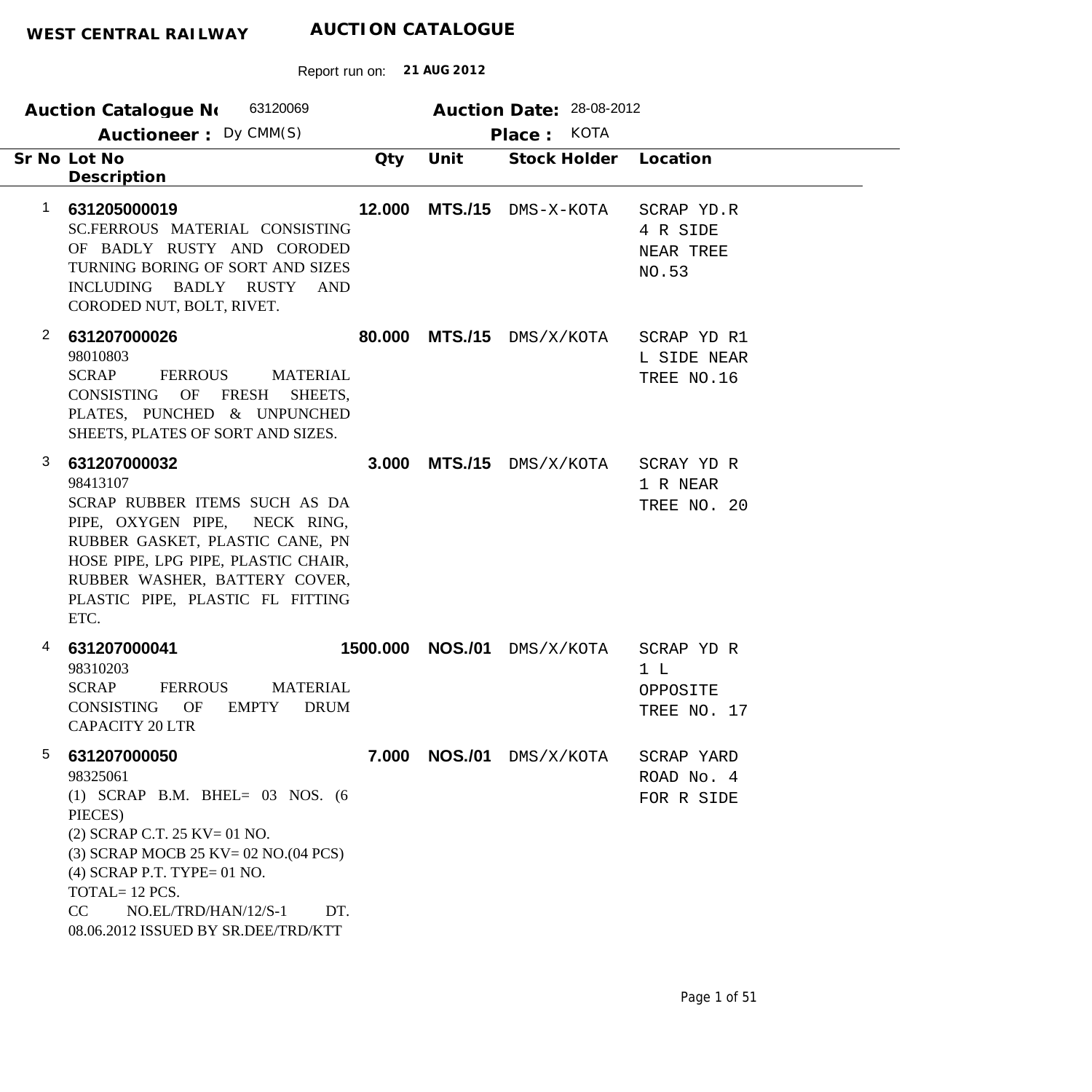**WEST CENTRAL RAILWAY** **AUCTION CATALOGUE**

Report run on: **21 AUG 2012**

**Auction Catalogue No** 63120069 **Auction Date:** 28-08-2012

**Auctioneer :** Dy CMM(S) **Place :** KOTA

| Sr No | Lot No / Description | Qty | Unit | Stock Holder | Location |
|---|---|---|---|---|---|
| 1 | **631205000019**<br>SC.FERROUS MATERIAL CONSISTING OF BADLY RUSTY AND CORODED TURNING BORING OF SORT AND SIZES INCLUDING BADLY RUSTY AND CORODED NUT, BOLT, RIVET. | **12.000** | **MTS./15** | DMS-X-KOTA | SCRAP YD.R 4 R SIDE NEAR TREE NO.53 |
| 2 | **631207000026**<br>98010803<br>SCRAP FERROUS MATERIAL CONSISTING OF FRESH SHEETS, PLATES, PUNCHED & UNPUNCHED SHEETS, PLATES OF SORT AND SIZES. | **80.000** | **MTS./15** | DMS/X/KOTA | SCRAP YD R1 L SIDE NEAR TREE NO.16 |
| 3 | **631207000032**<br>98413107<br>SCRAP RUBBER ITEMS SUCH AS DA PIPE, OXYGEN PIPE, NECK RING, RUBBER GASKET, PLASTIC CANE, PN HOSE PIPE, LPG PIPE, PLASTIC CHAIR, RUBBER WASHER, BATTERY COVER, PLASTIC PIPE, PLASTIC FL FITTING ETC. | **3.000** | **MTS./15** | DMS/X/KOTA | SCRAY YD R 1 R NEAR TREE NO. 20 |
| 4 | **631207000041**<br>98310203<br>SCRAP FERROUS MATERIAL CONSISTING OF EMPTY DRUM CAPACITY 20 LTR | **1500.000** | **NOS./01** | DMS/X/KOTA | SCRAP YD R 1 L OPPOSITE TREE NO. 17 |
| 5 | **631207000050**<br>98325061<br>(1) SCRAP B.M. BHEL= 03 NOS. (6 PIECES)<br>(2) SCRAP C.T. 25 KV= 01 NO.<br>(3) SCRAP MOCB 25 KV= 02 NO.(04 PCS)<br>(4) SCRAP P.T. TYPE= 01 NO.<br>TOTAL= 12 PCS.<br>CC NO.EL/TRD/HAN/12/S-1 DT. 08.06.2012 ISSUED BY SR.DEE/TRD/KTT | **7.000** | **NOS./01** | DMS/X/KOTA | SCRAP YARD ROAD No. 4 FOR R SIDE |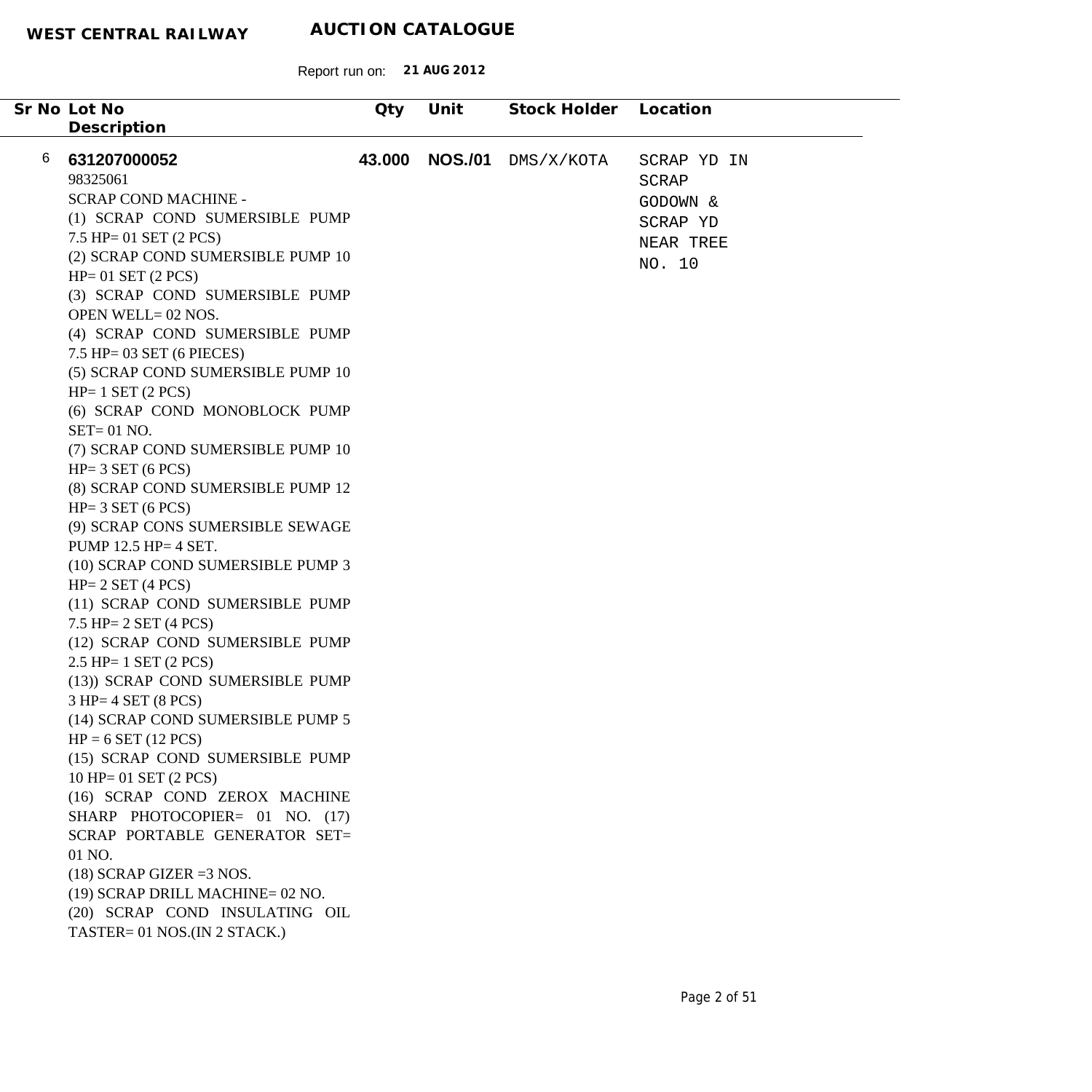**WEST CENTRAL RAILWAY** **AUCTION CATALOGUE**

Report run on: **21 AUG 2012**

| Sr No | Lot No / Description | Qty | Unit | Stock Holder | Location |
|---|---|---|---|---|---|
| 6 | **631207000052**<br>98325061<br>SCRAP COND MACHINE -<br>(1) SCRAP COND SUMERSIBLE PUMP 7.5 HP= 01 SET (2 PCS)<br>(2) SCRAP COND SUMERSIBLE PUMP 10 HP= 01 SET (2 PCS)<br>(3) SCRAP COND SUMERSIBLE PUMP OPEN WELL= 02 NOS.<br>(4) SCRAP COND SUMERSIBLE PUMP 7.5 HP= 03 SET (6 PIECES)<br>(5) SCRAP COND SUMERSIBLE PUMP 10 HP= 1 SET (2 PCS)<br>(6) SCRAP COND MONOBLOCK PUMP SET= 01 NO.<br>(7) SCRAP COND SUMERSIBLE PUMP 10 HP= 3 SET (6 PCS)<br>(8) SCRAP COND SUMERSIBLE PUMP 12 HP= 3 SET (6 PCS)<br>(9) SCRAP CONS SUMERSIBLE SEWAGE PUMP 12.5 HP= 4 SET.<br>(10) SCRAP COND SUMERSIBLE PUMP 3 HP= 2 SET (4 PCS)<br>(11) SCRAP COND SUMERSIBLE PUMP 7.5 HP= 2 SET (4 PCS)<br>(12) SCRAP COND SUMERSIBLE PUMP 2.5 HP= 1 SET (2 PCS)<br>(13)) SCRAP COND SUMERSIBLE PUMP 3 HP= 4 SET (8 PCS)<br>(14) SCRAP COND SUMERSIBLE PUMP 5 HP = 6 SET (12 PCS)<br>(15) SCRAP COND SUMERSIBLE PUMP 10 HP= 01 SET (2 PCS)<br>(16) SCRAP COND ZEROX MACHINE SHARP PHOTOCOPIER= 01 NO. (17) SCRAP PORTABLE GENERATOR SET= 01 NO.<br>(18) SCRAP GIZER =3 NOS.<br>(19) SCRAP DRILL MACHINE= 02 NO.<br>(20) SCRAP COND INSULATING OIL TASTER= 01 NOS.(IN 2 STACK.) | **43.000** | **NOS./01** | DMS/X/KOTA | SCRAP YD IN SCRAP GODOWN & SCRAP YD NEAR TREE NO. 10 |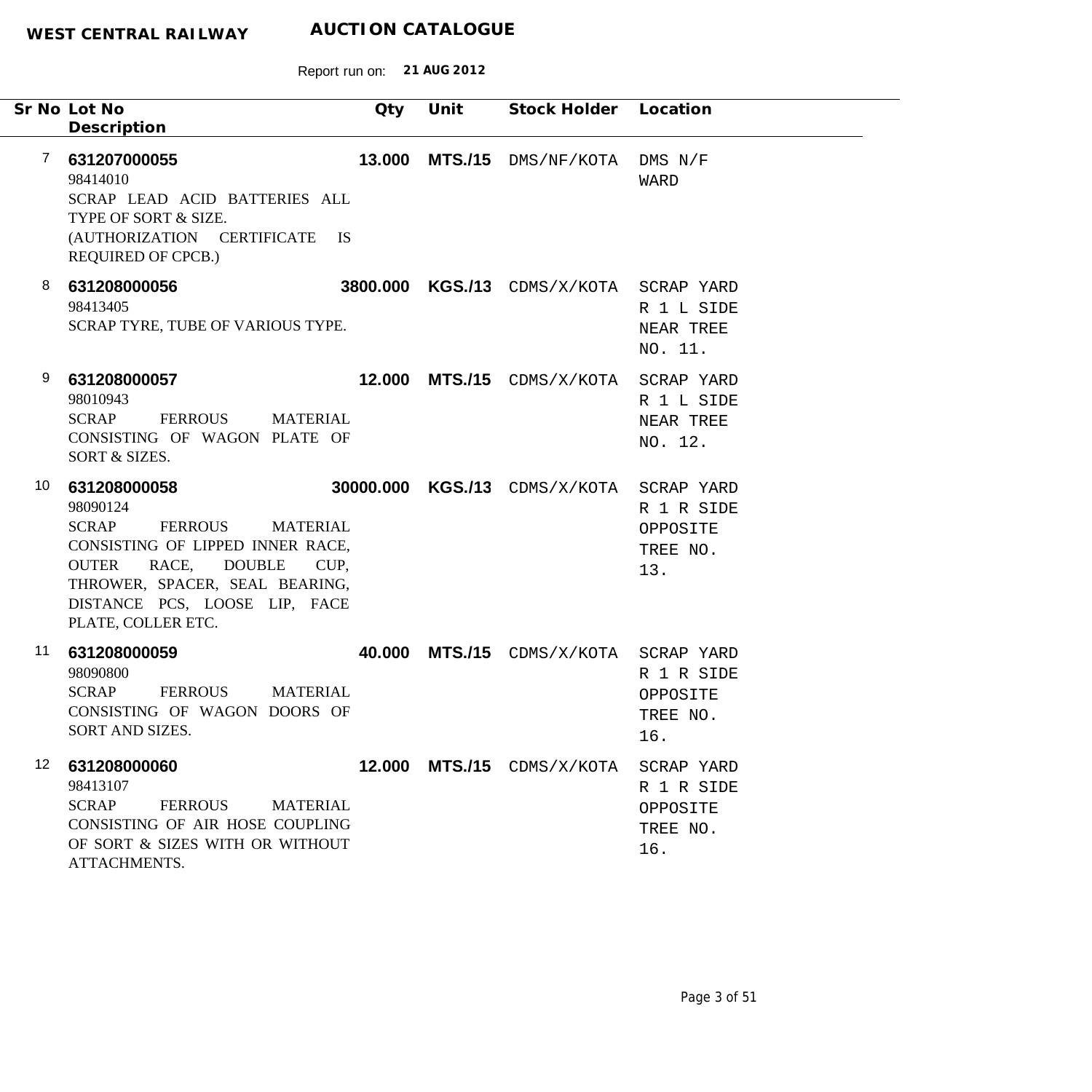**WEST CENTRAL RAILWAY** **AUCTION CATALOGUE**

Report run on: **21 AUG 2012**

| Sr No | Lot No / Description | Qty | Unit | Stock Holder | Location |
|---|---|---|---|---|---|
| 7 | **631207000055**<br>98414010<br>SCRAP LEAD ACID BATTERIES ALL TYPE OF SORT & SIZE.<br>(AUTHORIZATION CERTIFICATE IS REQUIRED OF CPCB.) | **13.000** | **MTS./15** | DMS/NF/KOTA | DMS N/F WARD |
| 8 | **631208000056**<br>98413405<br>SCRAP TYRE, TUBE OF VARIOUS TYPE. | **3800.000** | **KGS./13** | CDMS/X/KOTA | SCRAP YARD R 1 L SIDE NEAR TREE NO. 11. |
| 9 | **631208000057**<br>98010943<br>SCRAP FERROUS MATERIAL CONSISTING OF WAGON PLATE OF SORT & SIZES. | **12.000** | **MTS./15** | CDMS/X/KOTA | SCRAP YARD R 1 L SIDE NEAR TREE NO. 12. |
| 10 | **631208000058**<br>98090124<br>SCRAP FERROUS MATERIAL CONSISTING OF LIPPED INNER RACE, OUTER RACE, DOUBLE CUP, THROWER, SPACER, SEAL BEARING, DISTANCE PCS, LOOSE LIP, FACE PLATE, COLLER ETC. | **30000.000** | **KGS./13** | CDMS/X/KOTA | SCRAP YARD R 1 R SIDE OPPOSITE TREE NO. 13. |
| 11 | **631208000059**<br>98090800<br>SCRAP FERROUS MATERIAL CONSISTING OF WAGON DOORS OF SORT AND SIZES. | **40.000** | **MTS./15** | CDMS/X/KOTA | SCRAP YARD R 1 R SIDE OPPOSITE TREE NO. 16. |
| 12 | **631208000060**<br>98413107<br>SCRAP FERROUS MATERIAL CONSISTING OF AIR HOSE COUPLING OF SORT & SIZES WITH OR WITHOUT ATTACHMENTS. | **12.000** | **MTS./15** | CDMS/X/KOTA | SCRAP YARD R 1 R SIDE OPPOSITE TREE NO. 16. |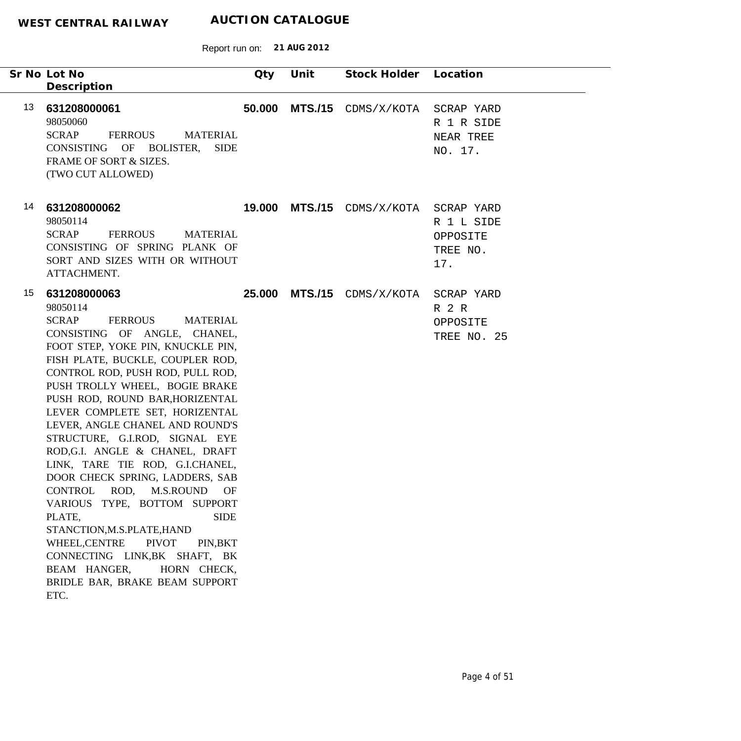**WEST CENTRAL RAILWAY** **AUCTION CATALOGUE**

Report run on: **21 AUG 2012**

| Sr No | Lot No / Description | Qty | Unit | Stock Holder | Location |
|---|---|---|---|---|---|
| 13 | **631208000061**<br>98050060<br>SCRAP FERROUS MATERIAL CONSISTING OF BOLISTER, SIDE FRAME OF SORT & SIZES.<br>(TWO CUT ALLOWED) | **50.000** | **MTS./15** | CDMS/X/KOTA | SCRAP YARD R 1 R SIDE NEAR TREE NO. 17. |
| 14 | **631208000062**<br>98050114<br>SCRAP FERROUS MATERIAL CONSISTING OF SPRING PLANK OF SORT AND SIZES WITH OR WITHOUT ATTACHMENT. | **19.000** | **MTS./15** | CDMS/X/KOTA | SCRAP YARD R 1 L SIDE OPPOSITE TREE NO. 17. |
| 15 | **631208000063**<br>98050114<br>SCRAP FERROUS MATERIAL CONSISTING OF ANGLE, CHANEL, FOOT STEP, YOKE PIN, KNUCKLE PIN, FISH PLATE, BUCKLE, COUPLER ROD, CONTROL ROD, PUSH ROD, PULL ROD, PUSH TROLLY WHEEL, BOGIE BRAKE PUSH ROD, ROUND BAR,HORIZENTAL LEVER COMPLETE SET, HORIZENTAL LEVER, ANGLE CHANEL AND ROUND'S STRUCTURE, G.I.ROD, SIGNAL EYE ROD,G.I. ANGLE & CHANEL, DRAFT LINK, TARE TIE ROD, G.I.CHANEL, DOOR CHECK SPRING, LADDERS, SAB CONTROL ROD, M.S.ROUND OF VARIOUS TYPE, BOTTOM SUPPORT PLATE, SIDE STANCTION,M.S.PLATE,HAND WHEEL,CENTRE PIVOT PIN,BKT CONNECTING LINK,BK SHAFT, BK BEAM HANGER, HORN CHECK, BRIDLE BAR, BRAKE BEAM SUPPORT ETC. | **25.000** | **MTS./15** | CDMS/X/KOTA | SCRAP YARD R 2 R OPPOSITE TREE NO. 25 |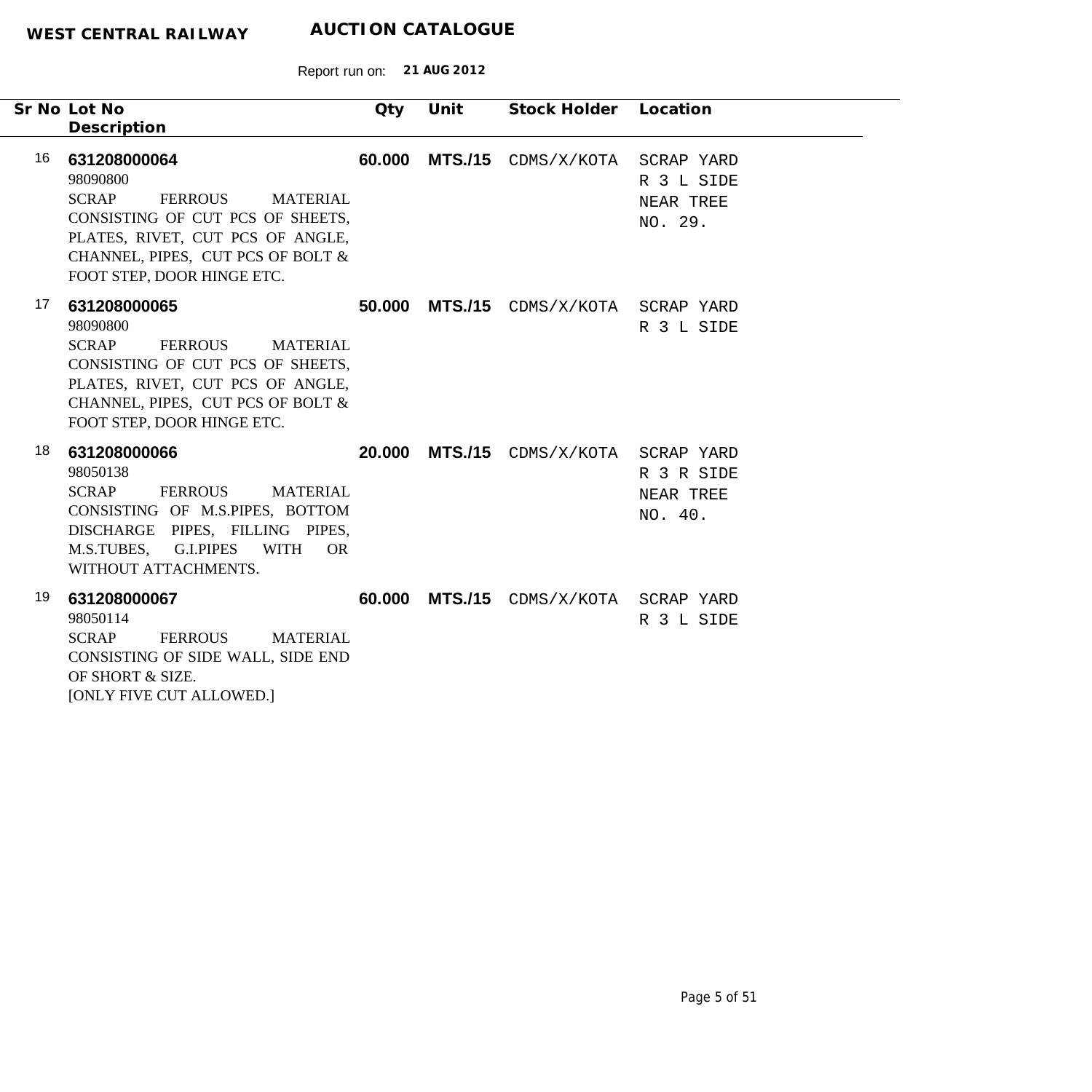**WEST CENTRAL RAILWAY** **AUCTION CATALOGUE**

Report run on: **21 AUG 2012**

| Sr No | Lot No<br>Description | Qty | Unit | Stock Holder | Location |
|---|---|---|---|---|---|
| 16 | **631208000064**<br>98090800<br>SCRAP FERROUS MATERIAL CONSISTING OF CUT PCS OF SHEETS, PLATES, RIVET, CUT PCS OF ANGLE, CHANNEL, PIPES, CUT PCS OF BOLT & FOOT STEP, DOOR HINGE ETC. | **60.000** | **MTS./15** | CDMS/X/KOTA | SCRAP YARD R 3 L SIDE NEAR TREE NO. 29. |
| 17 | **631208000065**<br>98090800<br>SCRAP FERROUS MATERIAL CONSISTING OF CUT PCS OF SHEETS, PLATES, RIVET, CUT PCS OF ANGLE, CHANNEL, PIPES, CUT PCS OF BOLT & FOOT STEP, DOOR HINGE ETC. | **50.000** | **MTS./15** | CDMS/X/KOTA | SCRAP YARD R 3 L SIDE |
| 18 | **631208000066**<br>98050138<br>SCRAP FERROUS MATERIAL CONSISTING OF M.S.PIPES, BOTTOM DISCHARGE PIPES, FILLING PIPES, M.S.TUBES, G.I.PIPES WITH OR WITHOUT ATTACHMENTS. | **20.000** | **MTS./15** | CDMS/X/KOTA | SCRAP YARD R 3 R SIDE NEAR TREE NO. 40. |
| 19 | **631208000067**<br>98050114<br>SCRAP FERROUS MATERIAL CONSISTING OF SIDE WALL, SIDE END OF SHORT & SIZE.<br>[ONLY FIVE CUT ALLOWED.] | **60.000** | **MTS./15** | CDMS/X/KOTA | SCRAP YARD R 3 L SIDE |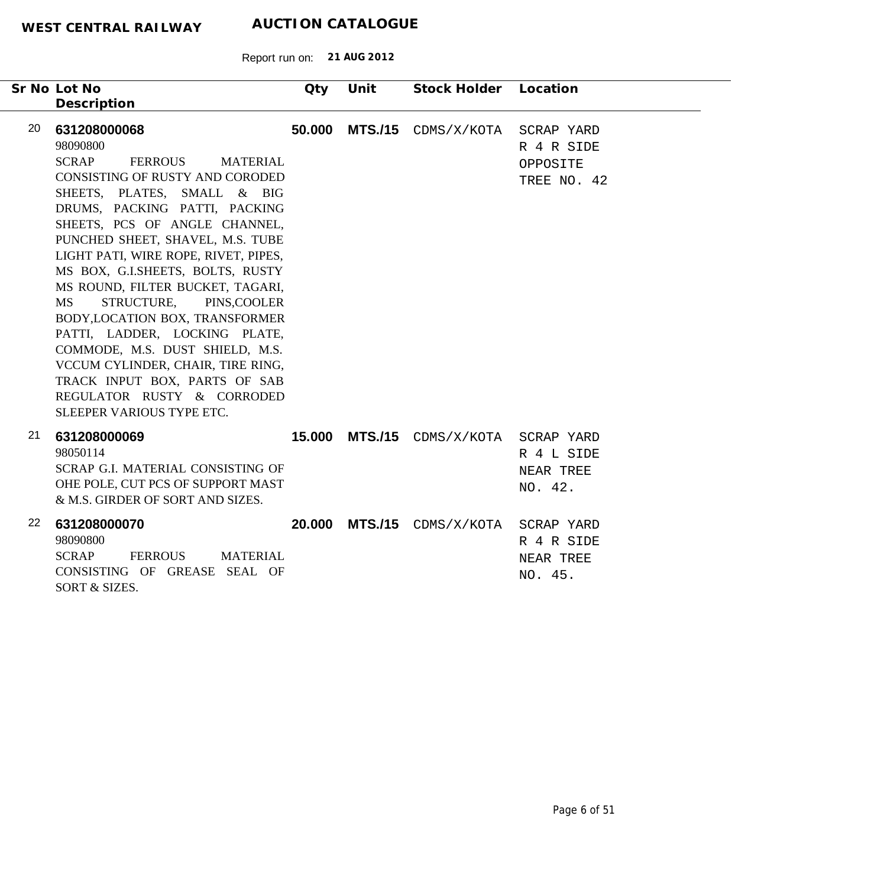**WEST CENTRAL RAILWAY** **AUCTION CATALOGUE**

Report run on: **21 AUG 2012**

| Sr No | Lot No / Description | Qty | Unit | Stock Holder | Location |
|---|---|---|---|---|---|
| 20 | **631208000068**<br>98090800<br>SCRAP FERROUS MATERIAL CONSISTING OF RUSTY AND CORODED SHEETS, PLATES, SMALL & BIG DRUMS, PACKING PATTI, PACKING SHEETS, PCS OF ANGLE CHANNEL, PUNCHED SHEET, SHAVEL, M.S. TUBE LIGHT PATI, WIRE ROPE, RIVET, PIPES, MS BOX, G.I.SHEETS, BOLTS, RUSTY MS ROUND, FILTER BUCKET, TAGARI, MS STRUCTURE, PINS,COOLER BODY,LOCATION BOX, TRANSFORMER PATTI, LADDER, LOCKING PLATE, COMMODE, M.S. DUST SHIELD, M.S. VCCUM CYLINDER, CHAIR, TIRE RING, TRACK INPUT BOX, PARTS OF SAB REGULATOR RUSTY & CORRODED SLEEPER VARIOUS TYPE ETC. | **50.000** | **MTS./15** | CDMS/X/KOTA | SCRAP YARD R 4 R SIDE OPPOSITE TREE NO. 42 |
| 21 | **631208000069**<br>98050114<br>SCRAP G.I. MATERIAL CONSISTING OF OHE POLE, CUT PCS OF SUPPORT MAST & M.S. GIRDER OF SORT AND SIZES. | **15.000** | **MTS./15** | CDMS/X/KOTA | SCRAP YARD R 4 L SIDE NEAR TREE NO. 42. |
| 22 | **631208000070**<br>98090800<br>SCRAP FERROUS MATERIAL CONSISTING OF GREASE SEAL OF SORT & SIZES. | **20.000** | **MTS./15** | CDMS/X/KOTA | SCRAP YARD R 4 R SIDE NEAR TREE NO. 45. |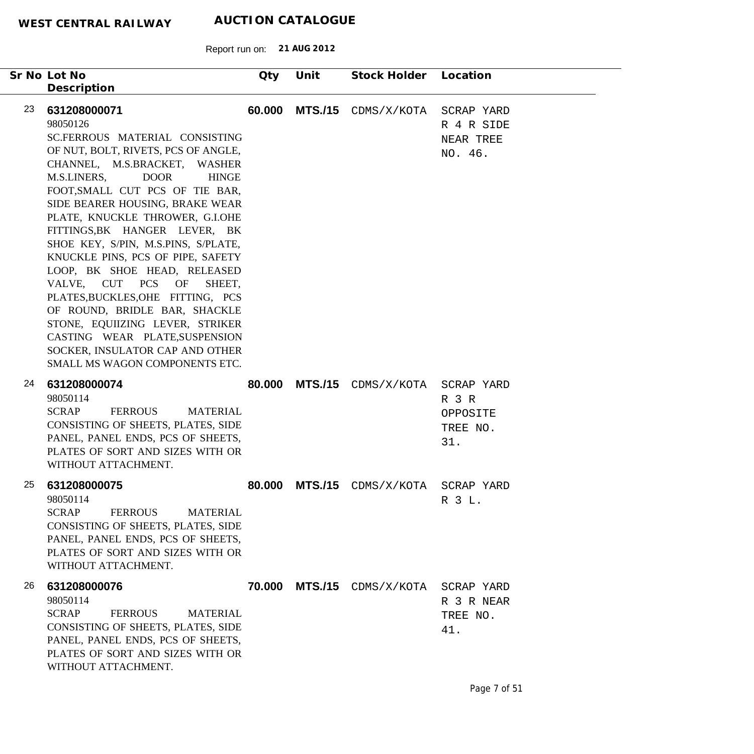**WEST CENTRAL RAILWAY** **AUCTION CATALOGUE**

Report run on: **21 AUG 2012**

| Sr No | Lot No / Description | Qty | Unit | Stock Holder | Location |
|---|---|---|---|---|---|
| 23 | **631208000071**<br>98050126<br>SC.FERROUS MATERIAL CONSISTING OF NUT, BOLT, RIVETS, PCS OF ANGLE, CHANNEL, M.S.BRACKET, WASHER M.S.LINERS, DOOR HINGE FOOT,SMALL CUT PCS OF TIE BAR, SIDE BEARER HOUSING, BRAKE WEAR PLATE, KNUCKLE THROWER, G.I.OHE FITTINGS,BK HANGER LEVER, BK SHOE KEY, S/PIN, M.S.PINS, S/PLATE, KNUCKLE PINS, PCS OF PIPE, SAFETY LOOP, BK SHOE HEAD, RELEASED VALVE, CUT PCS OF SHEET, PLATES,BUCKLES,OHE FITTING, PCS OF ROUND, BRIDLE BAR, SHACKLE STONE, EQUIIZING LEVER, STRIKER CASTING WEAR PLATE,SUSPENSION SOCKER, INSULATOR CAP AND OTHER SMALL MS WAGON COMPONENTS ETC. | **60.000** | **MTS./15** | CDMS/X/KOTA | SCRAP YARD R 4 R SIDE NEAR TREE NO. 46. |
| 24 | **631208000074**<br>98050114<br>SCRAP FERROUS MATERIAL CONSISTING OF SHEETS, PLATES, SIDE PANEL, PANEL ENDS, PCS OF SHEETS, PLATES OF SORT AND SIZES WITH OR WITHOUT ATTACHMENT. | **80.000** | **MTS./15** | CDMS/X/KOTA | SCRAP YARD R 3 R OPPOSITE TREE NO. 31. |
| 25 | **631208000075**<br>98050114<br>SCRAP FERROUS MATERIAL CONSISTING OF SHEETS, PLATES, SIDE PANEL, PANEL ENDS, PCS OF SHEETS, PLATES OF SORT AND SIZES WITH OR WITHOUT ATTACHMENT. | **80.000** | **MTS./15** | CDMS/X/KOTA | SCRAP YARD R 3 L. |
| 26 | **631208000076**<br>98050114<br>SCRAP FERROUS MATERIAL CONSISTING OF SHEETS, PLATES, SIDE PANEL, PANEL ENDS, PCS OF SHEETS, PLATES OF SORT AND SIZES WITH OR WITHOUT ATTACHMENT. | **70.000** | **MTS./15** | CDMS/X/KOTA | SCRAP YARD R 3 R NEAR TREE NO. 41. |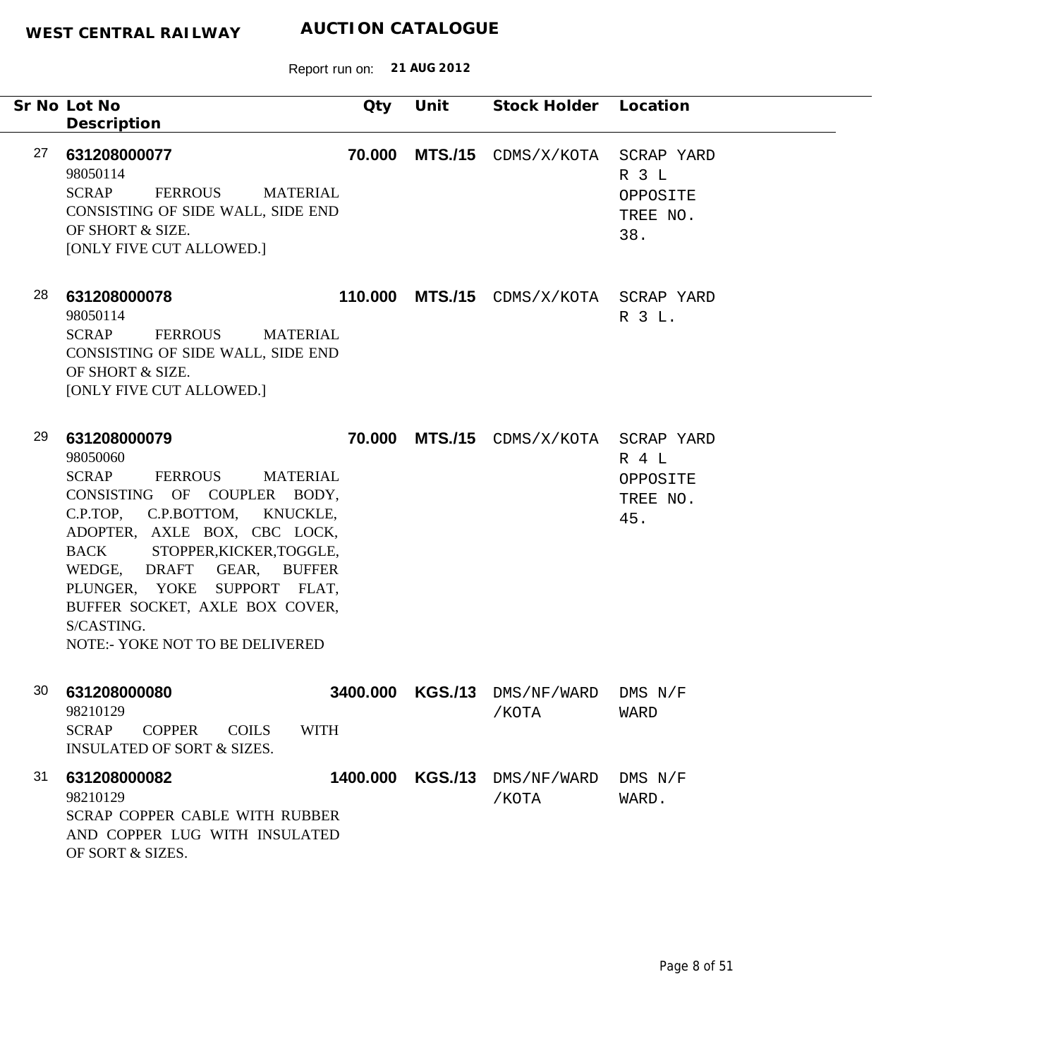| Sr No | Lot No / Description | Qty | Unit | Stock Holder | Location |
|---|---|---|---|---|---|
| 27 | **631208000077**<br>98050114<br>SCRAP FERROUS MATERIAL CONSISTING OF SIDE WALL, SIDE END OF SHORT & SIZE.<br>[ONLY FIVE CUT ALLOWED.] | **70.000** | **MTS./15** | CDMS/X/KOTA | SCRAP YARD R 3 L OPPOSITE TREE NO. 38. |
| 28 | **631208000078**<br>98050114<br>SCRAP FERROUS MATERIAL CONSISTING OF SIDE WALL, SIDE END OF SHORT & SIZE.<br>[ONLY FIVE CUT ALLOWED.] | **110.000** | **MTS./15** | CDMS/X/KOTA | SCRAP YARD R 3 L. |
| 29 | **631208000079**<br>98050060<br>SCRAP FERROUS MATERIAL CONSISTING OF COUPLER BODY, C.P.TOP, C.P.BOTTOM, KNUCKLE, ADOPTER, AXLE BOX, CBC LOCK, BACK STOPPER,KICKER,TOGGLE, WEDGE, DRAFT GEAR, BUFFER PLUNGER, YOKE SUPPORT FLAT, BUFFER SOCKET, AXLE BOX COVER, S/CASTING.<br>NOTE:- YOKE NOT TO BE DELIVERED | **70.000** | **MTS./15** | CDMS/X/KOTA | SCRAP YARD R 4 L OPPOSITE TREE NO. 45. |
| 30 | **631208000080**<br>98210129<br>SCRAP COPPER COILS WITH INSULATED OF SORT & SIZES. | **3400.000** | **KGS./13** | DMS/NF/WARD /KOTA | DMS N/F WARD |
| 31 | **631208000082**<br>98210129<br>SCRAP COPPER CABLE WITH RUBBER AND COPPER LUG WITH INSULATED OF SORT & SIZES. | **1400.000** | **KGS./13** | DMS/NF/WARD /KOTA | DMS N/F WARD. |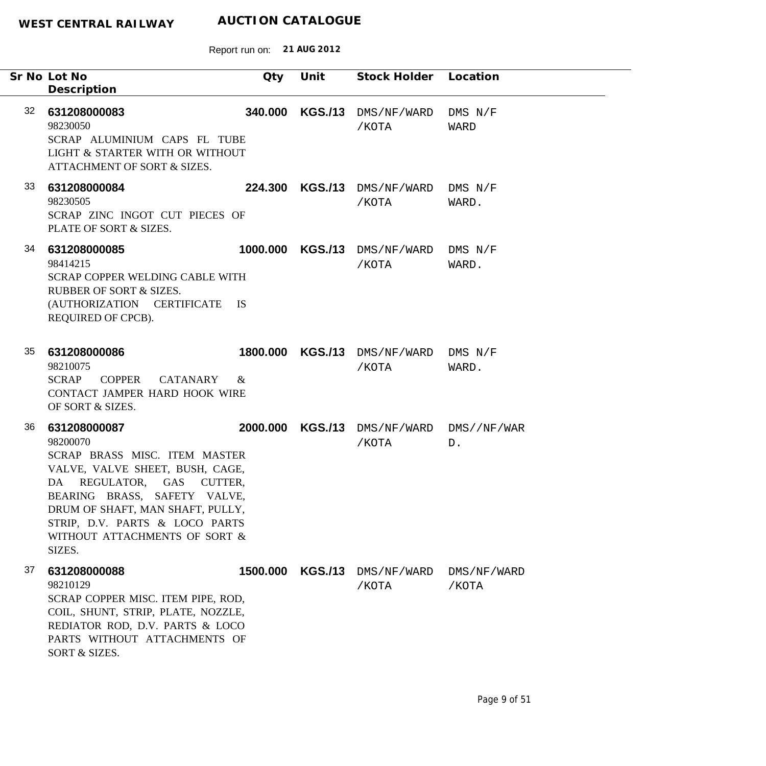**WEST CENTRAL RAILWAY** **AUCTION CATALOGUE**

Report run on: **21 AUG 2012**

| Sr No | Lot No / Description | Qty | Unit | Stock Holder | Location |
|---|---|---|---|---|---|
| 32 | **631208000083**<br>98230050<br>SCRAP ALUMINIUM CAPS FL TUBE LIGHT & STARTER WITH OR WITHOUT ATTACHMENT OF SORT & SIZES. | **340.000** | **KGS./13** | DMS/NF/WARD /KOTA | DMS N/F WARD |
| 33 | **631208000084**<br>98230505<br>SCRAP ZINC INGOT CUT PIECES OF PLATE OF SORT & SIZES. | **224.300** | **KGS./13** | DMS/NF/WARD /KOTA | DMS N/F WARD. |
| 34 | **631208000085**<br>98414215<br>SCRAP COPPER WELDING CABLE WITH RUBBER OF SORT & SIZES. (AUTHORIZATION CERTIFICATE IS REQUIRED OF CPCB). | **1000.000** | **KGS./13** | DMS/NF/WARD /KOTA | DMS N/F WARD. |
| 35 | **631208000086**<br>98210075<br>SCRAP COPPER CATANARY & CONTACT JAMPER HARD HOOK WIRE OF SORT & SIZES. | **1800.000** | **KGS./13** | DMS/NF/WARD /KOTA | DMS N/F WARD. |
| 36 | **631208000087**<br>98200070<br>SCRAP BRASS MISC. ITEM MASTER VALVE, VALVE SHEET, BUSH, CAGE, DA REGULATOR, GAS CUTTER, BEARING BRASS, SAFETY VALVE, DRUM OF SHAFT, MAN SHAFT, PULLY, STRIP, D.V. PARTS & LOCO PARTS WITHOUT ATTACHMENTS OF SORT & SIZES. | **2000.000** | **KGS./13** | DMS/NF/WARD /KOTA | DMS//NF/WAR D. |
| 37 | **631208000088**<br>98210129<br>SCRAP COPPER MISC. ITEM PIPE, ROD, COIL, SHUNT, STRIP, PLATE, NOZZLE, REDIATOR ROD, D.V. PARTS & LOCO PARTS WITHOUT ATTACHMENTS OF SORT & SIZES. | **1500.000** | **KGS./13** | DMS/NF/WARD /KOTA | DMS/NF/WARD /KOTA |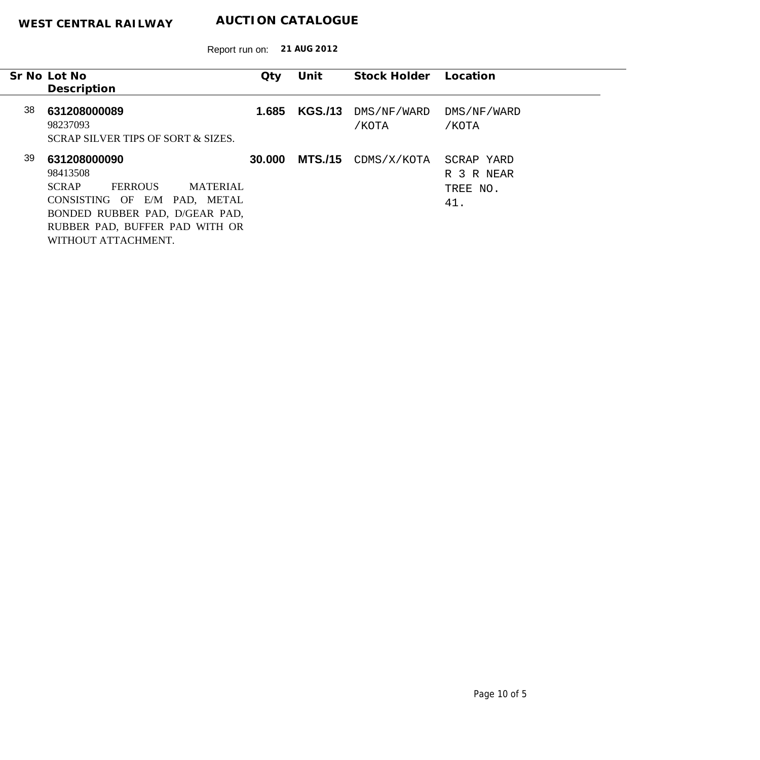**WEST CENTRAL RAILWAY** **AUCTION CATALOGUE**

Report run on: **21 AUG 2012**

| Sr No | Lot No / Description | Qty | Unit | Stock Holder | Location |
|---|---|---|---|---|---|
| 38 | **631208000089**<br>98237093<br>SCRAP SILVER TIPS OF SORT & SIZES. | **1.685** | **KGS./13** | DMS/NF/WARD /KOTA | DMS/NF/WARD /KOTA |
| 39 | **631208000090**<br>98413508<br>SCRAP FERROUS MATERIAL CONSISTING OF E/M PAD, METAL BONDED RUBBER PAD, D/GEAR PAD, RUBBER PAD, BUFFER PAD WITH OR WITHOUT ATTACHMENT. | **30.000** | **MTS./15** | CDMS/X/KOTA | SCRAP YARD R 3 R NEAR TREE NO. 41. |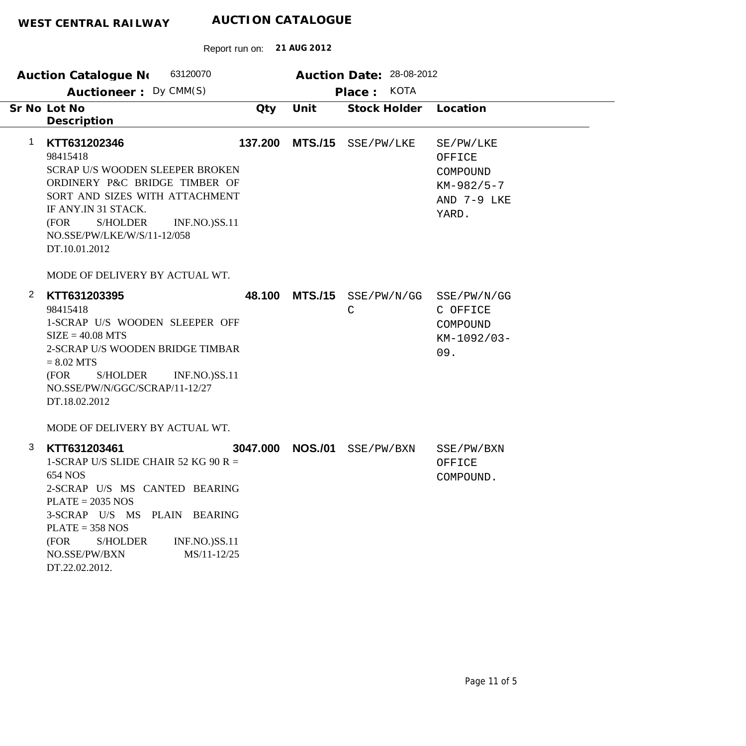**WEST CENTRAL RAILWAY** **AUCTION CATALOGUE**

Report run on: **21 AUG 2012**

| | | | |
|---|---|---|---|
| **Auction Catalogue No** | 63120070 | **Auction Date:** | 28-08-2012 |
| **Auctioneer :** | Dy CMM(S) | **Place :** | KOTA |

| Sr No | Lot No / Description | Qty | Unit | Stock Holder | Location |
|---|---|---|---|---|---|
| 1 | **KTT631202346**<br>98415418<br>SCRAP U/S WOODEN SLEEPER BROKEN ORDINERY P&C BRIDGE TIMBER OF SORT AND SIZES WITH ATTACHMENT IF ANY.IN 31 STACK.<br>(FOR S/HOLDER INF.NO.)SS.11 NO.SSE/PW/LKE/W/S/11-12/058 DT.10.01.2012<br><br>MODE OF DELIVERY BY ACTUAL WT. | **137.200** | **MTS./15** | SSE/PW/LKE | SE/PW/LKE OFFICE COMPOUND KM-982/5-7 AND 7-9 LKE YARD. |
| 2 | **KTT631203395**<br>98415418<br>1-SCRAP U/S WOODEN SLEEPER OFF SIZE = 40.08 MTS<br>2-SCRAP U/S WOODEN BRIDGE TIMBAR = 8.02 MTS<br>(FOR S/HOLDER INF.NO.)SS.11 NO.SSE/PW/N/GGC/SCRAP/11-12/27 DT.18.02.2012<br><br>MODE OF DELIVERY BY ACTUAL WT. | **48.100** | **MTS./15** | SSE/PW/N/GGC | SSE/PW/N/GGC OFFICE COMPOUND KM-1092/03-09. |
| 3 | **KTT631203461**<br>1-SCRAP U/S SLIDE CHAIR 52 KG 90 R = 654 NOS<br>2-SCRAP U/S MS CANTED BEARING PLATE = 2035 NOS<br>3-SCRAP U/S MS PLAIN BEARING PLATE = 358 NOS<br>(FOR S/HOLDER INF.NO.)SS.11 NO.SSE/PW/BXN MS/11-12/25 DT.22.02.2012. | **3047.000** | **NOS./01** | SSE/PW/BXN | SSE/PW/BXN OFFICE COMPOUND. |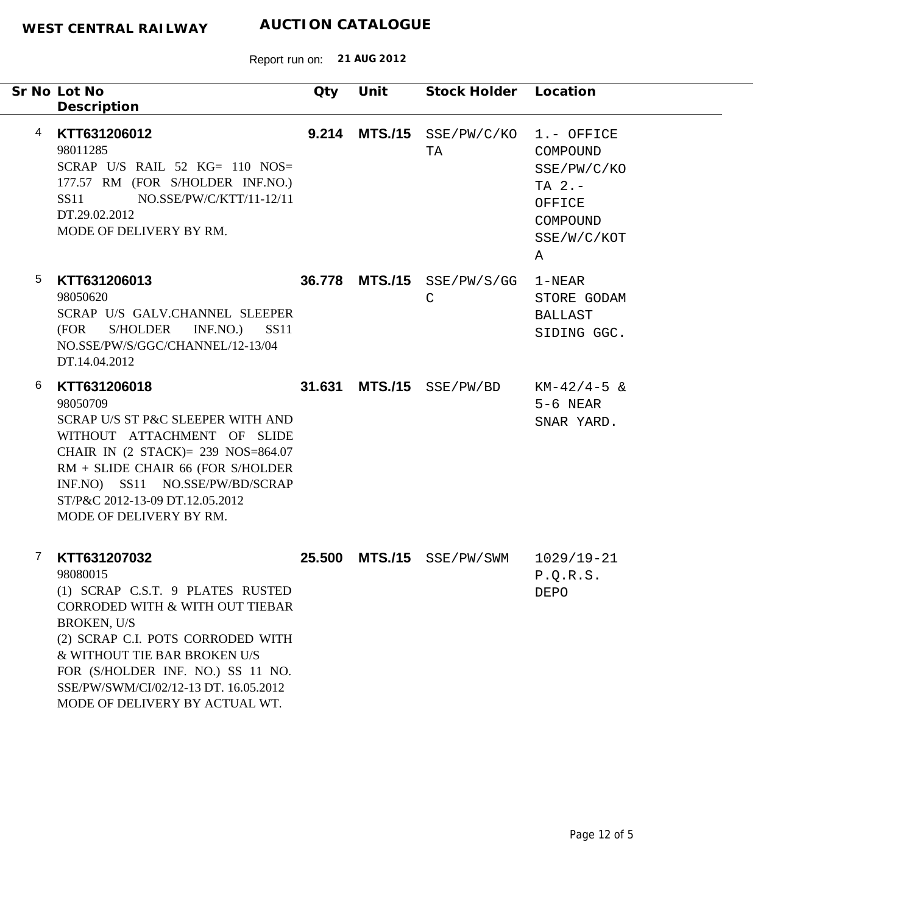**WEST CENTRAL RAILWAY** **AUCTION CATALOGUE**

Report run on: **21 AUG 2012**

| Sr No | Lot No / Description | Qty | Unit | Stock Holder | Location |
|---|---|---|---|---|---|
| 4 | **KTT631206012**<br>98011285<br>SCRAP U/S RAIL 52 KG= 110 NOS= 177.57 RM (FOR S/HOLDER INF.NO.) SS11 NO.SSE/PW/C/KTT/11-12/11 DT.29.02.2012<br>MODE OF DELIVERY BY RM. | **9.214** | **MTS./15** | SSE/PW/C/KOTA | 1.- OFFICE COMPOUND SSE/PW/C/KOTA 2.- OFFICE COMPOUND SSE/W/C/KOTA |
| 5 | **KTT631206013**<br>98050620<br>SCRAP U/S GALV.CHANNEL SLEEPER (FOR S/HOLDER INF.NO.) SS11 NO.SSE/PW/S/GGC/CHANNEL/12-13/04 DT.14.04.2012 | **36.778** | **MTS./15** | SSE/PW/S/GGC | 1-NEAR STORE GODAM BALLAST SIDING GGC. |
| 6 | **KTT631206018**<br>98050709<br>SCRAP U/S ST P&C SLEEPER WITH AND WITHOUT ATTACHMENT OF SLIDE CHAIR IN (2 STACK)= 239 NOS=864.07 RM + SLIDE CHAIR 66 (FOR S/HOLDER INF.NO) SS11 NO.SSE/PW/BD/SCRAP ST/P&C 2012-13-09 DT.12.05.2012<br>MODE OF DELIVERY BY RM. | **31.631** | **MTS./15** | SSE/PW/BD | KM-42/4-5 & 5-6 NEAR SNAR YARD. |
| 7 | **KTT631207032**<br>98080015<br>(1) SCRAP C.S.T. 9 PLATES RUSTED CORRODED WITH & WITH OUT TIEBAR BROKEN, U/S<br>(2) SCRAP C.I. POTS CORRODED WITH & WITHOUT TIE BAR BROKEN U/S<br>FOR (S/HOLDER INF. NO.) SS 11 NO. SSE/PW/SWM/CI/02/12-13 DT. 16.05.2012<br>MODE OF DELIVERY BY ACTUAL WT. | **25.500** | **MTS./15** | SSE/PW/SWM | 1029/19-21 P.Q.R.S. DEPO |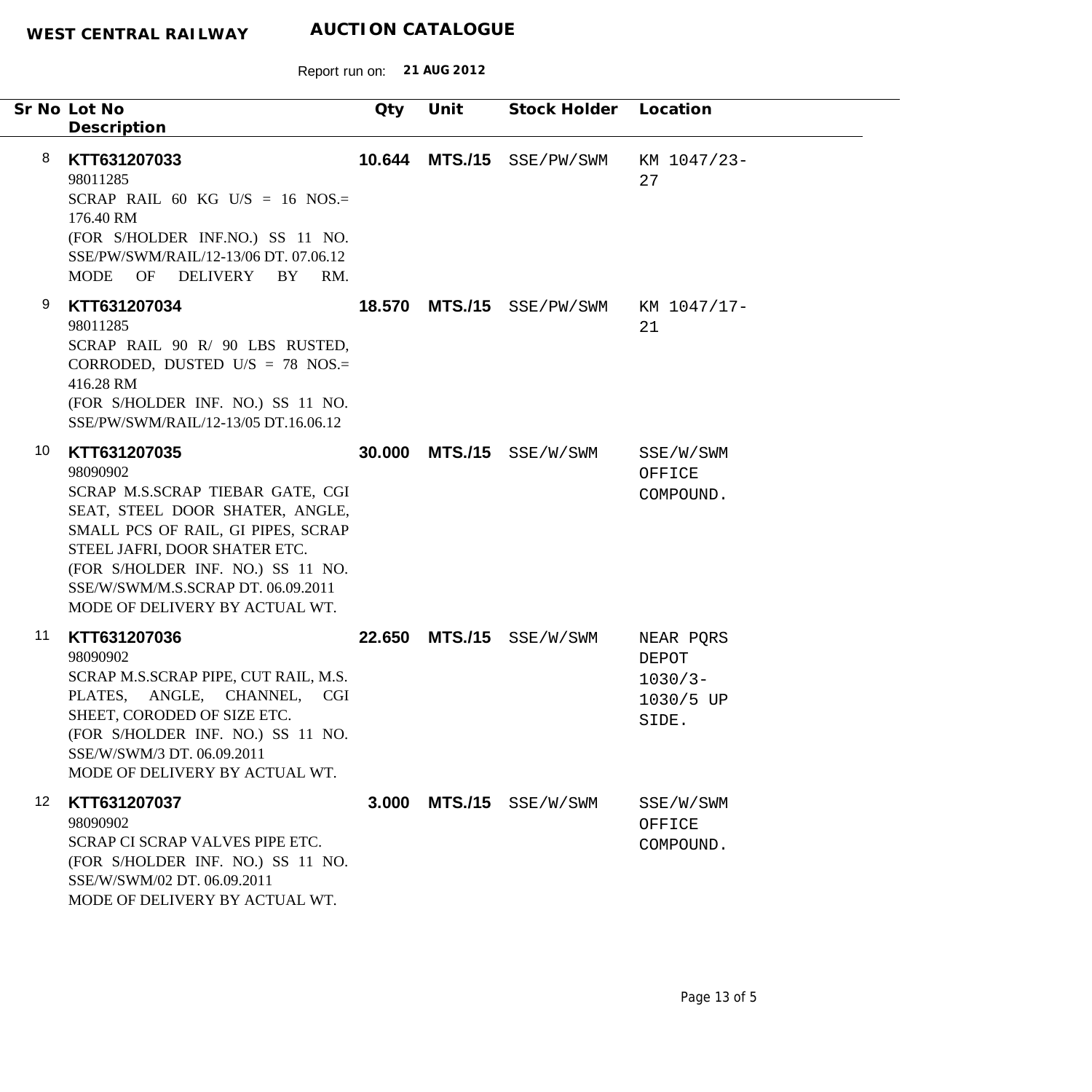**WEST CENTRAL RAILWAY** **AUCTION CATALOGUE**

Report run on: **21 AUG 2012**

| Sr No | Lot No / Description | Qty | Unit | Stock Holder | Location |
|---|---|---|---|---|---|
| 8 | **KTT631207033**<br>98011285<br>SCRAP RAIL 60 KG U/S = 16 NOS.= 176.40 RM<br>(FOR S/HOLDER INF.NO.) SS 11 NO. SSE/PW/SWM/RAIL/12-13/06 DT. 07.06.12<br>MODE OF DELIVERY BY RM. | **10.644** | **MTS./15** | SSE/PW/SWM | KM 1047/23-27 |
| 9 | **KTT631207034**<br>98011285<br>SCRAP RAIL 90 R/ 90 LBS RUSTED, CORRODED, DUSTED U/S = 78 NOS.= 416.28 RM<br>(FOR S/HOLDER INF. NO.) SS 11 NO. SSE/PW/SWM/RAIL/12-13/05 DT.16.06.12 | **18.570** | **MTS./15** | SSE/PW/SWM | KM 1047/17-21 |
| 10 | **KTT631207035**<br>98090902<br>SCRAP M.S.SCRAP TIEBAR GATE, CGI SEAT, STEEL DOOR SHATER, ANGLE, SMALL PCS OF RAIL, GI PIPES, SCRAP STEEL JAFRI, DOOR SHATER ETC.<br>(FOR S/HOLDER INF. NO.) SS 11 NO. SSE/W/SWM/M.S.SCRAP DT. 06.09.2011<br>MODE OF DELIVERY BY ACTUAL WT. | **30.000** | **MTS./15** | SSE/W/SWM | SSE/W/SWM OFFICE COMPOUND. |
| 11 | **KTT631207036**<br>98090902<br>SCRAP M.S.SCRAP PIPE, CUT RAIL, M.S. PLATES, ANGLE, CHANNEL, CGI SHEET, CORODED OF SIZE ETC.<br>(FOR S/HOLDER INF. NO.) SS 11 NO. SSE/W/SWM/3 DT. 06.09.2011<br>MODE OF DELIVERY BY ACTUAL WT. | **22.650** | **MTS./15** | SSE/W/SWM | NEAR PQRS DEPOT 1030/3-1030/5 UP SIDE. |
| 12 | **KTT631207037**<br>98090902<br>SCRAP CI SCRAP VALVES PIPE ETC.<br>(FOR S/HOLDER INF. NO.) SS 11 NO. SSE/W/SWM/02 DT. 06.09.2011<br>MODE OF DELIVERY BY ACTUAL WT. | **3.000** | **MTS./15** | SSE/W/SWM | SSE/W/SWM OFFICE COMPOUND. |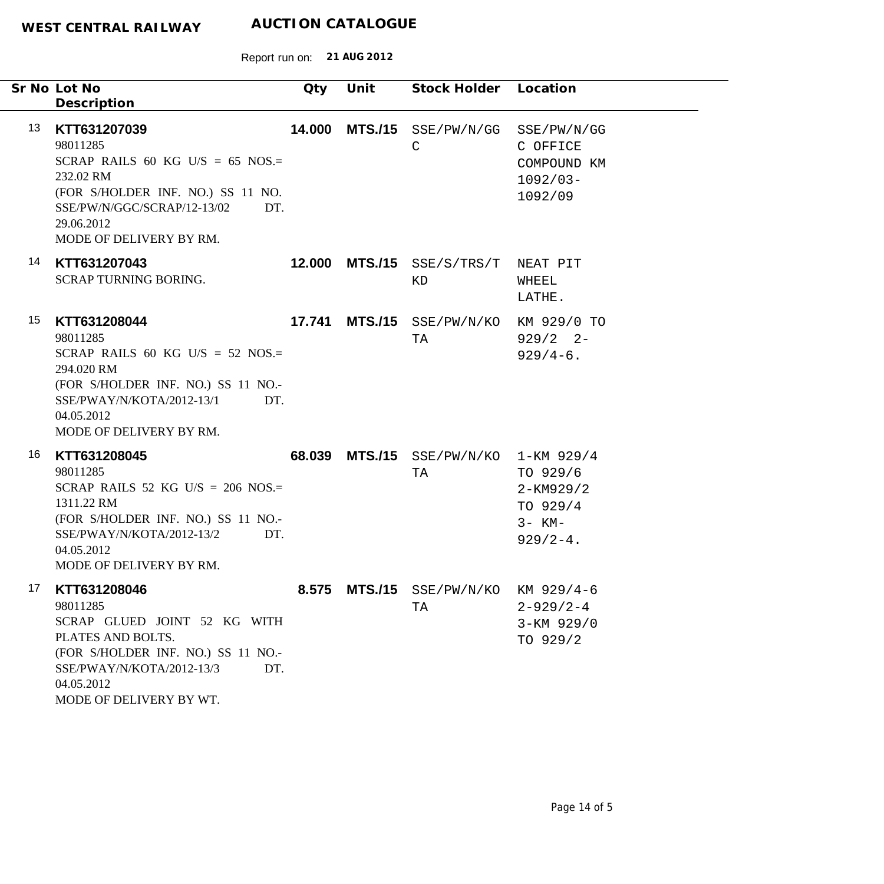**WEST CENTRAL RAILWAY** **AUCTION CATALOGUE**

Report run on: **21 AUG 2012**

| Sr No | Lot No / Description | Qty | Unit | Stock Holder | Location |
|---|---|---|---|---|---|
| 13 | **KTT631207039**<br>98011285<br>SCRAP RAILS 60 KG U/S = 65 NOS.= 232.02 RM<br>(FOR S/HOLDER INF. NO.) SS 11 NO. SSE/PW/N/GGC/SCRAP/12-13/02 DT. 29.06.2012<br>MODE OF DELIVERY BY RM. | **14.000** | **MTS./15** | SSE/PW/N/GGC | SSE/PW/N/GGC OFFICE COMPOUND KM 1092/03-1092/09 |
| 14 | **KTT631207043**<br>SCRAP TURNING BORING. | **12.000** | **MTS./15** | SSE/S/TRS/TKD | NEAT PIT WHEEL LATHE. |
| 15 | **KTT631208044**<br>98011285<br>SCRAP RAILS 60 KG U/S = 52 NOS.= 294.020 RM<br>(FOR S/HOLDER INF. NO.) SS 11 NO.- SSE/PWAY/N/KOTA/2012-13/1 DT. 04.05.2012<br>MODE OF DELIVERY BY RM. | **17.741** | **MTS./15** | SSE/PW/N/KOTA | KM 929/0 TO 929/2 2- 929/4-6. |
| 16 | **KTT631208045**<br>98011285<br>SCRAP RAILS 52 KG U/S = 206 NOS.= 1311.22 RM<br>(FOR S/HOLDER INF. NO.) SS 11 NO.- SSE/PWAY/N/KOTA/2012-13/2 DT. 04.05.2012<br>MODE OF DELIVERY BY RM. | **68.039** | **MTS./15** | SSE/PW/N/KOTA | 1-KM 929/4 TO 929/6 2-KM929/2 TO 929/4 3- KM- 929/2-4. |
| 17 | **KTT631208046**<br>98011285<br>SCRAP GLUED JOINT 52 KG WITH PLATES AND BOLTS.<br>(FOR S/HOLDER INF. NO.) SS 11 NO.- SSE/PWAY/N/KOTA/2012-13/3 DT. 04.05.2012<br>MODE OF DELIVERY BY WT. | **8.575** | **MTS./15** | SSE/PW/N/KOTA | KM 929/4-6 2-929/2-4 3-KM 929/0 TO 929/2 |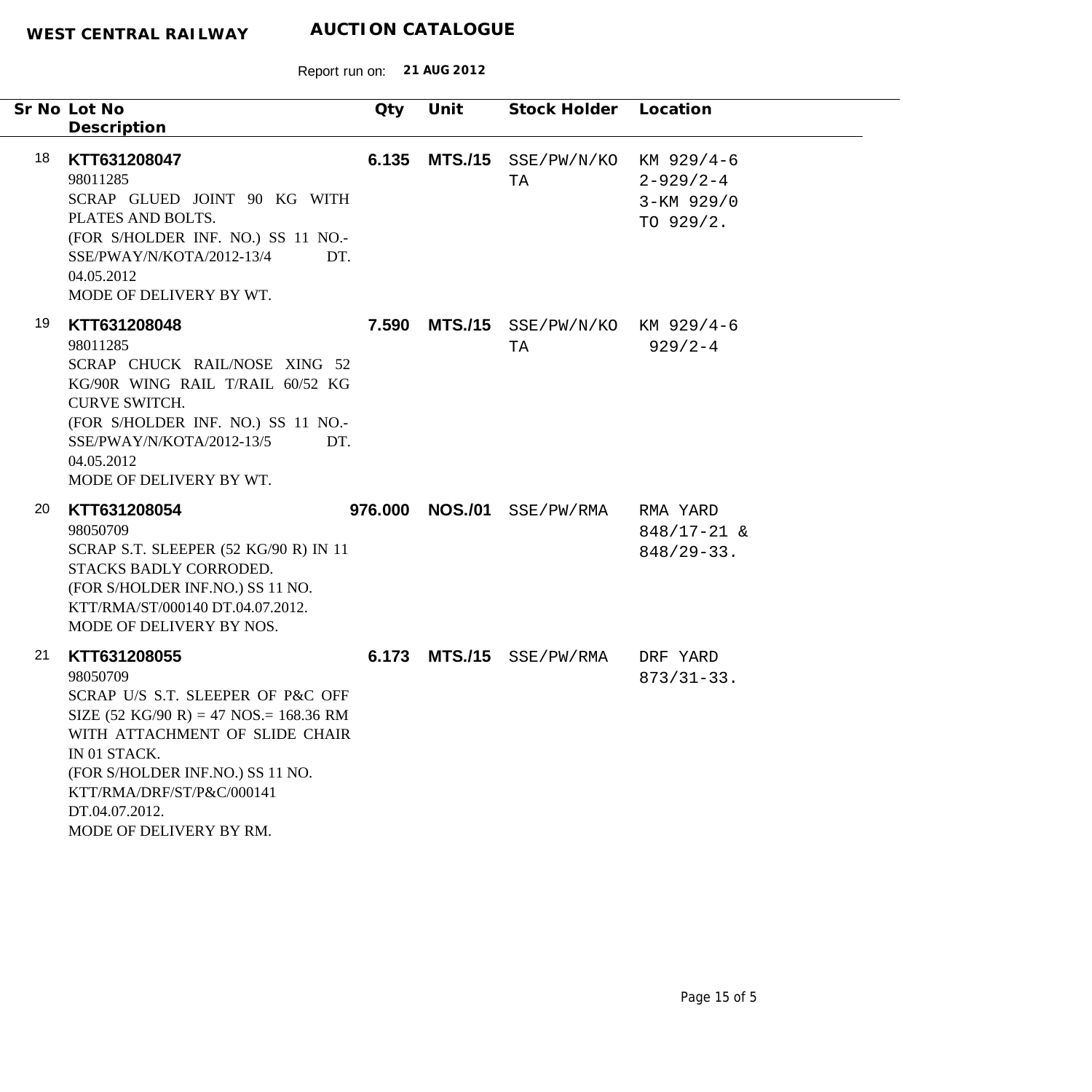**WEST CENTRAL RAILWAY** **AUCTION CATALOGUE**

Report run on: **21 AUG 2012**

| Sr No | Lot No / Description | Qty | Unit | Stock Holder | Location |
|---|---|---|---|---|---|
| 18 | **KTT631208047**<br>98011285<br>SCRAP GLUED JOINT 90 KG WITH PLATES AND BOLTS.<br>(FOR S/HOLDER INF. NO.) SS 11 NO.- SSE/PWAY/N/KOTA/2012-13/4 DT. 04.05.2012<br>MODE OF DELIVERY BY WT. | **6.135** | **MTS./15** | SSE/PW/N/KOTA | KM 929/4-6 2-929/2-4 3-KM 929/0 TO 929/2. |
| 19 | **KTT631208048**<br>98011285<br>SCRAP CHUCK RAIL/NOSE XING 52 KG/90R WING RAIL T/RAIL 60/52 KG CURVE SWITCH.<br>(FOR S/HOLDER INF. NO.) SS 11 NO.- SSE/PWAY/N/KOTA/2012-13/5 DT. 04.05.2012<br>MODE OF DELIVERY BY WT. | **7.590** | **MTS./15** | SSE/PW/N/KOTA | KM 929/4-6 929/2-4 |
| 20 | **KTT631208054**<br>98050709<br>SCRAP S.T. SLEEPER (52 KG/90 R) IN 11 STACKS BADLY CORRODED.<br>(FOR S/HOLDER INF.NO.) SS 11 NO. KTT/RMA/ST/000140 DT.04.07.2012.<br>MODE OF DELIVERY BY NOS. | **976.000** | **NOS./01** | SSE/PW/RMA | RMA YARD 848/17-21 & 848/29-33. |
| 21 | **KTT631208055**<br>98050709<br>SCRAP U/S S.T. SLEEPER OF P&C OFF SIZE (52 KG/90 R) = 47 NOS.= 168.36 RM WITH ATTACHMENT OF SLIDE CHAIR IN 01 STACK.<br>(FOR S/HOLDER INF.NO.) SS 11 NO. KTT/RMA/DRF/ST/P&C/000141 DT.04.07.2012.<br>MODE OF DELIVERY BY RM. | **6.173** | **MTS./15** | SSE/PW/RMA | DRF YARD 873/31-33. |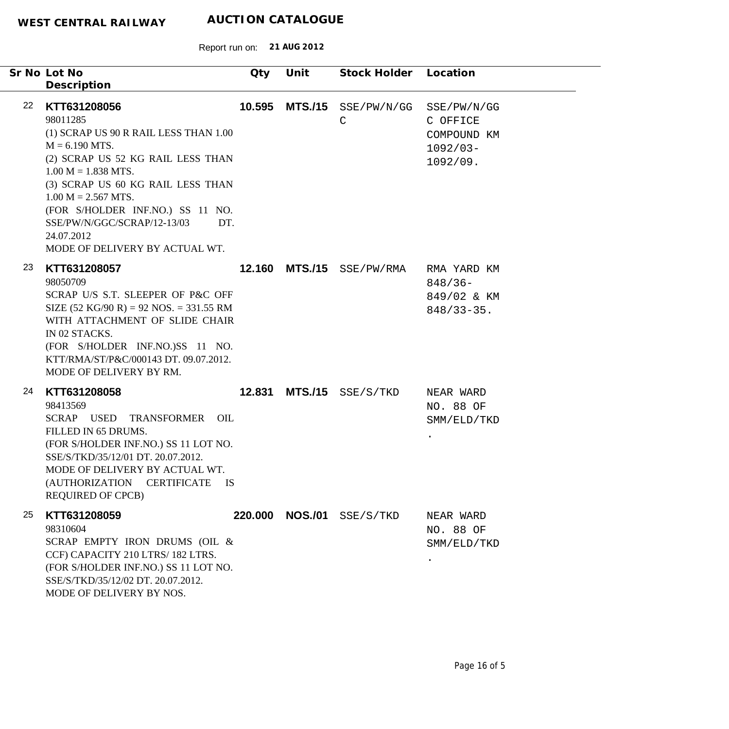**WEST CENTRAL RAILWAY** **AUCTION CATALOGUE**

Report run on: **21 AUG 2012**

| Sr No | Lot No / Description | Qty | Unit | Stock Holder | Location |
|---|---|---|---|---|---|
| 22 | **KTT631208056**<br>98011285<br>(1) SCRAP US 90 R RAIL LESS THAN 1.00 M = 6.190 MTS.<br>(2) SCRAP US 52 KG RAIL LESS THAN 1.00 M = 1.838 MTS.<br>(3) SCRAP US 60 KG RAIL LESS THAN 1.00 M = 2.567 MTS.<br>(FOR S/HOLDER INF.NO.) SS 11 NO. SSE/PW/N/GGC/SCRAP/12-13/03 DT. 24.07.2012<br>MODE OF DELIVERY BY ACTUAL WT. | **10.595** | **MTS./15** | SSE/PW/N/GGC | SSE/PW/N/GGC OFFICE COMPOUND KM 1092/03-1092/09. |
| 23 | **KTT631208057**<br>98050709<br>SCRAP U/S S.T. SLEEPER OF P&C OFF SIZE (52 KG/90 R) = 92 NOS. = 331.55 RM WITH ATTACHMENT OF SLIDE CHAIR IN 02 STACKS.<br>(FOR S/HOLDER INF.NO.)SS 11 NO. KTT/RMA/ST/P&C/000143 DT. 09.07.2012.<br>MODE OF DELIVERY BY RM. | **12.160** | **MTS./15** | SSE/PW/RMA | RMA YARD KM 848/36-849/02 & KM 848/33-35. |
| 24 | **KTT631208058**<br>98413569<br>SCRAP USED TRANSFORMER OIL FILLED IN 65 DRUMS.<br>(FOR S/HOLDER INF.NO.) SS 11 LOT NO. SSE/S/TKD/35/12/01 DT. 20.07.2012.<br>MODE OF DELIVERY BY ACTUAL WT.<br>(AUTHORIZATION CERTIFICATE IS REQUIRED OF CPCB) | **12.831** | **MTS./15** | SSE/S/TKD | NEAR WARD NO. 88 OF SMM/ELD/TKD. |
| 25 | **KTT631208059**<br>98310604<br>SCRAP EMPTY IRON DRUMS (OIL & CCF) CAPACITY 210 LTRS/ 182 LTRS.<br>(FOR S/HOLDER INF.NO.) SS 11 LOT NO. SSE/S/TKD/35/12/02 DT. 20.07.2012.<br>MODE OF DELIVERY BY NOS. | **220.000** | **NOS./01** | SSE/S/TKD | NEAR WARD NO. 88 OF SMM/ELD/TKD. |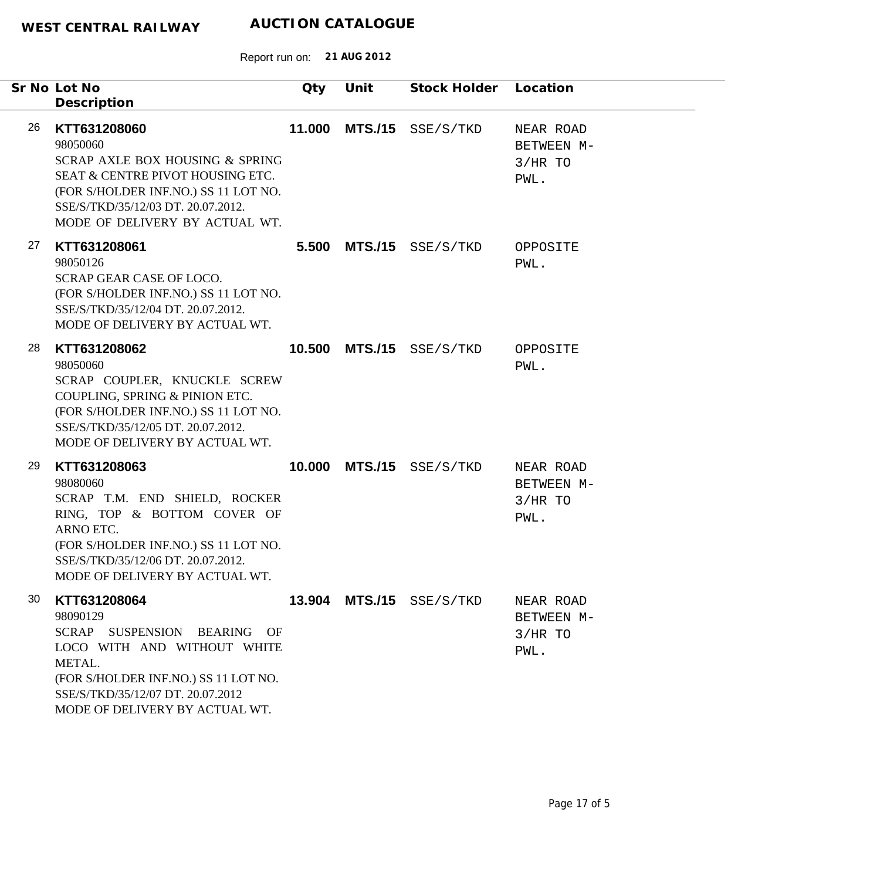**WEST CENTRAL RAILWAY** **AUCTION CATALOGUE**

Report run on: **21 AUG 2012**

| Sr No | Lot No / Description | Qty | Unit | Stock Holder | Location |
|---|---|---|---|---|---|
| 26 | **KTT631208060**<br>98050060<br>SCRAP AXLE BOX HOUSING & SPRING SEAT & CENTRE PIVOT HOUSING ETC.<br>(FOR S/HOLDER INF.NO.) SS 11 LOT NO. SSE/S/TKD/35/12/03 DT. 20.07.2012.<br>MODE OF DELIVERY BY ACTUAL WT. | **11.000** | **MTS./15** | SSE/S/TKD | NEAR ROAD BETWEEN M-3/HR TO PWL. |
| 27 | **KTT631208061**<br>98050126<br>SCRAP GEAR CASE OF LOCO.<br>(FOR S/HOLDER INF.NO.) SS 11 LOT NO. SSE/S/TKD/35/12/04 DT. 20.07.2012.<br>MODE OF DELIVERY BY ACTUAL WT. | **5.500** | **MTS./15** | SSE/S/TKD | OPPOSITE PWL. |
| 28 | **KTT631208062**<br>98050060<br>SCRAP COUPLER, KNUCKLE SCREW COUPLING, SPRING & PINION ETC.<br>(FOR S/HOLDER INF.NO.) SS 11 LOT NO. SSE/S/TKD/35/12/05 DT. 20.07.2012.<br>MODE OF DELIVERY BY ACTUAL WT. | **10.500** | **MTS./15** | SSE/S/TKD | OPPOSITE PWL. |
| 29 | **KTT631208063**<br>98080060<br>SCRAP T.M. END SHIELD, ROCKER RING, TOP & BOTTOM COVER OF ARNO ETC.<br>(FOR S/HOLDER INF.NO.) SS 11 LOT NO. SSE/S/TKD/35/12/06 DT. 20.07.2012.<br>MODE OF DELIVERY BY ACTUAL WT. | **10.000** | **MTS./15** | SSE/S/TKD | NEAR ROAD BETWEEN M-3/HR TO PWL. |
| 30 | **KTT631208064**<br>98090129<br>SCRAP SUSPENSION BEARING OF LOCO WITH AND WITHOUT WHITE METAL.<br>(FOR S/HOLDER INF.NO.) SS 11 LOT NO. SSE/S/TKD/35/12/07 DT. 20.07.2012<br>MODE OF DELIVERY BY ACTUAL WT. | **13.904** | **MTS./15** | SSE/S/TKD | NEAR ROAD BETWEEN M-3/HR TO PWL. |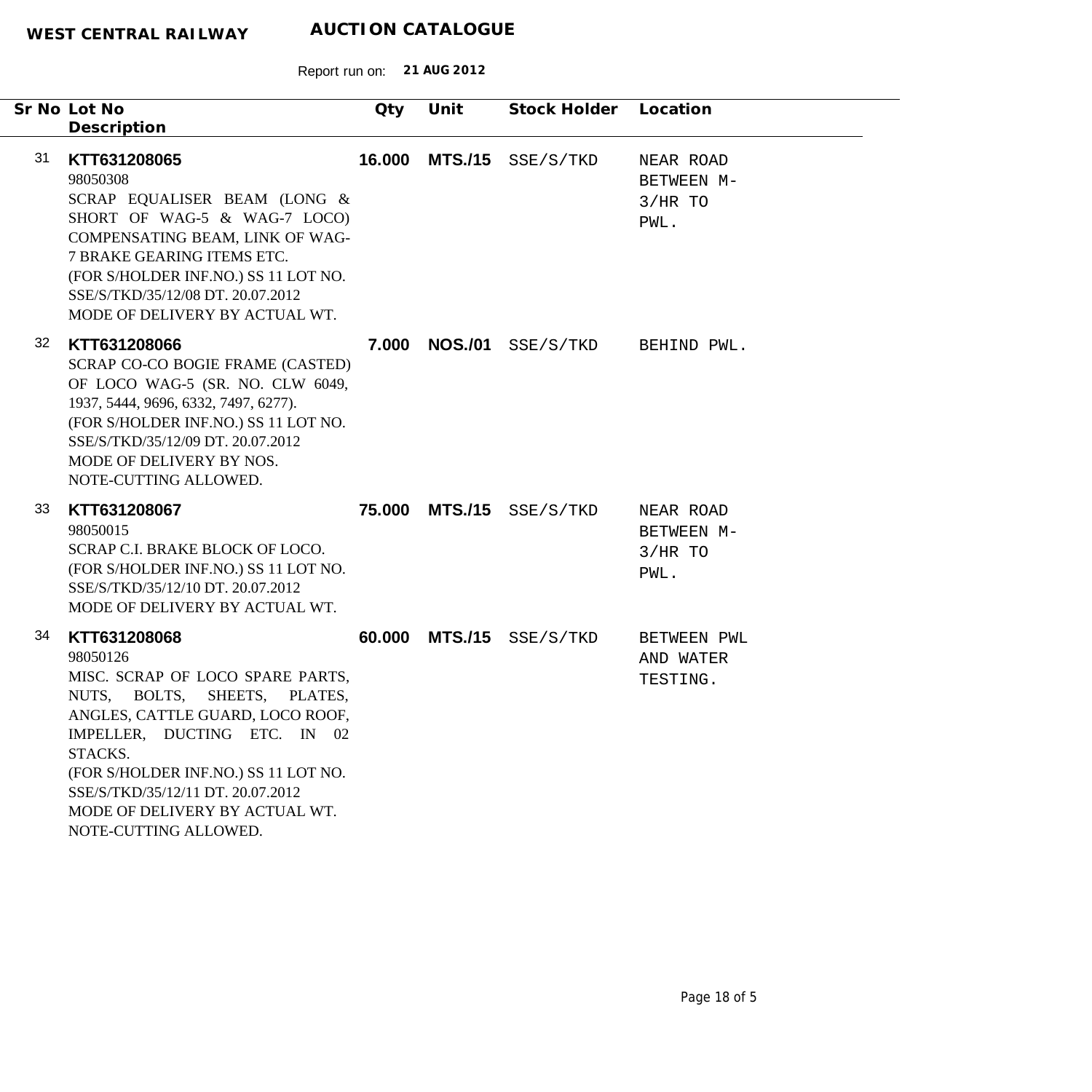**WEST CENTRAL RAILWAY** **AUCTION CATALOGUE**

Report run on: **21 AUG 2012**

| Sr No | Lot No / Description | Qty | Unit | Stock Holder | Location |
|---|---|---|---|---|---|
| 31 | **KTT631208065**<br>98050308<br>SCRAP EQUALISER BEAM (LONG & SHORT OF WAG-5 & WAG-7 LOCO) COMPENSATING BEAM, LINK OF WAG-7 BRAKE GEARING ITEMS ETC.<br>(FOR S/HOLDER INF.NO.) SS 11 LOT NO. SSE/S/TKD/35/12/08 DT. 20.07.2012<br>MODE OF DELIVERY BY ACTUAL WT. | **16.000** | **MTS./15** | SSE/S/TKD | NEAR ROAD BETWEEN M-3/HR TO PWL. |
| 32 | **KTT631208066**<br>SCRAP CO-CO BOGIE FRAME (CASTED) OF LOCO WAG-5 (SR. NO. CLW 6049, 1937, 5444, 9696, 6332, 7497, 6277).<br>(FOR S/HOLDER INF.NO.) SS 11 LOT NO. SSE/S/TKD/35/12/09 DT. 20.07.2012<br>MODE OF DELIVERY BY NOS.<br>NOTE-CUTTING ALLOWED. | **7.000** | **NOS./01** | SSE/S/TKD | BEHIND PWL. |
| 33 | **KTT631208067**<br>98050015<br>SCRAP C.I. BRAKE BLOCK OF LOCO.<br>(FOR S/HOLDER INF.NO.) SS 11 LOT NO. SSE/S/TKD/35/12/10 DT. 20.07.2012<br>MODE OF DELIVERY BY ACTUAL WT. | **75.000** | **MTS./15** | SSE/S/TKD | NEAR ROAD BETWEEN M-3/HR TO PWL. |
| 34 | **KTT631208068**<br>98050126<br>MISC. SCRAP OF LOCO SPARE PARTS, NUTS, BOLTS, SHEETS, PLATES, ANGLES, CATTLE GUARD, LOCO ROOF, IMPELLER, DUCTING ETC. IN 02 STACKS.<br>(FOR S/HOLDER INF.NO.) SS 11 LOT NO. SSE/S/TKD/35/12/11 DT. 20.07.2012<br>MODE OF DELIVERY BY ACTUAL WT.<br>NOTE-CUTTING ALLOWED. | **60.000** | **MTS./15** | SSE/S/TKD | BETWEEN PWL AND WATER TESTING. |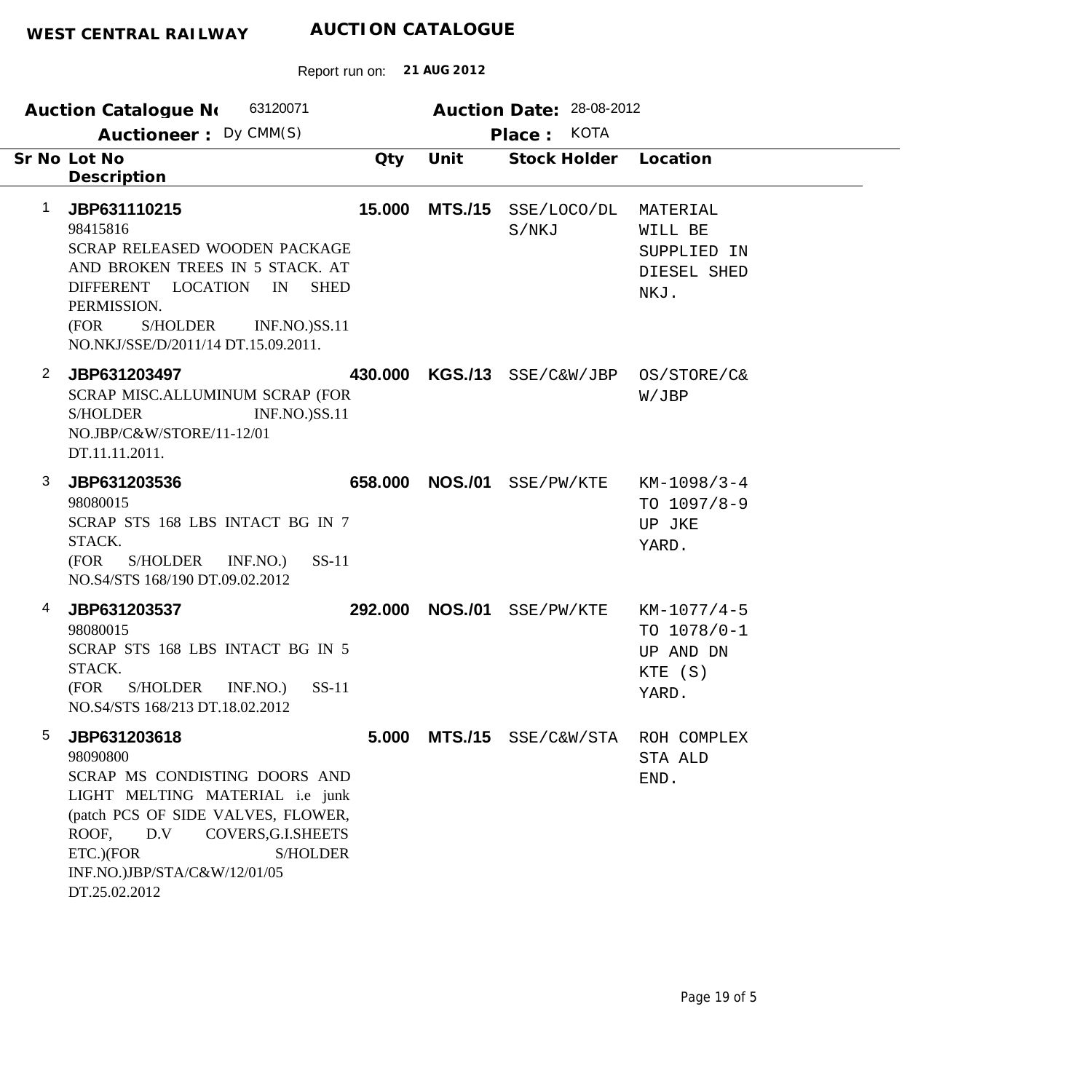**WEST CENTRAL RAILWAY** **AUCTION CATALOGUE**

Report run on: **21 AUG 2012**

**Auction Catalogue No** 63120071 **Auction Date:** 28-08-2012

**Auctioneer :** Dy CMM(S) **Place :** KOTA

| Sr No | Lot No / Description | Qty | Unit | Stock Holder | Location |
|---|---|---|---|---|---|
| 1 | **JBP631110215**<br>98415816<br>SCRAP RELEASED WOODEN PACKAGE AND BROKEN TREES IN 5 STACK. AT DIFFERENT LOCATION IN SHED PERMISSION.<br>(FOR S/HOLDER INF.NO.)SS.11 NO.NKJ/SSE/D/2011/14 DT.15.09.2011. | **15.000** | **MTS./15** | SSE/LOCO/DLS/NKJ | MATERIAL WILL BE SUPPLIED IN DIESEL SHED NKJ. |
| 2 | **JBP631203497**<br>SCRAP MISC.ALLUMINUM SCRAP (FOR S/HOLDER INF.NO.)SS.11 NO.JBP/C&W/STORE/11-12/01 DT.11.11.2011. | **430.000** | **KGS./13** | SSE/C&W/JBP | OS/STORE/C&W/JBP |
| 3 | **JBP631203536**<br>98080015<br>SCRAP STS 168 LBS INTACT BG IN 7 STACK.<br>(FOR S/HOLDER INF.NO.) SS-11 NO.S4/STS 168/190 DT.09.02.2012 | **658.000** | **NOS./01** | SSE/PW/KTE | KM-1098/3-4 TO 1097/8-9 UP JKE YARD. |
| 4 | **JBP631203537**<br>98080015<br>SCRAP STS 168 LBS INTACT BG IN 5 STACK.<br>(FOR S/HOLDER INF.NO.) SS-11 NO.S4/STS 168/213 DT.18.02.2012 | **292.000** | **NOS./01** | SSE/PW/KTE | KM-1077/4-5 TO 1078/0-1 UP AND DN KTE (S) YARD. |
| 5 | **JBP631203618**<br>98090800<br>SCRAP MS CONDISTING DOORS AND LIGHT MELTING MATERIAL i.e junk (patch PCS OF SIDE VALVES, FLOWER, ROOF, D.V COVERS,G.I.SHEETS ETC.)(FOR S/HOLDER INF.NO.)JBP/STA/C&W/12/01/05 DT.25.02.2012 | **5.000** | **MTS./15** | SSE/C&W/STA | ROH COMPLEX STA ALD END. |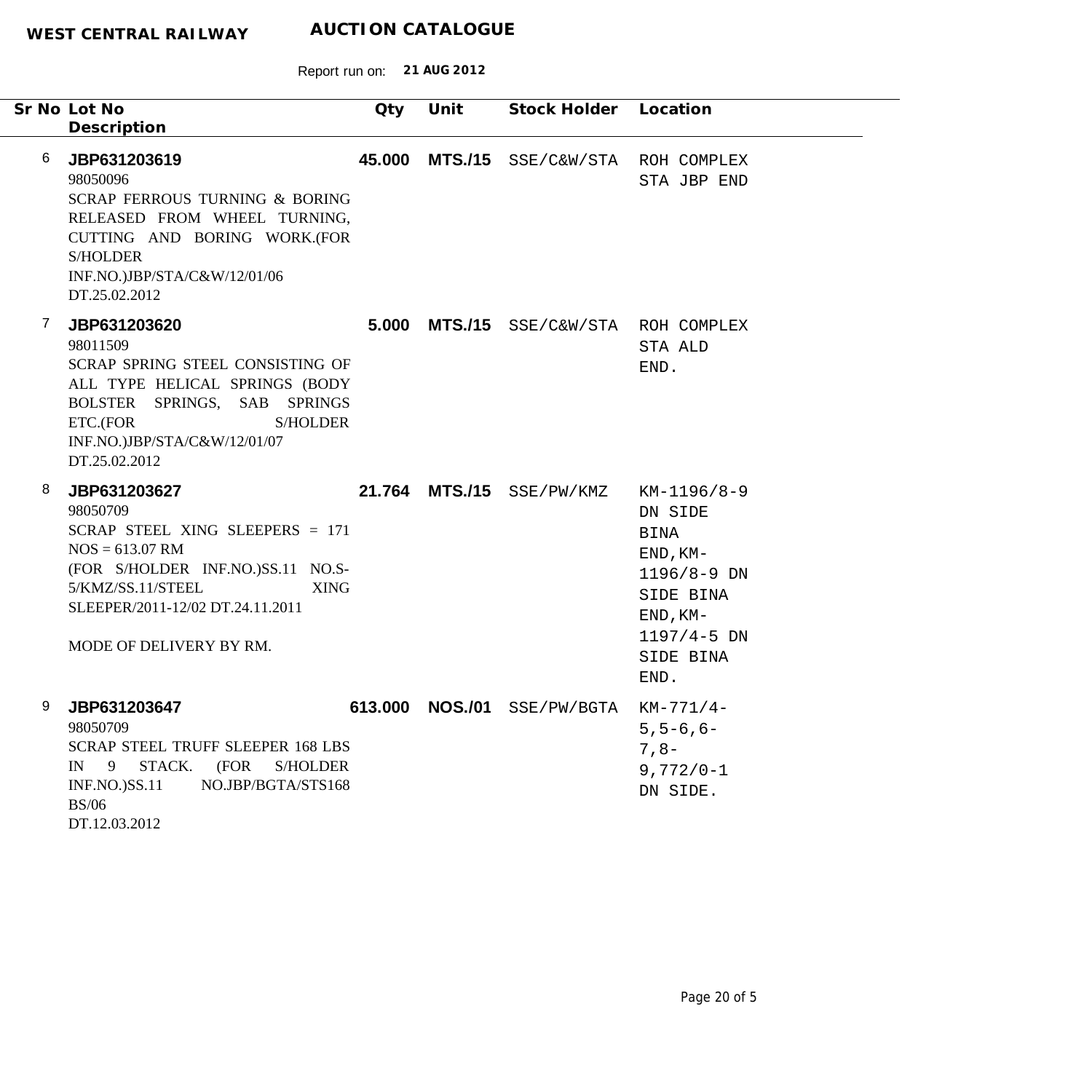**WEST CENTRAL RAILWAY** **AUCTION CATALOGUE**

Report run on: **21 AUG 2012**

| Sr No | Lot No / Description | Qty | Unit | Stock Holder | Location |
|---|---|---|---|---|---|
| 6 | **JBP631203619**<br>98050096<br>SCRAP FERROUS TURNING & BORING RELEASED FROM WHEEL TURNING, CUTTING AND BORING WORK.(FOR S/HOLDER INF.NO.)JBP/STA/C&W/12/01/06 DT.25.02.2012 | **45.000** | **MTS./15** | SSE/C&W/STA | ROH COMPLEX STA JBP END |
| 7 | **JBP631203620**<br>98011509<br>SCRAP SPRING STEEL CONSISTING OF ALL TYPE HELICAL SPRINGS (BODY BOLSTER SPRINGS, SAB SPRINGS ETC.(FOR S/HOLDER INF.NO.)JBP/STA/C&W/12/01/07 DT.25.02.2012 | **5.000** | **MTS./15** | SSE/C&W/STA | ROH COMPLEX STA ALD END. |
| 8 | **JBP631203627**<br>98050709<br>SCRAP STEEL XING SLEEPERS = 171 NOS = 613.07 RM<br>(FOR S/HOLDER INF.NO.)SS.11 NO.S-5/KMZ/SS.11/STEEL XING SLEEPER/2011-12/02 DT.24.11.2011<br><br>MODE OF DELIVERY BY RM. | **21.764** | **MTS./15** | SSE/PW/KMZ | KM-1196/8-9 DN SIDE BINA END,KM-1196/8-9 DN SIDE BINA END,KM-1197/4-5 DN SIDE BINA END. |
| 9 | **JBP631203647**<br>98050709<br>SCRAP STEEL TRUFF SLEEPER 168 LBS IN 9 STACK. (FOR S/HOLDER INF.NO.)SS.11 NO.JBP/BGTA/STS168 BS/06<br>DT.12.03.2012 | **613.000** | **NOS./01** | SSE/PW/BGTA | KM-771/4-5,5-6,6-7,8-9,772/0-1 DN SIDE. |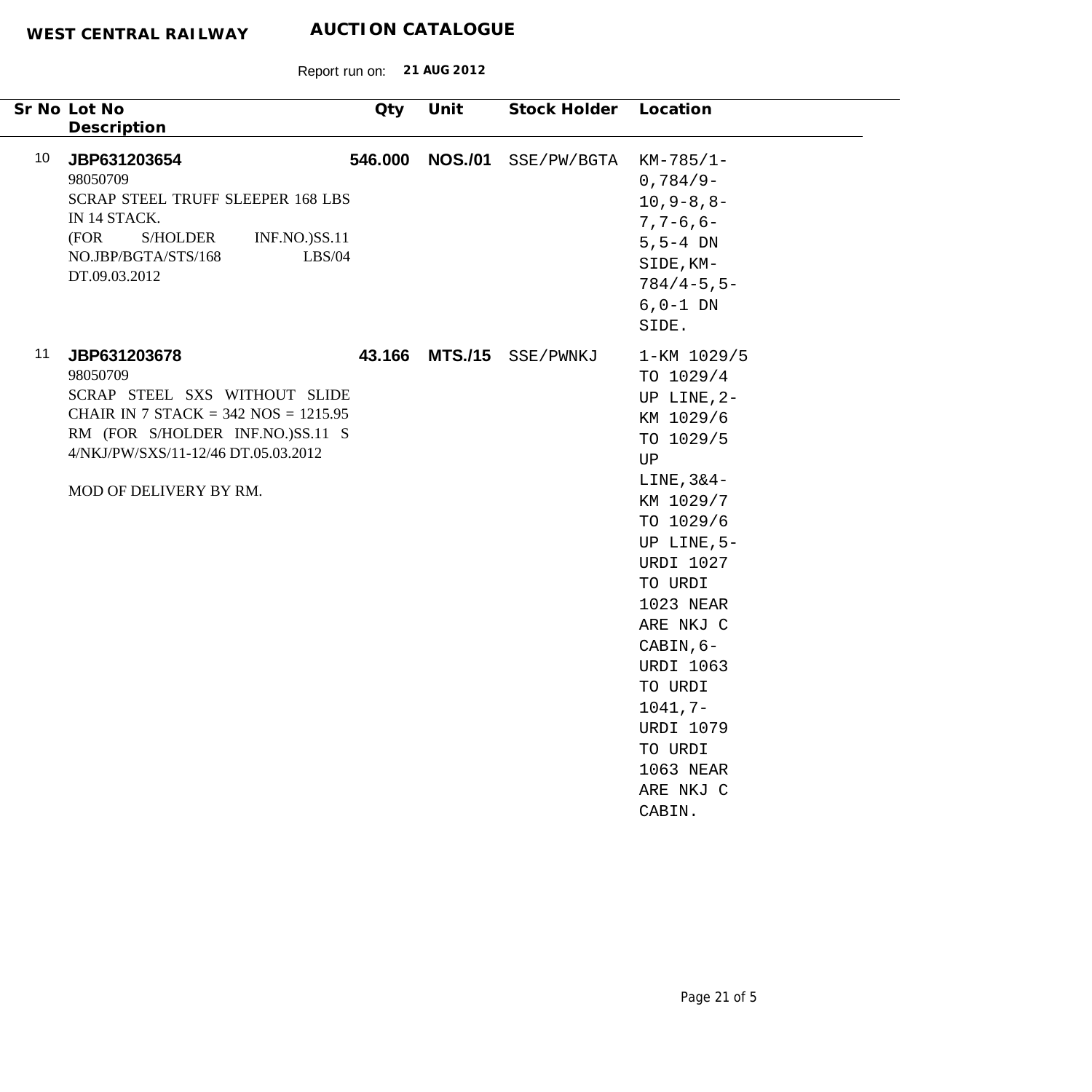**WEST CENTRAL RAILWAY** **AUCTION CATALOGUE**

Report run on: **21 AUG 2012**

| Sr No | Lot No / Description | Qty | Unit | Stock Holder | Location |
|---|---|---|---|---|---|
| 10 | **JBP631203654**<br>98050709<br>SCRAP STEEL TRUFF SLEEPER 168 LBS IN 14 STACK.<br>(FOR S/HOLDER INF.NO.)SS.11 NO.JBP/BGTA/STS/168 LBS/04 DT.09.03.2012 | **546.000** | **NOS./01** | SSE/PW/BGTA | KM-785/1-0,784/9-10,9-8,8-7,7-6,6-5,5-4 DN SIDE,KM-784/4-5,5-6,0-1 DN SIDE. |
| 11 | **JBP631203678**<br>98050709<br>SCRAP STEEL SXS WITHOUT SLIDE CHAIR IN 7 STACK = 342 NOS = 1215.95 RM (FOR S/HOLDER INF.NO.)SS.11 S 4/NKJ/PW/SXS/11-12/46 DT.05.03.2012<br><br>MOD OF DELIVERY BY RM. | **43.166** | **MTS./15** | SSE/PWNKJ | 1-KM 1029/5 TO 1029/4 UP LINE,2-KM 1029/6 TO 1029/5 UP LINE,3&4-KM 1029/7 TO 1029/6 UP LINE,5-URDI 1027 TO URDI 1023 NEAR ARE NKJ C CABIN,6-URDI 1063 TO URDI 1041,7-URDI 1079 TO URDI 1063 NEAR ARE NKJ C CABIN. |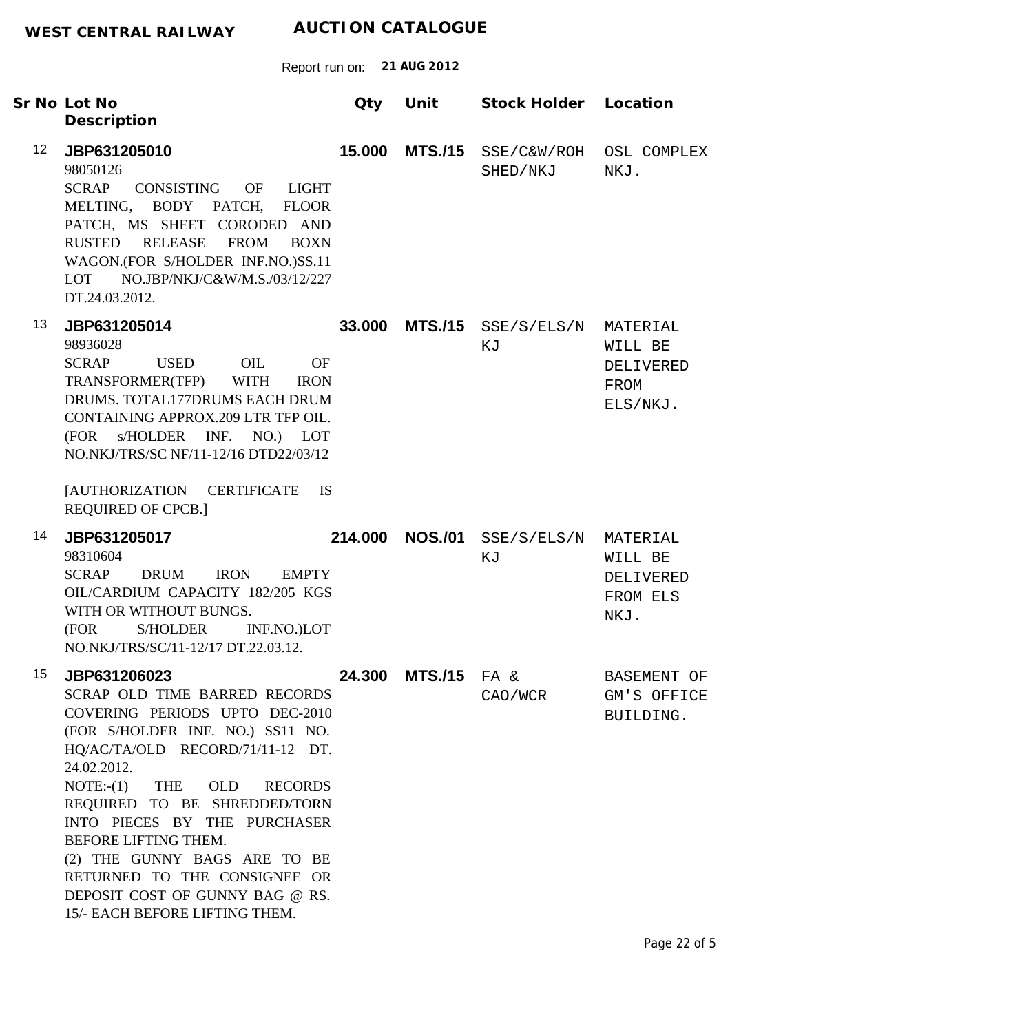**WEST CENTRAL RAILWAY** **AUCTION CATALOGUE**

Report run on: **21 AUG 2012**

| Sr No | Lot No / Description | Qty | Unit | Stock Holder | Location |
|---|---|---|---|---|---|
| 12 | **JBP631205010**<br>98050126<br>SCRAP CONSISTING OF LIGHT MELTING, BODY PATCH, FLOOR PATCH, MS SHEET CORODED AND RUSTED RELEASE FROM BOXN WAGON.(FOR S/HOLDER INF.NO.)SS.11 LOT NO.JBP/NKJ/C&W/M.S./03/12/227 DT.24.03.2012. | **15.000** | **MTS./15** | SSE/C&W/ROH SHED/NKJ | OSL COMPLEX NKJ. |
| 13 | **JBP631205014**<br>98936028<br>SCRAP USED OIL OF TRANSFORMER(TFP) WITH IRON DRUMS. TOTAL177DRUMS EACH DRUM CONTAINING APPROX.209 LTR TFP OIL. (FOR s/HOLDER INF. NO.) LOT NO.NKJ/TRS/SC NF/11-12/16 DTD22/03/12<br><br>[AUTHORIZATION CERTIFICATE IS REQUIRED OF CPCB.] | **33.000** | **MTS./15** | SSE/S/ELS/NKJ | MATERIAL WILL BE DELIVERED FROM ELS/NKJ. |
| 14 | **JBP631205017**<br>98310604<br>SCRAP DRUM IRON EMPTY OIL/CARDIUM CAPACITY 182/205 KGS WITH OR WITHOUT BUNGS.<br>(FOR S/HOLDER INF.NO.)LOT NO.NKJ/TRS/SC/11-12/17 DT.22.03.12. | **214.000** | **NOS./01** | SSE/S/ELS/NKJ | MATERIAL WILL BE DELIVERED FROM ELS NKJ. |
| 15 | **JBP631206023**<br>SCRAP OLD TIME BARRED RECORDS COVERING PERIODS UPTO DEC-2010 (FOR S/HOLDER INF. NO.) SS11 NO. HQ/AC/TA/OLD RECORD/71/11-12 DT. 24.02.2012.<br>NOTE:-(1) THE OLD RECORDS REQUIRED TO BE SHREDDED/TORN INTO PIECES BY THE PURCHASER BEFORE LIFTING THEM.<br>(2) THE GUNNY BAGS ARE TO BE RETURNED TO THE CONSIGNEE OR DEPOSIT COST OF GUNNY BAG @ RS. 15/- EACH BEFORE LIFTING THEM. | **24.300** | **MTS./15** | FA & CAO/WCR | BASEMENT OF GM'S OFFICE BUILDING. |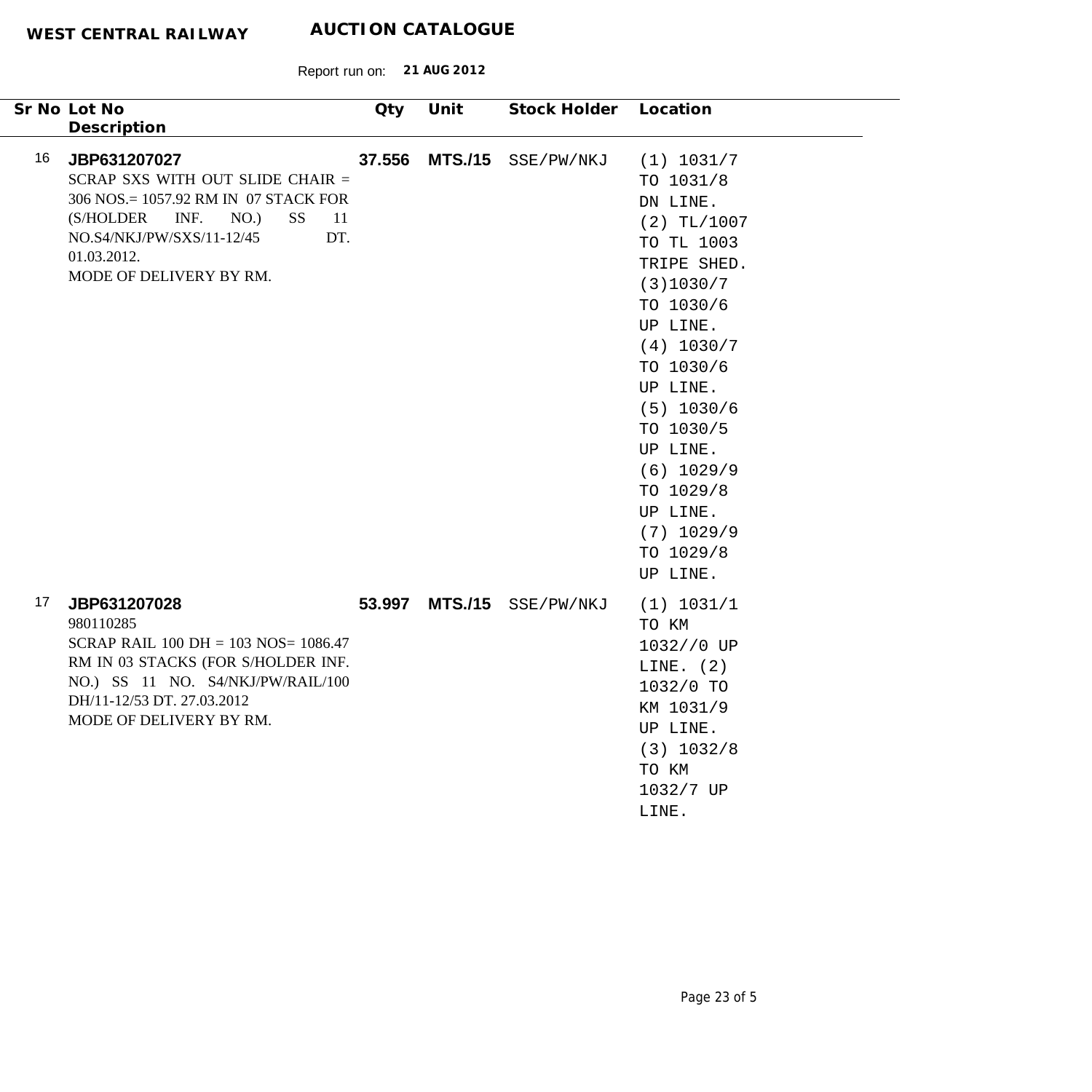**WEST CENTRAL RAILWAY** **AUCTION CATALOGUE**

Report run on: **21 AUG 2012**

| Sr No | Lot No / Description | Qty | Unit | Stock Holder | Location |
|---|---|---|---|---|---|
| 16 | **JBP631207027**<br>SCRAP SXS WITH OUT SLIDE CHAIR = 306 NOS.= 1057.92 RM IN 07 STACK FOR (S/HOLDER INF. NO.) SS 11 NO.S4/NKJ/PW/SXS/11-12/45 DT. 01.03.2012.<br>MODE OF DELIVERY BY RM. | **37.556** | **MTS./15** | SSE/PW/NKJ | (1) 1031/7 TO 1031/8 DN LINE. (2) TL/1007 TO TL 1003 TRIPE SHED. (3)1030/7 TO 1030/6 UP LINE. (4) 1030/7 TO 1030/6 UP LINE. (5) 1030/6 TO 1030/5 UP LINE. (6) 1029/9 TO 1029/8 UP LINE. (7) 1029/9 TO 1029/8 UP LINE. |
| 17 | **JBP631207028**<br>980110285<br>SCRAP RAIL 100 DH = 103 NOS= 1086.47 RM IN 03 STACKS (FOR S/HOLDER INF. NO.) SS 11 NO. S4/NKJ/PW/RAIL/100 DH/11-12/53 DT. 27.03.2012<br>MODE OF DELIVERY BY RM. | **53.997** | **MTS./15** | SSE/PW/NKJ | (1) 1031/1 TO KM 1032//0 UP LINE. (2) 1032/0 TO KM 1031/9 UP LINE. (3) 1032/8 TO KM 1032/7 UP LINE. |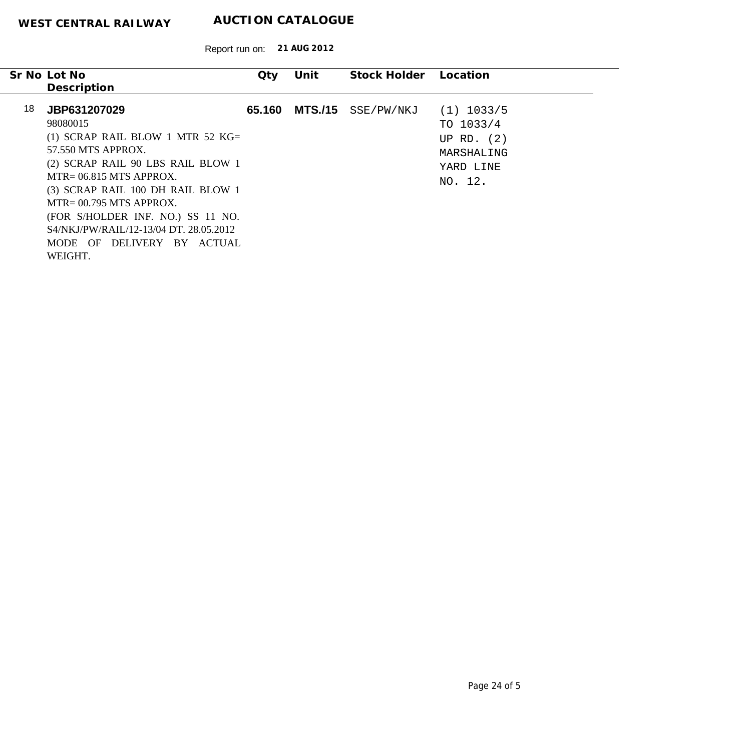**WEST CENTRAL RAILWAY** **AUCTION CATALOGUE**

Report run on: **21 AUG 2012**

| Sr No | Lot No / Description | Qty | Unit | Stock Holder | Location |
|---|---|---|---|---|---|
| 18 | **JBP631207029**<br>98080015<br>(1) SCRAP RAIL BLOW 1 MTR 52 KG= 57.550 MTS APPROX.<br>(2) SCRAP RAIL 90 LBS RAIL BLOW 1 MTR= 06.815 MTS APPROX.<br>(3) SCRAP RAIL 100 DH RAIL BLOW 1 MTR= 00.795 MTS APPROX.<br>(FOR S/HOLDER INF. NO.) SS 11 NO. S4/NKJ/PW/RAIL/12-13/04 DT. 28.05.2012<br>MODE OF DELIVERY BY ACTUAL WEIGHT. | **65.160** | **MTS./15** | SSE/PW/NKJ | (1) 1033/5 TO 1033/4 UP RD. (2) MARSHALING YARD LINE NO. 12. |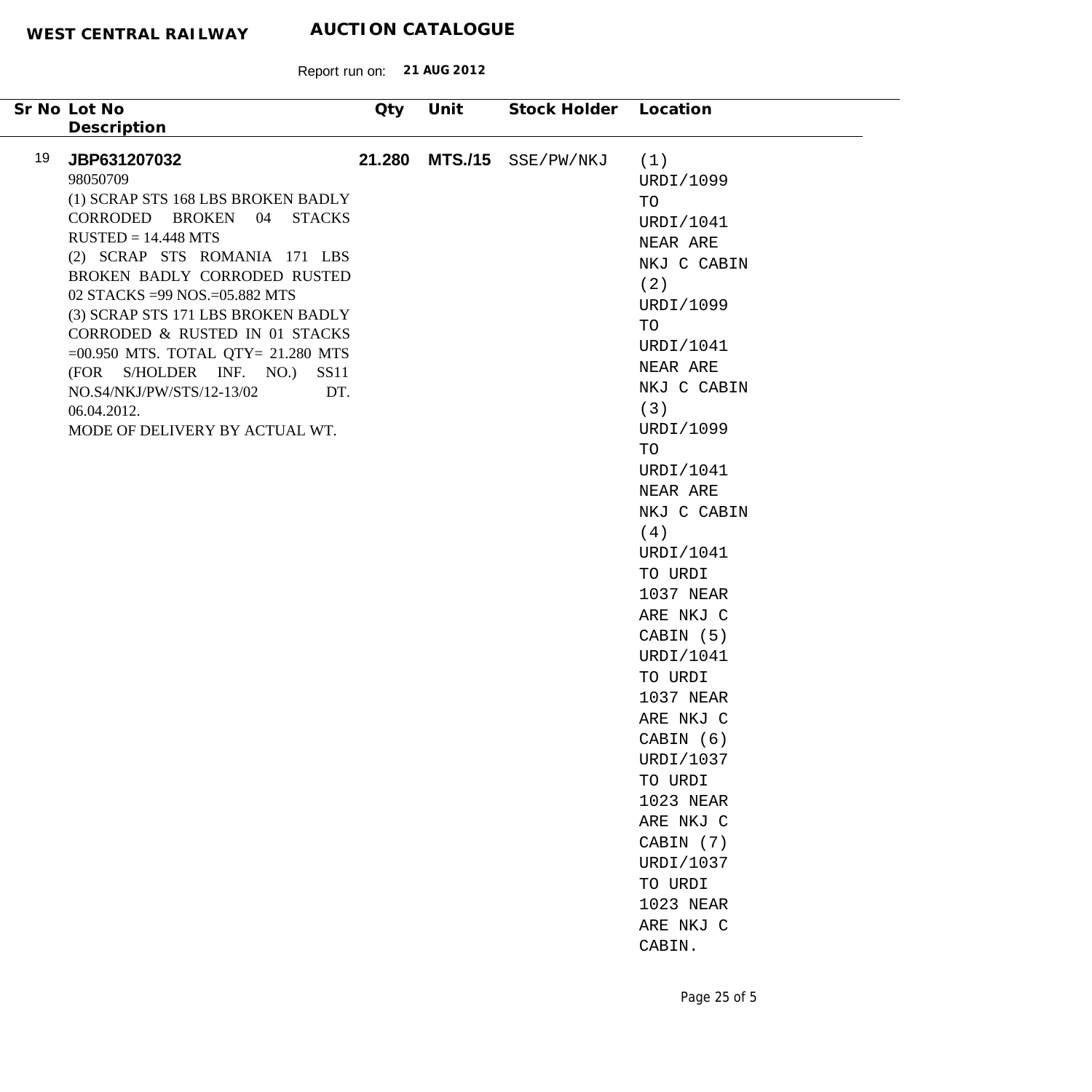**WEST CENTRAL RAILWAY** **AUCTION CATALOGUE**

Report run on: **21 AUG 2012**

| Sr No | Lot No / Description | Qty | Unit | Stock Holder | Location |
|---|---|---|---|---|---|
| 19 | **JBP631207032**<br>98050709<br>(1) SCRAP STS 168 LBS BROKEN BADLY CORRODED BROKEN 04 STACKS RUSTED = 14.448 MTS<br>(2) SCRAP STS ROMANIA 171 LBS BROKEN BADLY CORRODED RUSTED 02 STACKS =99 NOS.=05.882 MTS<br>(3) SCRAP STS 171 LBS BROKEN BADLY CORRODED & RUSTED IN 01 STACKS =00.950 MTS. TOTAL QTY= 21.280 MTS (FOR S/HOLDER INF. NO.) SS11 NO.S4/NKJ/PW/STS/12-13/02 DT. 06.04.2012.<br>MODE OF DELIVERY BY ACTUAL WT. | **21.280** | **MTS./15** | SSE/PW/NKJ | (1) URDI/1099 TO URDI/1041 NEAR ARE NKJ C CABIN (2) URDI/1099 TO URDI/1041 NEAR ARE NKJ C CABIN (3) URDI/1099 TO URDI/1041 NEAR ARE NKJ C CABIN (4) URDI/1041 TO URDI 1037 NEAR ARE NKJ C CABIN (5) URDI/1041 TO URDI 1037 NEAR ARE NKJ C CABIN (6) URDI/1037 TO URDI 1023 NEAR ARE NKJ C CABIN (7) URDI/1037 TO URDI 1023 NEAR ARE NKJ C CABIN. |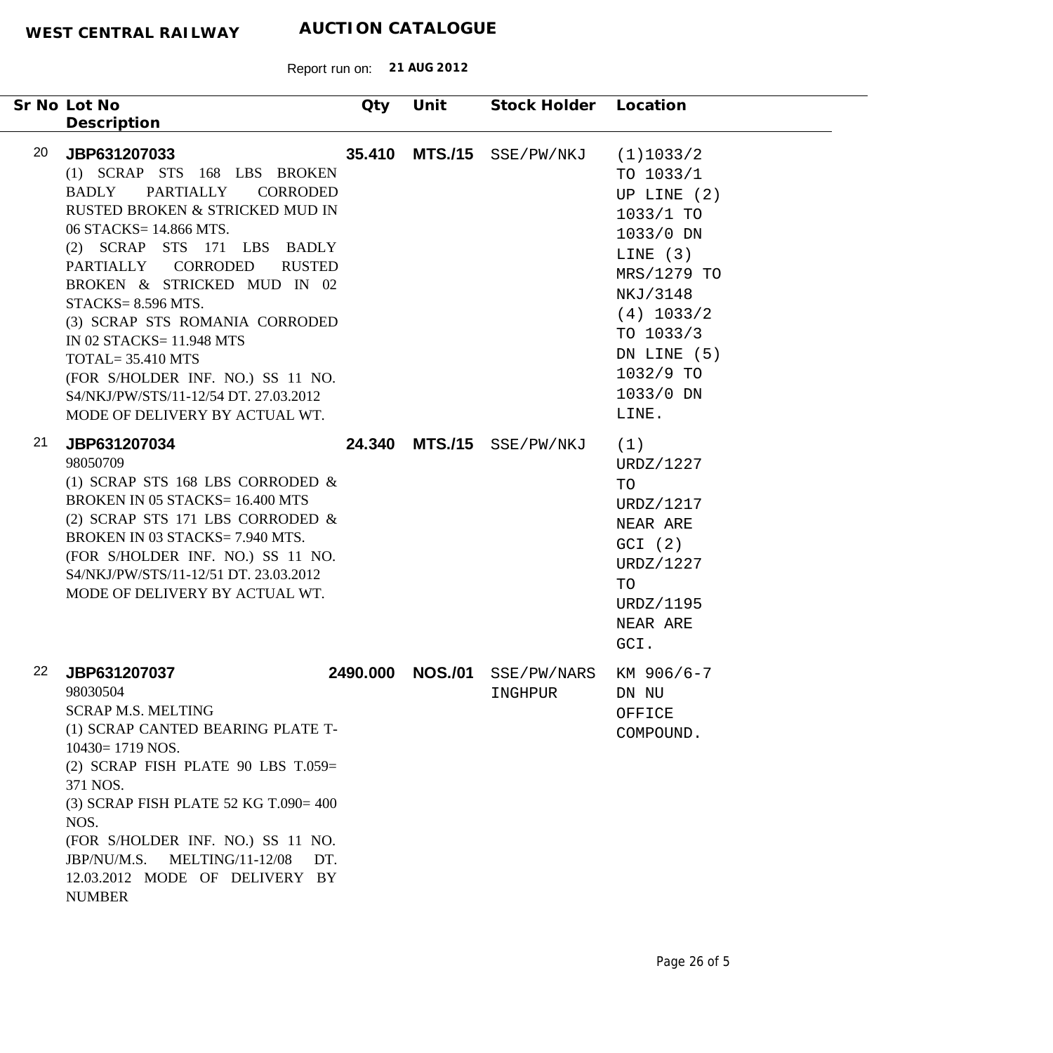**WEST CENTRAL RAILWAY** **AUCTION CATALOGUE**

Report run on: **21 AUG 2012**

| Sr No | Lot No / Description | Qty | Unit | Stock Holder | Location |
|---|---|---|---|---|---|
| 20 | **JBP631207033**<br>(1) SCRAP STS 168 LBS BROKEN BADLY PARTIALLY CORRODED RUSTED BROKEN & STRICKED MUD IN 06 STACKS= 14.866 MTS.<br>(2) SCRAP STS 171 LBS BADLY PARTIALLY CORRODED RUSTED BROKEN & STRICKED MUD IN 02 STACKS= 8.596 MTS.<br>(3) SCRAP STS ROMANIA CORRODED IN 02 STACKS= 11.948 MTS<br>TOTAL= 35.410 MTS<br>(FOR S/HOLDER INF. NO.) SS 11 NO. S4/NKJ/PW/STS/11-12/54 DT. 27.03.2012 MODE OF DELIVERY BY ACTUAL WT. | **35.410** | **MTS./15** | SSE/PW/NKJ | (1)1033/2 TO 1033/1 UP LINE (2) 1033/1 TO 1033/0 DN LINE (3) MRS/1279 TO NKJ/3148 (4) 1033/2 TO 1033/3 DN LINE (5) 1032/9 TO 1033/0 DN LINE. |
| 21 | **JBP631207034**<br>98050709<br>(1) SCRAP STS 168 LBS CORRODED & BROKEN IN 05 STACKS= 16.400 MTS<br>(2) SCRAP STS 171 LBS CORRODED & BROKEN IN 03 STACKS= 7.940 MTS.<br>(FOR S/HOLDER INF. NO.) SS 11 NO. S4/NKJ/PW/STS/11-12/51 DT. 23.03.2012 MODE OF DELIVERY BY ACTUAL WT. | **24.340** | **MTS./15** | SSE/PW/NKJ | (1) URDZ/1227 TO URDZ/1217 NEAR ARE GCI (2) URDZ/1227 TO URDZ/1195 NEAR ARE GCI. |
| 22 | **JBP631207037**<br>98030504<br>SCRAP M.S. MELTING<br>(1) SCRAP CANTED BEARING PLATE T-10430= 1719 NOS.<br>(2) SCRAP FISH PLATE 90 LBS T.059= 371 NOS.<br>(3) SCRAP FISH PLATE 52 KG T.090= 400 NOS.<br>(FOR S/HOLDER INF. NO.) SS 11 NO. JBP/NU/M.S. MELTING/11-12/08 DT. 12.03.2012 MODE OF DELIVERY BY NUMBER | **2490.000** | **NOS./01** | SSE/PW/NARSINGHPUR | KM 906/6-7 DN NU OFFICE COMPOUND. |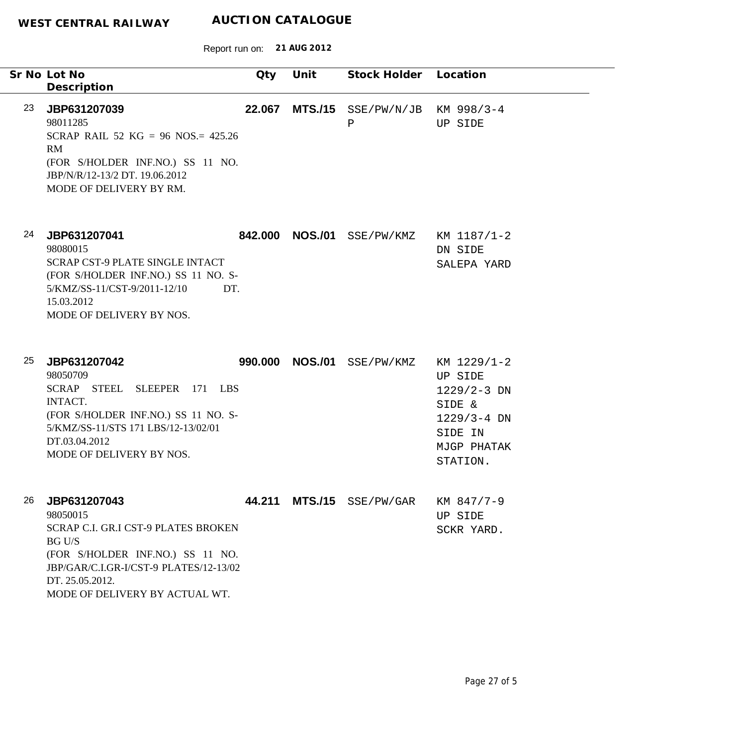**WEST CENTRAL RAILWAY** **AUCTION CATALOGUE**

Report run on: **21 AUG 2012**

| Sr No | Lot No / Description | Qty | Unit | Stock Holder | Location |
|---|---|---|---|---|---|
| 23 | **JBP631207039**<br>98011285<br>SCRAP RAIL 52 KG = 96 NOS.= 425.26 RM<br>(FOR S/HOLDER INF.NO.) SS 11 NO. JBP/N/R/12-13/2 DT. 19.06.2012<br>MODE OF DELIVERY BY RM. | **22.067** | **MTS./15** | SSE/PW/N/JBP | KM 998/3-4 UP SIDE |
| 24 | **JBP631207041**<br>98080015<br>SCRAP CST-9 PLATE SINGLE INTACT<br>(FOR S/HOLDER INF.NO.) SS 11 NO. S-5/KMZ/SS-11/CST-9/2011-12/10 DT. 15.03.2012<br>MODE OF DELIVERY BY NOS. | **842.000** | **NOS./01** | SSE/PW/KMZ | KM 1187/1-2 DN SIDE SALEPA YARD |
| 25 | **JBP631207042**<br>98050709<br>SCRAP STEEL SLEEPER 171 LBS INTACT.<br>(FOR S/HOLDER INF.NO.) SS 11 NO. S-5/KMZ/SS-11/STS 171 LBS/12-13/02/01 DT.03.04.2012<br>MODE OF DELIVERY BY NOS. | **990.000** | **NOS./01** | SSE/PW/KMZ | KM 1229/1-2 UP SIDE 1229/2-3 DN SIDE & 1229/3-4 DN SIDE IN MJGP PHATAK STATION. |
| 26 | **JBP631207043**<br>98050015<br>SCRAP C.I. GR.I CST-9 PLATES BROKEN BG U/S<br>(FOR S/HOLDER INF.NO.) SS 11 NO. JBP/GAR/C.I.GR-I/CST-9 PLATES/12-13/02 DT. 25.05.2012.<br>MODE OF DELIVERY BY ACTUAL WT. | **44.211** | **MTS./15** | SSE/PW/GAR | KM 847/7-9 UP SIDE SCKR YARD. |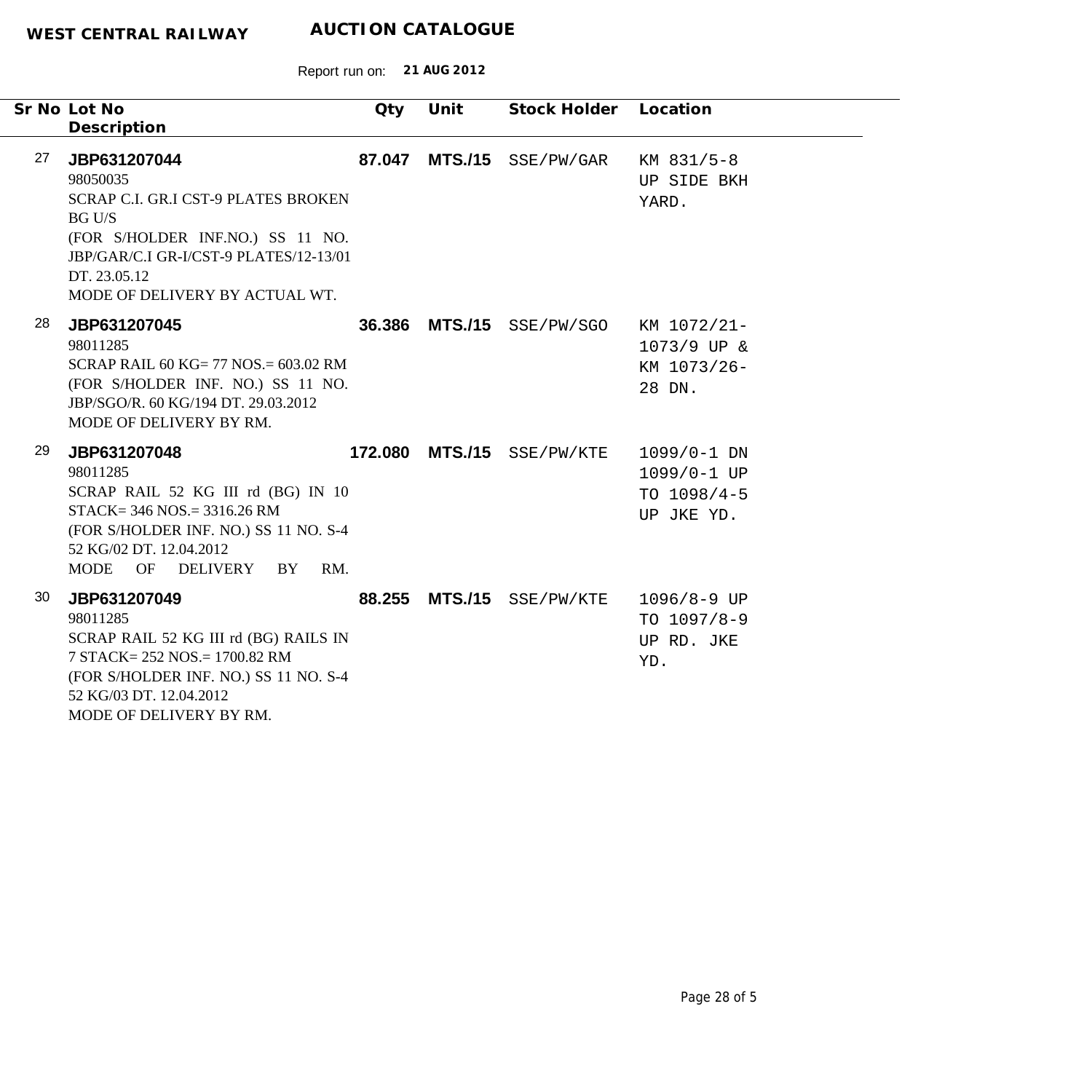**WEST CENTRAL RAILWAY** **AUCTION CATALOGUE**

Report run on: **21 AUG 2012**

| Sr No | Lot No<br>Description | Qty | Unit | Stock Holder | Location |
|---|---|---|---|---|---|
| 27 | **JBP631207044**<br>98050035<br>SCRAP C.I. GR.I CST-9 PLATES BROKEN BG U/S<br>(FOR S/HOLDER INF.NO.) SS 11 NO. JBP/GAR/C.I GR-I/CST-9 PLATES/12-13/01 DT. 23.05.12<br>MODE OF DELIVERY BY ACTUAL WT. | **87.047** | **MTS./15** | SSE/PW/GAR | KM 831/5-8 UP SIDE BKH YARD. |
| 28 | **JBP631207045**<br>98011285<br>SCRAP RAIL 60 KG= 77 NOS.= 603.02 RM<br>(FOR S/HOLDER INF. NO.) SS 11 NO. JBP/SGO/R. 60 KG/194 DT. 29.03.2012<br>MODE OF DELIVERY BY RM. | **36.386** | **MTS./15** | SSE/PW/SGO | KM 1072/21-1073/9 UP & KM 1073/26-28 DN. |
| 29 | **JBP631207048**<br>98011285<br>SCRAP RAIL 52 KG III rd (BG) IN 10 STACK= 346 NOS.= 3316.26 RM<br>(FOR S/HOLDER INF. NO.) SS 11 NO. S-4 52 KG/02 DT. 12.04.2012<br>MODE OF DELIVERY BY RM. | **172.080** | **MTS./15** | SSE/PW/KTE | 1099/0-1 DN 1099/0-1 UP TO 1098/4-5 UP JKE YD. |
| 30 | **JBP631207049**<br>98011285<br>SCRAP RAIL 52 KG III rd (BG) RAILS IN 7 STACK= 252 NOS.= 1700.82 RM<br>(FOR S/HOLDER INF. NO.) SS 11 NO. S-4 52 KG/03 DT. 12.04.2012<br>MODE OF DELIVERY BY RM. | **88.255** | **MTS./15** | SSE/PW/KTE | 1096/8-9 UP TO 1097/8-9 UP RD. JKE YD. |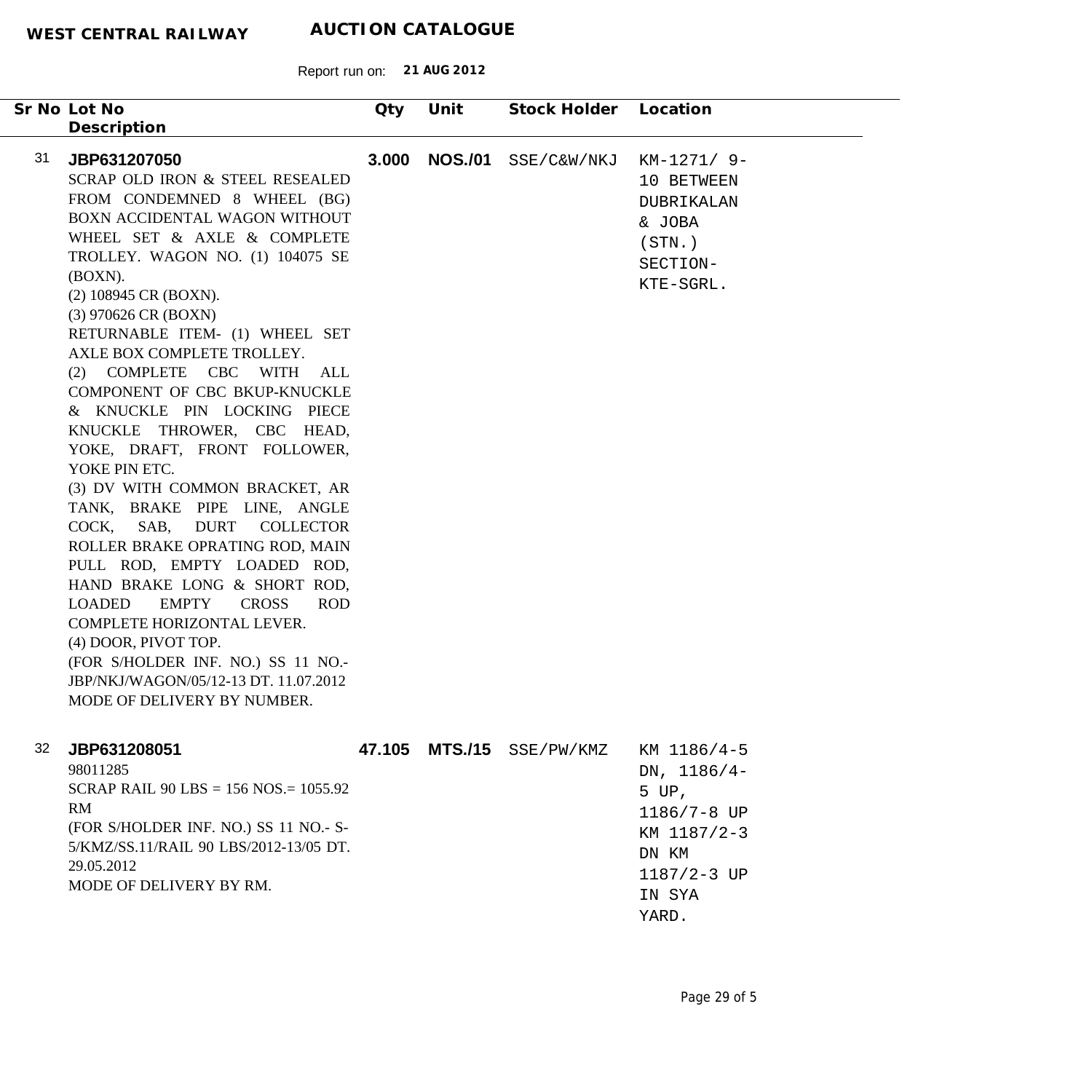**WEST CENTRAL RAILWAY** **AUCTION CATALOGUE**

Report run on: **21 AUG 2012**

| Sr No | Lot No / Description | Qty | Unit | Stock Holder | Location |
|---|---|---|---|---|---|
| 31 | **JBP631207050**<br>SCRAP OLD IRON & STEEL RESEALED FROM CONDEMNED 8 WHEEL (BG) BOXN ACCIDENTAL WAGON WITHOUT WHEEL SET & AXLE & COMPLETE TROLLEY. WAGON NO. (1) 104075 SE (BOXN).<br>(2) 108945 CR (BOXN).<br>(3) 970626 CR (BOXN)<br>RETURNABLE ITEM- (1) WHEEL SET AXLE BOX COMPLETE TROLLEY.<br>(2) COMPLETE CBC WITH ALL COMPONENT OF CBC BKUP-KNUCKLE & KNUCKLE PIN LOCKING PIECE KNUCKLE THROWER, CBC HEAD, YOKE, DRAFT, FRONT FOLLOWER, YOKE PIN ETC.<br>(3) DV WITH COMMON BRACKET, AR TANK, BRAKE PIPE LINE, ANGLE COCK, SAB, DURT COLLECTOR ROLLER BRAKE OPRATING ROD, MAIN PULL ROD, EMPTY LOADED ROD, HAND BRAKE LONG & SHORT ROD, LOADED EMPTY CROSS ROD COMPLETE HORIZONTAL LEVER.<br>(4) DOOR, PIVOT TOP.<br>(FOR S/HOLDER INF. NO.) SS 11 NO.- JBP/NKJ/WAGON/05/12-13 DT. 11.07.2012<br>MODE OF DELIVERY BY NUMBER. | **3.000** | **NOS./01** | SSE/C&W/NKJ | KM-1271/ 9-10 BETWEEN DUBRIKALAN & JOBA (STN.) SECTION- KTE-SGRL. |
| 32 | **JBP631208051**<br>98011285<br>SCRAP RAIL 90 LBS = 156 NOS.= 1055.92 RM<br>(FOR S/HOLDER INF. NO.) SS 11 NO.- S-5/KMZ/SS.11/RAIL 90 LBS/2012-13/05 DT. 29.05.2012<br>MODE OF DELIVERY BY RM. | **47.105** | **MTS./15** | SSE/PW/KMZ | KM 1186/4-5 DN, 1186/4-5 UP, 1186/7-8 UP KM 1187/2-3 DN KM 1187/2-3 UP IN SYA YARD. |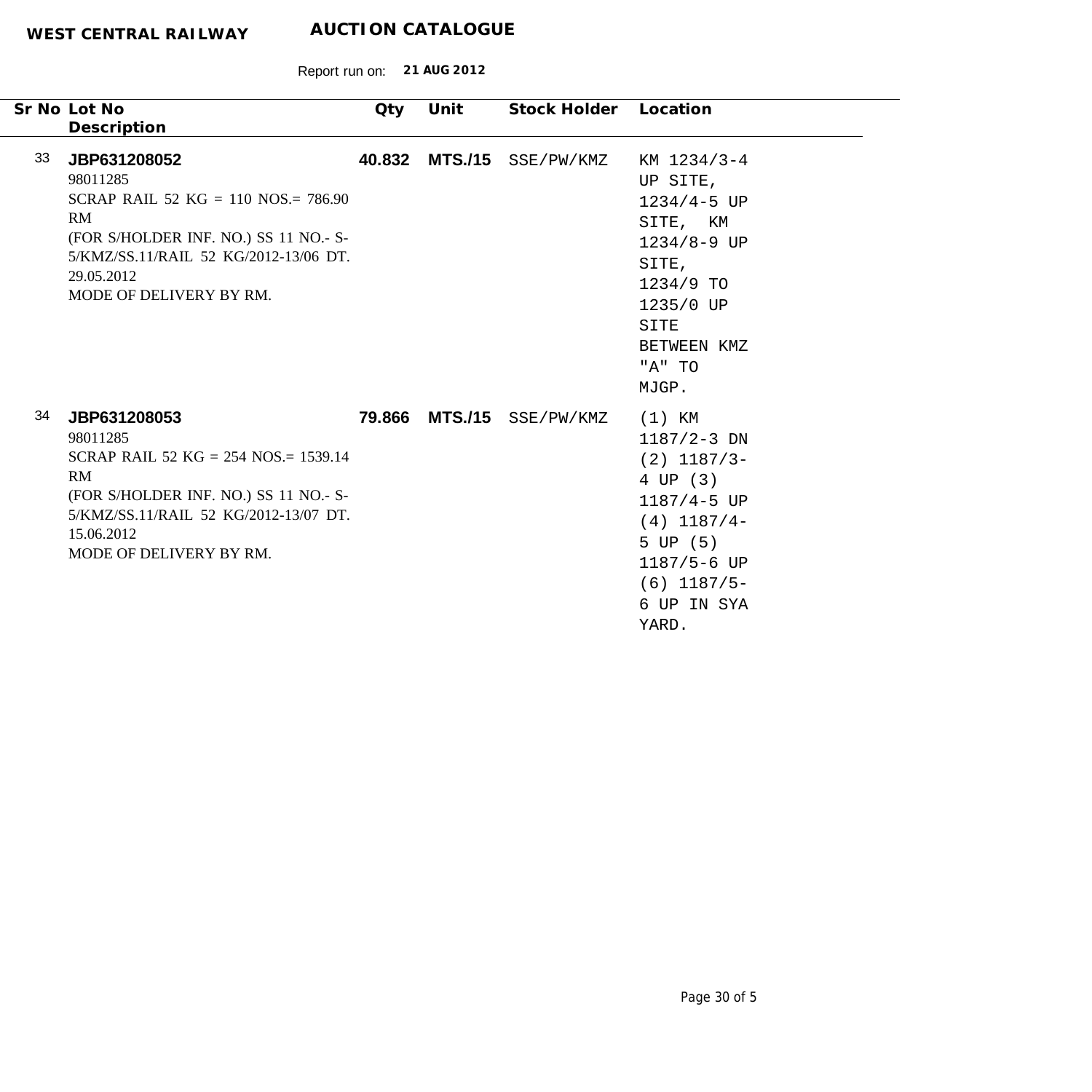**WEST CENTRAL RAILWAY** **AUCTION CATALOGUE**

Report run on: **21 AUG 2012**

| Sr No | Lot No / Description | Qty | Unit | Stock Holder | Location |
|---|---|---|---|---|---|
| 33 | **JBP631208052**<br>98011285<br>SCRAP RAIL 52 KG = 110 NOS.= 786.90 RM<br>(FOR S/HOLDER INF. NO.) SS 11 NO.- S-5/KMZ/SS.11/RAIL 52 KG/2012-13/06 DT. 29.05.2012<br>MODE OF DELIVERY BY RM. | **40.832** | **MTS./15** | SSE/PW/KMZ | KM 1234/3-4 UP SITE, 1234/4-5 UP SITE, KM 1234/8-9 UP SITE, 1234/9 TO 1235/0 UP SITE BETWEEN KMZ "A" TO MJGP. |
| 34 | **JBP631208053**<br>98011285<br>SCRAP RAIL 52 KG = 254 NOS.= 1539.14 RM<br>(FOR S/HOLDER INF. NO.) SS 11 NO.- S-5/KMZ/SS.11/RAIL 52 KG/2012-13/07 DT. 15.06.2012<br>MODE OF DELIVERY BY RM. | **79.866** | **MTS./15** | SSE/PW/KMZ | (1) KM 1187/2-3 DN (2) 1187/3-4 UP (3) 1187/4-5 UP (4) 1187/4-5 UP (5) 1187/5-6 UP (6) 1187/5-6 UP IN SYA YARD. |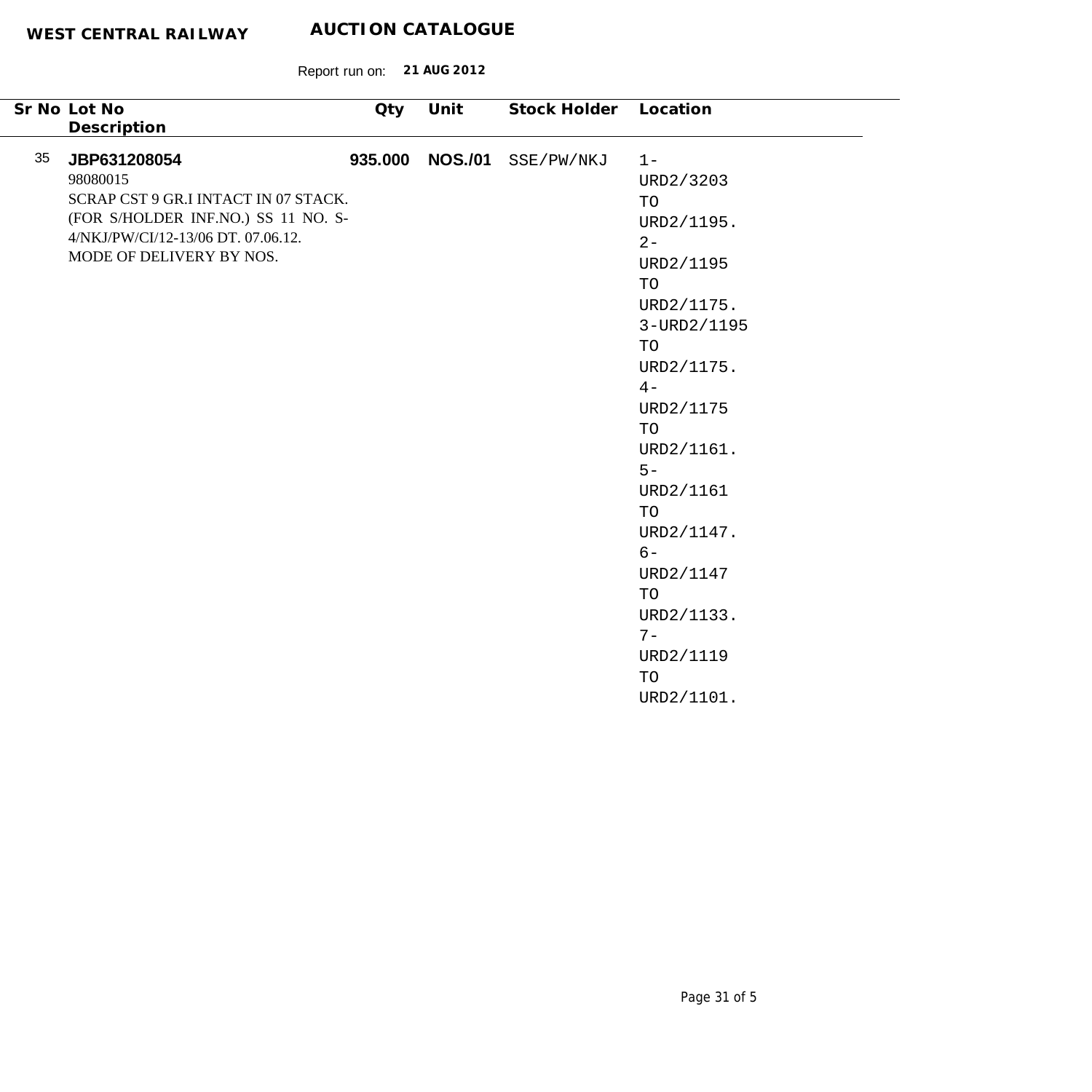**WEST CENTRAL RAILWAY** **AUCTION CATALOGUE**

Report run on: **21 AUG 2012**

| Sr No | Lot No<br>Description | Qty | Unit | Stock Holder | Location |
|---|---|---|---|---|---|
| 35 | **JBP631208054**<br>98080015<br>SCRAP CST 9 GR.I INTACT IN 07 STACK. (FOR S/HOLDER INF.NO.) SS 11 NO. S-4/NKJ/PW/CI/12-13/06 DT. 07.06.12. MODE OF DELIVERY BY NOS. | **935.000** | **NOS./01** | SSE/PW/NKJ | 1-URD2/3203 TO URD2/1195. 2-URD2/1195 TO URD2/1175. 3-URD2/1195 TO URD2/1175. 4-URD2/1175 TO URD2/1161. 5-URD2/1161 TO URD2/1147. 6-URD2/1147 TO URD2/1133. 7-URD2/1119 TO URD2/1101. |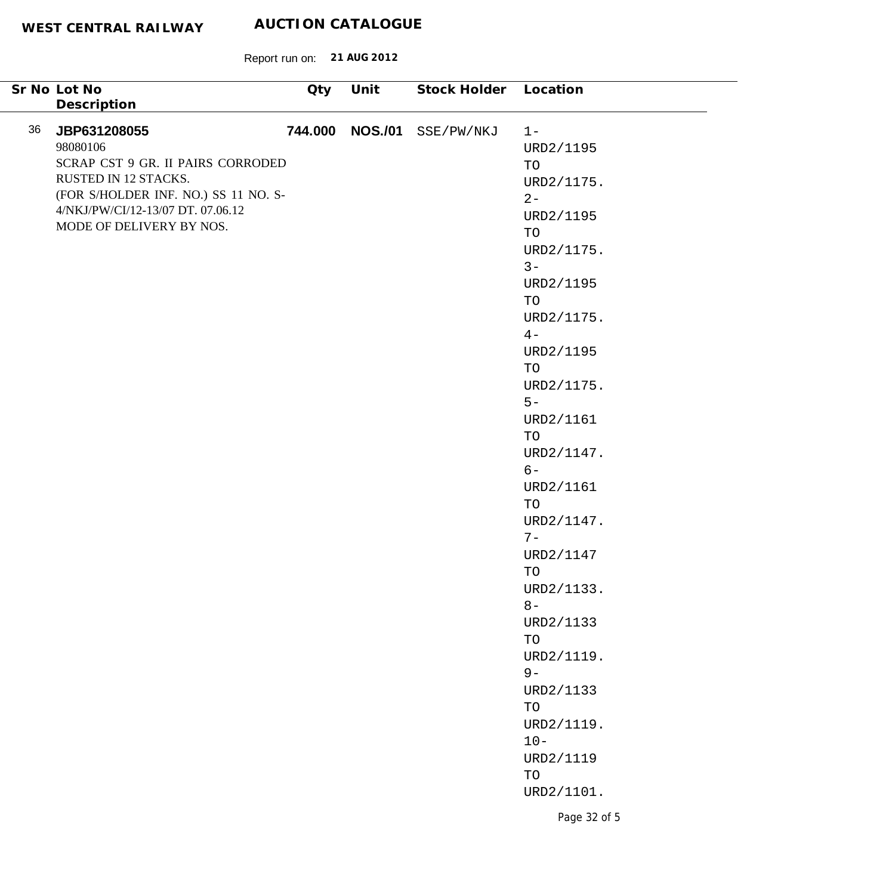**WEST CENTRAL RAILWAY** **AUCTION CATALOGUE**

Report run on: **21 AUG 2012**

| Sr No | Lot No / Description | Qty | Unit | Stock Holder | Location |
|---|---|---|---|---|---|
| 36 | **JBP631208055**<br>98080106<br>SCRAP CST 9 GR. II PAIRS CORRODED RUSTED IN 12 STACKS.<br>(FOR S/HOLDER INF. NO.) SS 11 NO. S-4/NKJ/PW/CI/12-13/07 DT. 07.06.12<br>MODE OF DELIVERY BY NOS. | **744.000** | **NOS./01** | SSE/PW/NKJ | 1-URD2/1195 TO URD2/1175.<br>2-URD2/1195 TO URD2/1175.<br>3-URD2/1195 TO URD2/1175.<br>4-URD2/1195 TO URD2/1175.<br>5-URD2/1161 TO URD2/1147.<br>6-URD2/1161 TO URD2/1147.<br>7-URD2/1147 TO URD2/1133.<br>8-URD2/1133 TO URD2/1119.<br>9-URD2/1133 TO URD2/1119.<br>10-URD2/1119 TO URD2/1101. |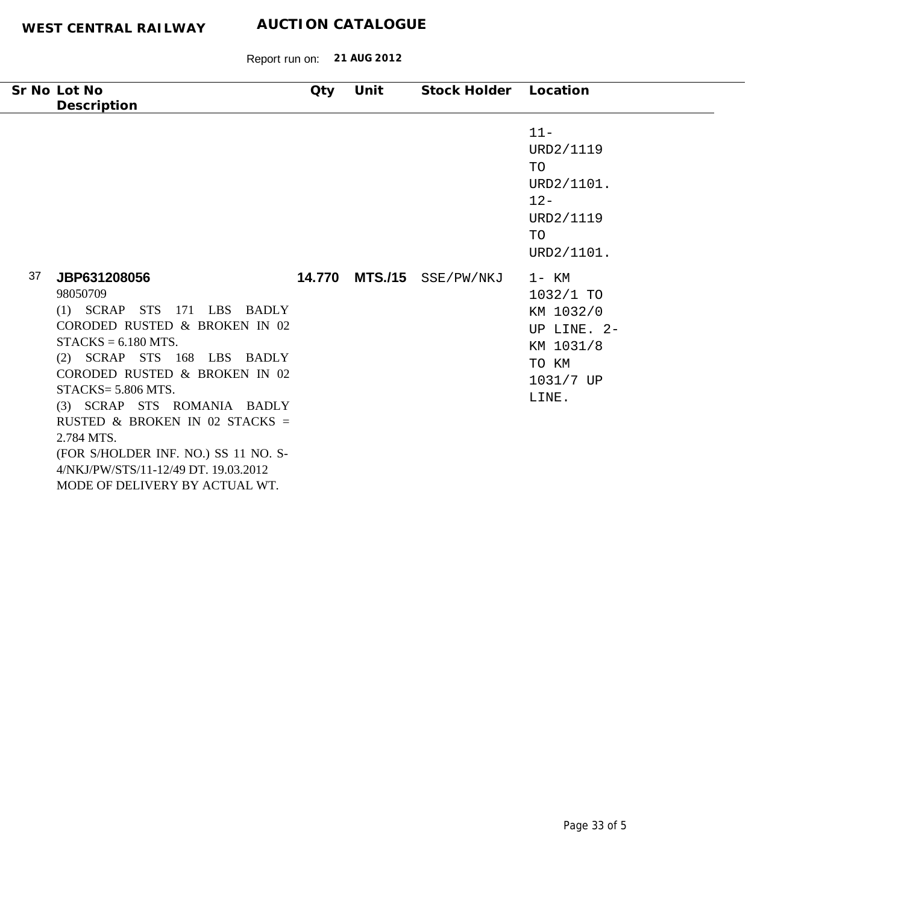**WEST CENTRAL RAILWAY** **AUCTION CATALOGUE**

Report run on: **21 AUG 2012**

| Sr No | Lot No / Description | Qty | Unit | Stock Holder | Location |
|---|---|---|---|---|---|
| | | | | | 11- URD2/1119 TO URD2/1101. 12- URD2/1119 TO URD2/1101. |
| 37 | **JBP631208056**<br>98050709<br>(1) SCRAP STS 171 LBS BADLY CORODED RUSTED & BROKEN IN 02 STACKS = 6.180 MTS.<br>(2) SCRAP STS 168 LBS BADLY CORODED RUSTED & BROKEN IN 02 STACKS= 5.806 MTS.<br>(3) SCRAP STS ROMANIA BADLY RUSTED & BROKEN IN 02 STACKS = 2.784 MTS.<br>(FOR S/HOLDER INF. NO.) SS 11 NO. S-4/NKJ/PW/STS/11-12/49 DT. 19.03.2012<br>MODE OF DELIVERY BY ACTUAL WT. | **14.770** | **MTS./15** | SSE/PW/NKJ | 1- KM 1032/1 TO KM 1032/0 UP LINE. 2- KM 1031/8 TO KM 1031/7 UP LINE. |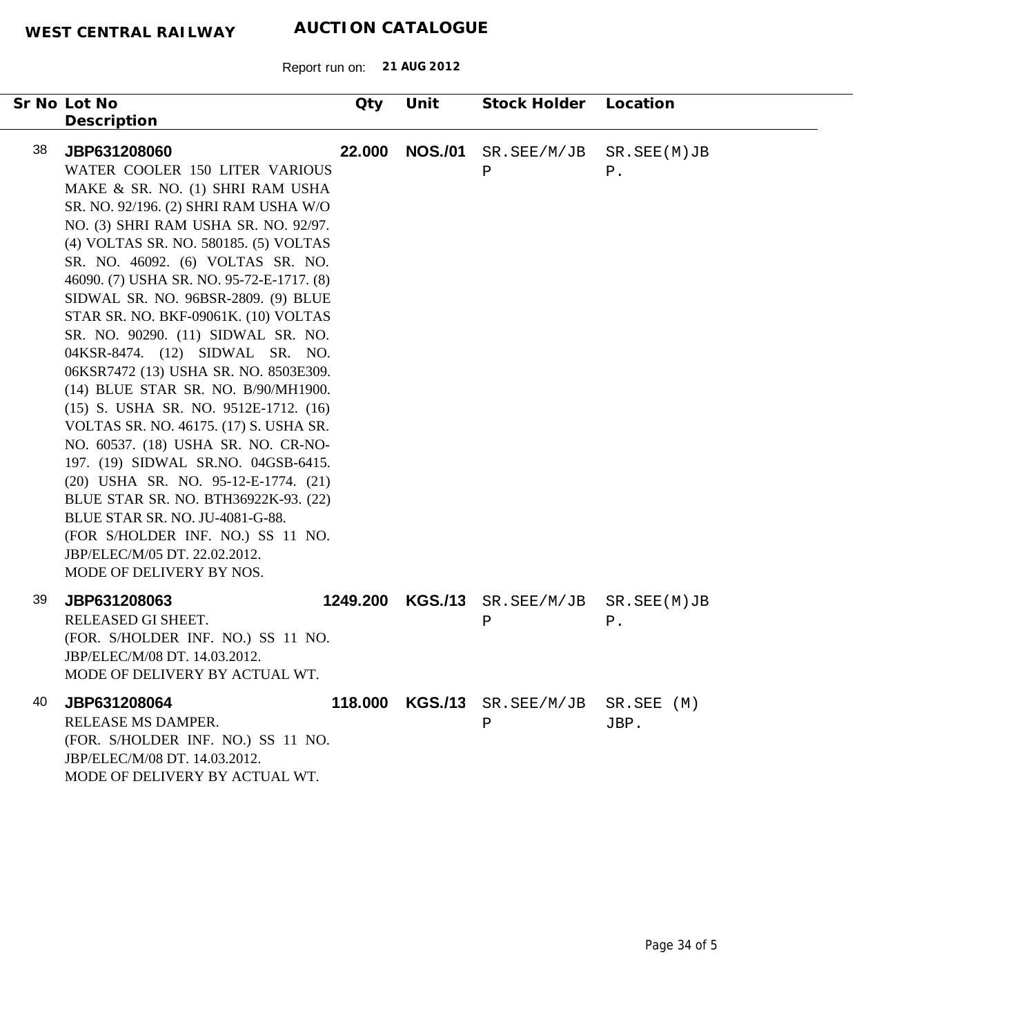**WEST CENTRAL RAILWAY** **AUCTION CATALOGUE**

Report run on: **21 AUG 2012**

| Sr No | Lot No / Description | Qty | Unit | Stock Holder | Location |
|---|---|---|---|---|---|
| 38 | **JBP631208060**<br>WATER COOLER 150 LITER VARIOUS MAKE & SR. NO. (1) SHRI RAM USHA SR. NO. 92/196. (2) SHRI RAM USHA W/O NO. (3) SHRI RAM USHA SR. NO. 92/97. (4) VOLTAS SR. NO. 580185. (5) VOLTAS SR. NO. 46092. (6) VOLTAS SR. NO. 46090. (7) USHA SR. NO. 95-72-E-1717. (8) SIDWAL SR. NO. 96BSR-2809. (9) BLUE STAR SR. NO. BKF-09061K. (10) VOLTAS SR. NO. 90290. (11) SIDWAL SR. NO. 04KSR-8474. (12) SIDWAL SR. NO. 06KSR7472 (13) USHA SR. NO. 8503E309. (14) BLUE STAR SR. NO. B/90/MH1900. (15) S. USHA SR. NO. 9512E-1712. (16) VOLTAS SR. NO. 46175. (17) S. USHA SR. NO. 60537. (18) USHA SR. NO. CR-NO-197. (19) SIDWAL SR.NO. 04GSB-6415. (20) USHA SR. NO. 95-12-E-1774. (21) BLUE STAR SR. NO. BTH36922K-93. (22) BLUE STAR SR. NO. JU-4081-G-88.<br>(FOR S/HOLDER INF. NO.) SS 11 NO. JBP/ELEC/M/05 DT. 22.02.2012.<br>MODE OF DELIVERY BY NOS. | **22.000** | **NOS./01** | SR.SEE/M/JBP | SR.SEE(M)JBP. |
| 39 | **JBP631208063**<br>RELEASED GI SHEET.<br>(FOR. S/HOLDER INF. NO.) SS 11 NO. JBP/ELEC/M/08 DT. 14.03.2012.<br>MODE OF DELIVERY BY ACTUAL WT. | **1249.200** | **KGS./13** | SR.SEE/M/JBP | SR.SEE(M)JBP. |
| 40 | **JBP631208064**<br>RELEASE MS DAMPER.<br>(FOR. S/HOLDER INF. NO.) SS 11 NO. JBP/ELEC/M/08 DT. 14.03.2012.<br>MODE OF DELIVERY BY ACTUAL WT. | **118.000** | **KGS./13** | SR.SEE/M/JBP | SR.SEE (M) JBP. |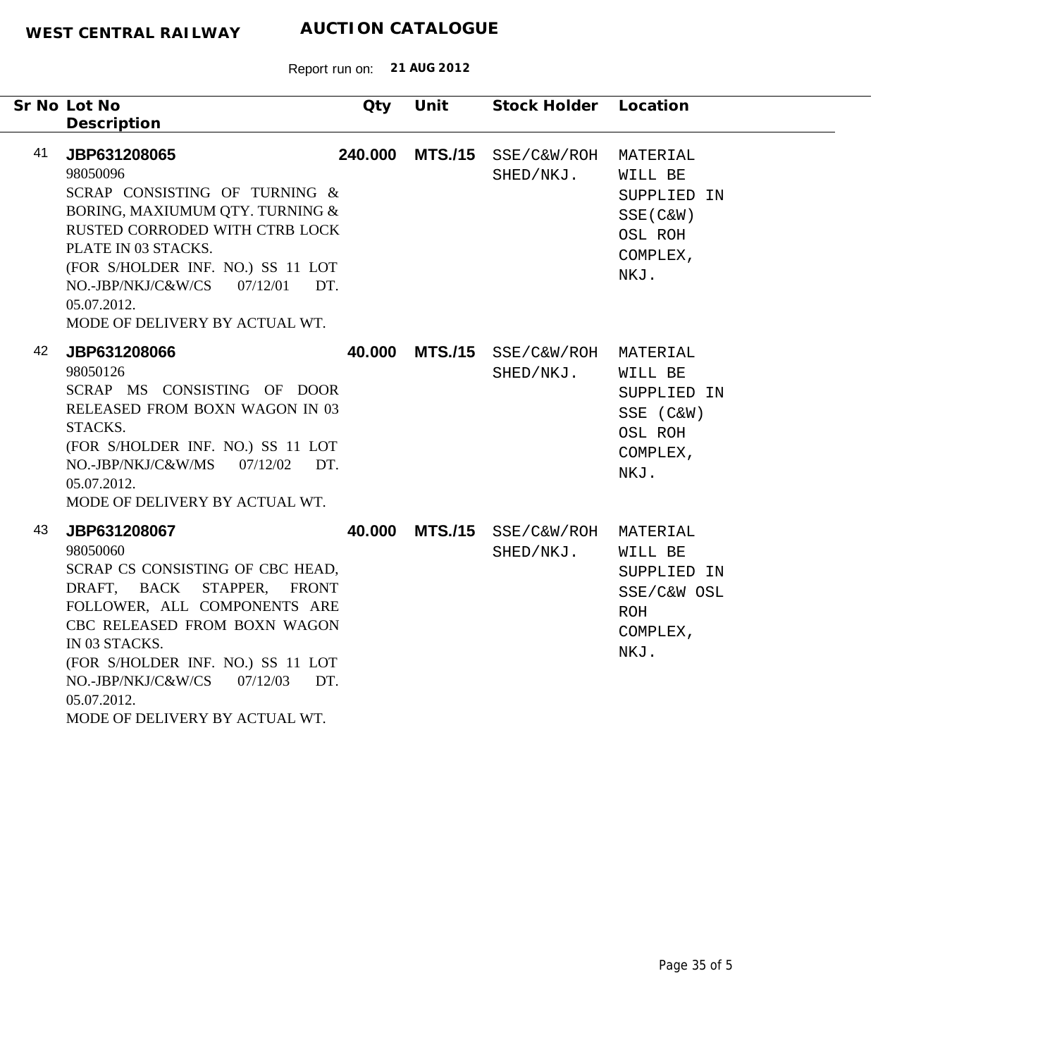**WEST CENTRAL RAILWAY** **AUCTION CATALOGUE**

Report run on: **21 AUG 2012**

| Sr No | Lot No<br>Description | Qty | Unit | Stock Holder | Location |
|---|---|---|---|---|---|
| 41 | **JBP631208065**<br>98050096<br>SCRAP CONSISTING OF TURNING & BORING, MAXIUMUM QTY. TURNING & RUSTED CORRODED WITH CTRB LOCK PLATE IN 03 STACKS.<br>(FOR S/HOLDER INF. NO.) SS 11 LOT NO.-JBP/NKJ/C&W/CS 07/12/01 DT. 05.07.2012.<br>MODE OF DELIVERY BY ACTUAL WT. | **240.000** | **MTS./15** | SSE/C&W/ROH SHED/NKJ. | MATERIAL WILL BE SUPPLIED IN SSE(C&W) OSL ROH COMPLEX, NKJ. |
| 42 | **JBP631208066**<br>98050126<br>SCRAP MS CONSISTING OF DOOR RELEASED FROM BOXN WAGON IN 03 STACKS.<br>(FOR S/HOLDER INF. NO.) SS 11 LOT NO.-JBP/NKJ/C&W/MS 07/12/02 DT. 05.07.2012.<br>MODE OF DELIVERY BY ACTUAL WT. | **40.000** | **MTS./15** | SSE/C&W/ROH SHED/NKJ. | MATERIAL WILL BE SUPPLIED IN SSE (C&W) OSL ROH COMPLEX, NKJ. |
| 43 | **JBP631208067**<br>98050060<br>SCRAP CS CONSISTING OF CBC HEAD, DRAFT, BACK STAPPER, FRONT FOLLOWER, ALL COMPONENTS ARE CBC RELEASED FROM BOXN WAGON IN 03 STACKS.<br>(FOR S/HOLDER INF. NO.) SS 11 LOT NO.-JBP/NKJ/C&W/CS 07/12/03 DT. 05.07.2012.<br>MODE OF DELIVERY BY ACTUAL WT. | **40.000** | **MTS./15** | SSE/C&W/ROH SHED/NKJ. | MATERIAL WILL BE SUPPLIED IN SSE/C&W OSL ROH COMPLEX, NKJ. |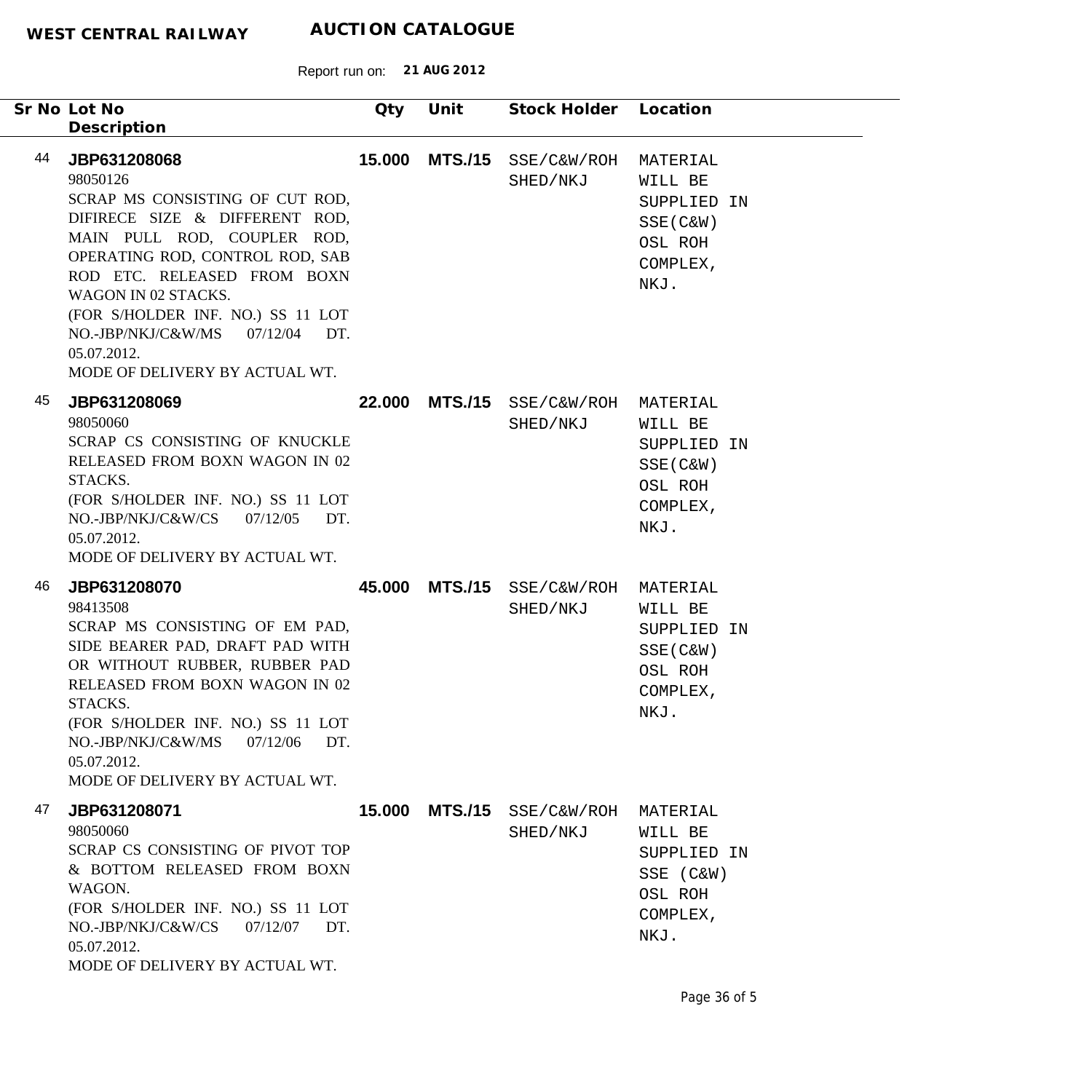**WEST CENTRAL RAILWAY** **AUCTION CATALOGUE**

Report run on: **21 AUG 2012**

| Sr No | Lot No / Description | Qty | Unit | Stock Holder | Location |
|---|---|---|---|---|---|
| 44 | **JBP631208068**<br>98050126<br>SCRAP MS CONSISTING OF CUT ROD, DIFIRECE SIZE & DIFFERENT ROD, MAIN PULL ROD, COUPLER ROD, OPERATING ROD, CONTROL ROD, SAB ROD ETC. RELEASED FROM BOXN WAGON IN 02 STACKS.<br>(FOR S/HOLDER INF. NO.) SS 11 LOT NO.-JBP/NKJ/C&W/MS 07/12/04 DT. 05.07.2012.<br>MODE OF DELIVERY BY ACTUAL WT. | **15.000** | **MTS./15** | SSE/C&W/ROH SHED/NKJ | MATERIAL WILL BE SUPPLIED IN SSE(C&W) OSL ROH COMPLEX, NKJ. |
| 45 | **JBP631208069**<br>98050060<br>SCRAP CS CONSISTING OF KNUCKLE RELEASED FROM BOXN WAGON IN 02 STACKS.<br>(FOR S/HOLDER INF. NO.) SS 11 LOT NO.-JBP/NKJ/C&W/CS 07/12/05 DT. 05.07.2012.<br>MODE OF DELIVERY BY ACTUAL WT. | **22.000** | **MTS./15** | SSE/C&W/ROH SHED/NKJ | MATERIAL WILL BE SUPPLIED IN SSE(C&W) OSL ROH COMPLEX, NKJ. |
| 46 | **JBP631208070**<br>98413508<br>SCRAP MS CONSISTING OF EM PAD, SIDE BEARER PAD, DRAFT PAD WITH OR WITHOUT RUBBER, RUBBER PAD RELEASED FROM BOXN WAGON IN 02 STACKS.<br>(FOR S/HOLDER INF. NO.) SS 11 LOT NO.-JBP/NKJ/C&W/MS 07/12/06 DT. 05.07.2012.<br>MODE OF DELIVERY BY ACTUAL WT. | **45.000** | **MTS./15** | SSE/C&W/ROH SHED/NKJ | MATERIAL WILL BE SUPPLIED IN SSE(C&W) OSL ROH COMPLEX, NKJ. |
| 47 | **JBP631208071**<br>98050060<br>SCRAP CS CONSISTING OF PIVOT TOP & BOTTOM RELEASED FROM BOXN WAGON.<br>(FOR S/HOLDER INF. NO.) SS 11 LOT NO.-JBP/NKJ/C&W/CS 07/12/07 DT. 05.07.2012.<br>MODE OF DELIVERY BY ACTUAL WT. | **15.000** | **MTS./15** | SSE/C&W/ROH SHED/NKJ | MATERIAL WILL BE SUPPLIED IN SSE (C&W) OSL ROH COMPLEX, NKJ. |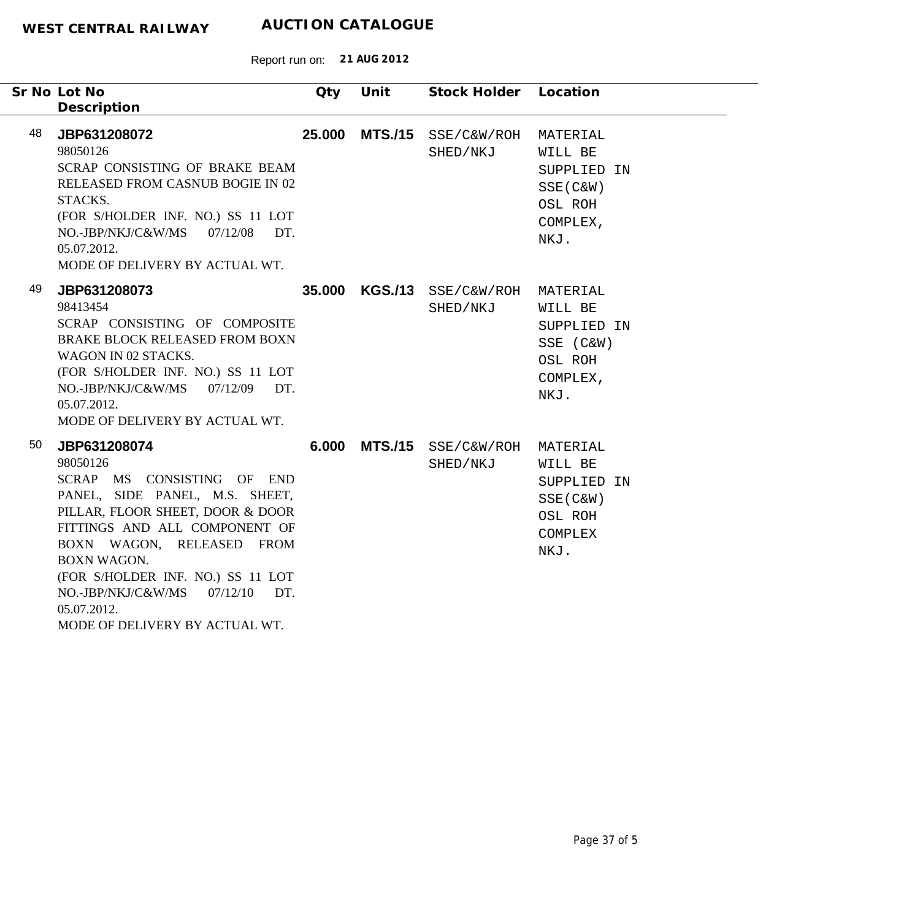**WEST CENTRAL RAILWAY** **AUCTION CATALOGUE**

Report run on: **21 AUG 2012**

| Sr No | Lot No / Description | Qty | Unit | Stock Holder | Location |
|---|---|---|---|---|---|
| 48 | **JBP631208072**<br>98050126<br>SCRAP CONSISTING OF BRAKE BEAM RELEASED FROM CASNUB BOGIE IN 02 STACKS.<br>(FOR S/HOLDER INF. NO.) SS 11 LOT NO.-JBP/NKJ/C&W/MS 07/12/08 DT. 05.07.2012.<br>MODE OF DELIVERY BY ACTUAL WT. | **25.000** | **MTS./15** | SSE/C&W/ROH SHED/NKJ | MATERIAL WILL BE SUPPLIED IN SSE(C&W) OSL ROH COMPLEX, NKJ. |
| 49 | **JBP631208073**<br>98413454<br>SCRAP CONSISTING OF COMPOSITE BRAKE BLOCK RELEASED FROM BOXN WAGON IN 02 STACKS.<br>(FOR S/HOLDER INF. NO.) SS 11 LOT NO.-JBP/NKJ/C&W/MS 07/12/09 DT. 05.07.2012.<br>MODE OF DELIVERY BY ACTUAL WT. | **35.000** | **KGS./13** | SSE/C&W/ROH SHED/NKJ | MATERIAL WILL BE SUPPLIED IN SSE (C&W) OSL ROH COMPLEX, NKJ. |
| 50 | **JBP631208074**<br>98050126<br>SCRAP MS CONSISTING OF END PANEL, SIDE PANEL, M.S. SHEET, PILLAR, FLOOR SHEET, DOOR & DOOR FITTINGS AND ALL COMPONENT OF BOXN WAGON, RELEASED FROM BOXN WAGON.<br>(FOR S/HOLDER INF. NO.) SS 11 LOT NO.-JBP/NKJ/C&W/MS 07/12/10 DT. 05.07.2012.<br>MODE OF DELIVERY BY ACTUAL WT. | **6.000** | **MTS./15** | SSE/C&W/ROH SHED/NKJ | MATERIAL WILL BE SUPPLIED IN SSE(C&W) OSL ROH COMPLEX NKJ. |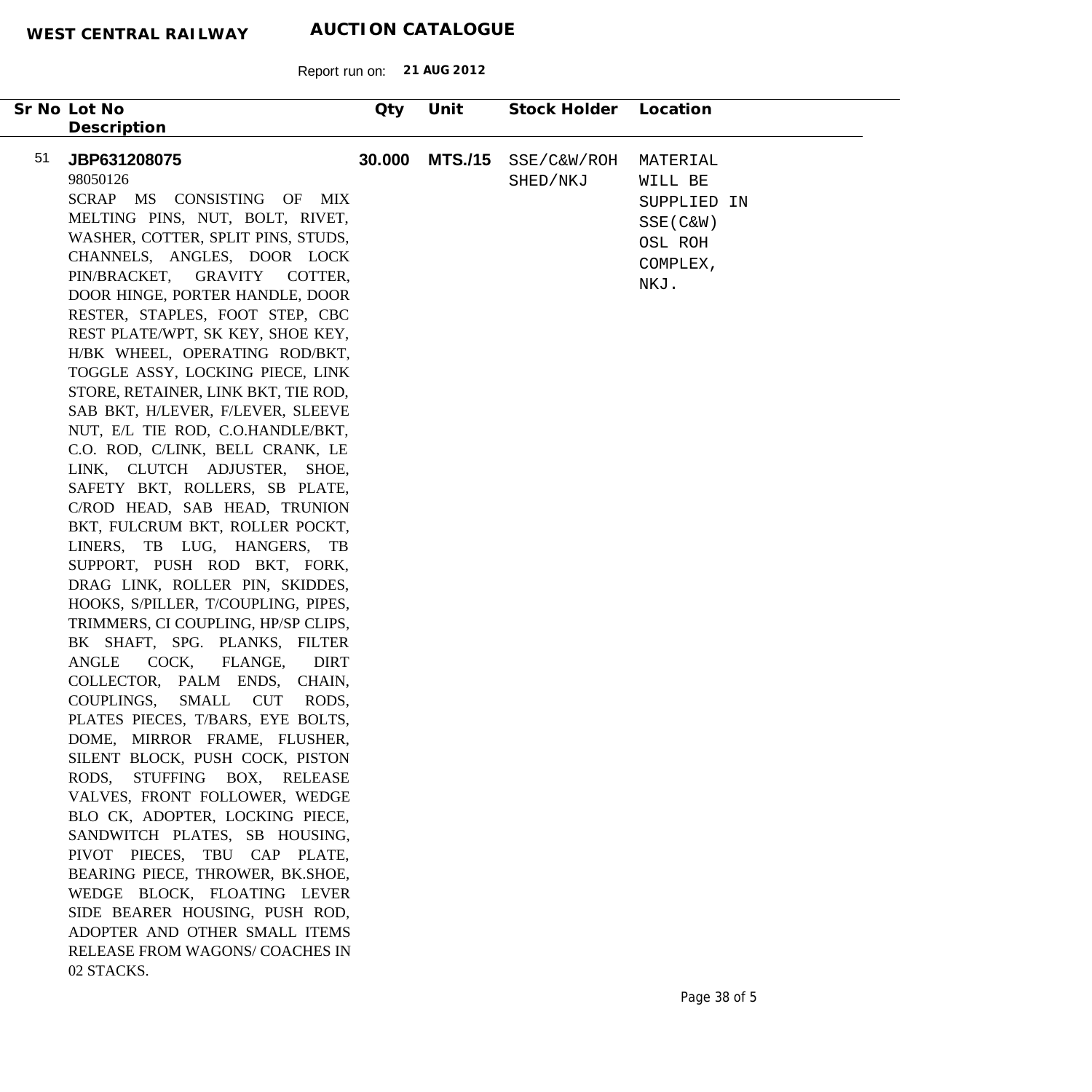**WEST CENTRAL RAILWAY** **AUCTION CATALOGUE**

Report run on: **21 AUG 2012**

| Sr No | Lot No / Description | Qty | Unit | Stock Holder | Location |
|---|---|---|---|---|---|
| 51 | **JBP631208075**<br>98050126<br>SCRAP MS CONSISTING OF MIX MELTING PINS, NUT, BOLT, RIVET, WASHER, COTTER, SPLIT PINS, STUDS, CHANNELS, ANGLES, DOOR LOCK PIN/BRACKET, GRAVITY COTTER, DOOR HINGE, PORTER HANDLE, DOOR RESTER, STAPLES, FOOT STEP, CBC REST PLATE/WPT, SK KEY, SHOE KEY, H/BK WHEEL, OPERATING ROD/BKT, TOGGLE ASSY, LOCKING PIECE, LINK STORE, RETAINER, LINK BKT, TIE ROD, SAB BKT, H/LEVER, F/LEVER, SLEEVE NUT, E/L TIE ROD, C.O.HANDLE/BKT, C.O. ROD, C/LINK, BELL CRANK, LE LINK, CLUTCH ADJUSTER, SHOE, SAFETY BKT, ROLLERS, SB PLATE, C/ROD HEAD, SAB HEAD, TRUNION BKT, FULCRUM BKT, ROLLER POCKT, LINERS, TB LUG, HANGERS, TB SUPPORT, PUSH ROD BKT, FORK, DRAG LINK, ROLLER PIN, SKIDDES, HOOKS, S/PILLER, T/COUPLING, PIPES, TRIMMERS, CI COUPLING, HP/SP CLIPS, BK SHAFT, SPG. PLANKS, FILTER ANGLE COCK, FLANGE, DIRT COLLECTOR, PALM ENDS, CHAIN, COUPLINGS, SMALL CUT RODS, PLATES PIECES, T/BARS, EYE BOLTS, DOME, MIRROR FRAME, FLUSHER, SILENT BLOCK, PUSH COCK, PISTON RODS, STUFFING BOX, RELEASE VALVES, FRONT FOLLOWER, WEDGE BLO CK, ADOPTER, LOCKING PIECE, SANDWITCH PLATES, SB HOUSING, PIVOT PIECES, TBU CAP PLATE, BEARING PIECE, THROWER, BK.SHOE, WEDGE BLOCK, FLOATING LEVER SIDE BEARER HOUSING, PUSH ROD, ADOPTER AND OTHER SMALL ITEMS RELEASE FROM WAGONS/ COACHES IN 02 STACKS. | **30.000** | **MTS./15** | SSE/C&W/ROH SHED/NKJ | MATERIAL WILL BE SUPPLIED IN SSE(C&W) OSL ROH COMPLEX, NKJ. |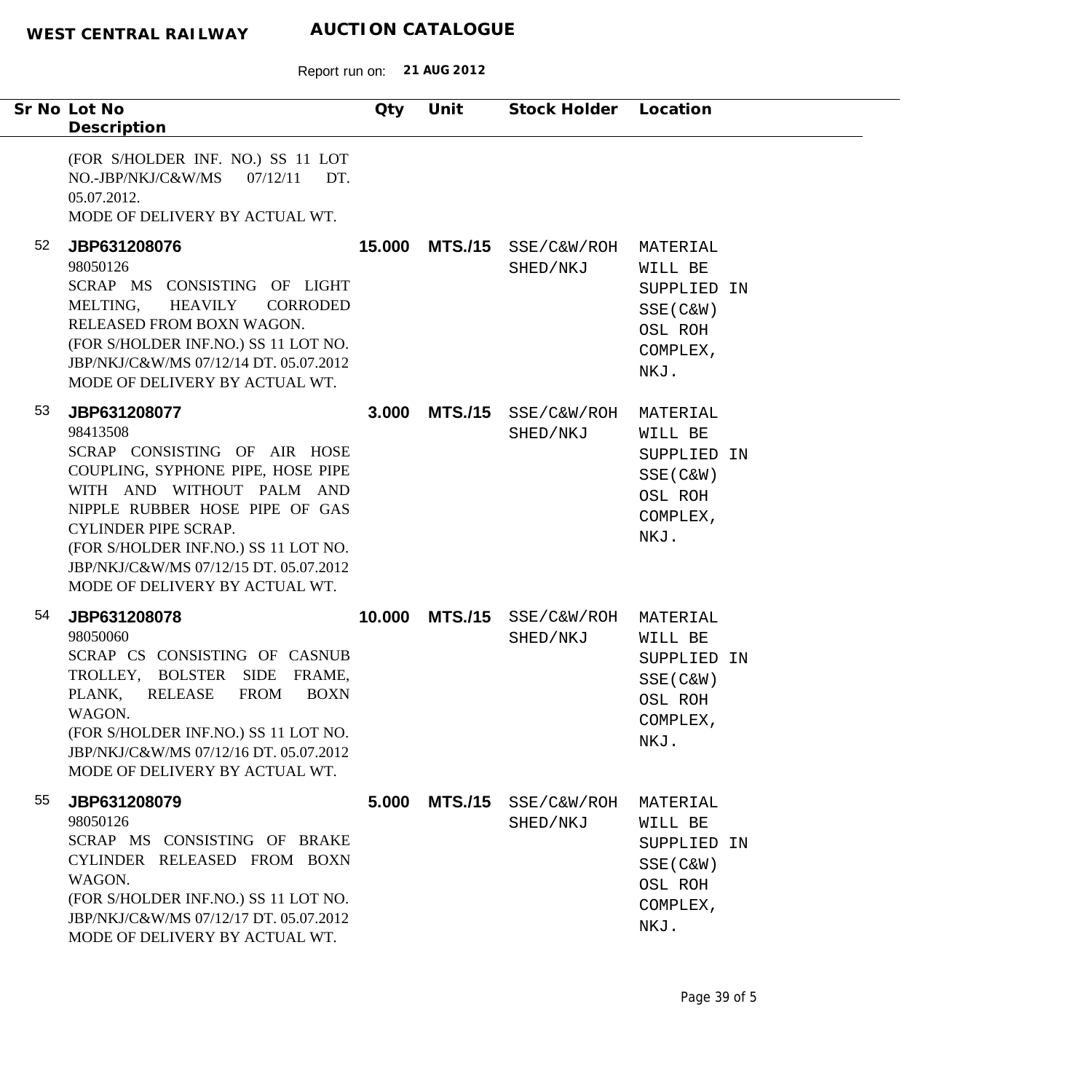| Sr No | Lot No / Description | Qty | Unit | Stock Holder | Location |
|---|---|---|---|---|---|
| | (FOR S/HOLDER INF. NO.) SS 11 LOT NO.-JBP/NKJ/C&W/MS 07/12/11 DT. 05.07.2012. MODE OF DELIVERY BY ACTUAL WT. | | | | |
| 52 | **JBP631208076** 98050126 SCRAP MS CONSISTING OF LIGHT MELTING, HEAVILY CORRODED RELEASED FROM BOXN WAGON. (FOR S/HOLDER INF.NO.) SS 11 LOT NO. JBP/NKJ/C&W/MS 07/12/14 DT. 05.07.2012 MODE OF DELIVERY BY ACTUAL WT. | **15.000** | **MTS./15** | SSE/C&W/ROH SHED/NKJ | MATERIAL WILL BE SUPPLIED IN SSE(C&W) OSL ROH COMPLEX, NKJ. |
| 53 | **JBP631208077** 98413508 SCRAP CONSISTING OF AIR HOSE COUPLING, SYPHONE PIPE, HOSE PIPE WITH AND WITHOUT PALM AND NIPPLE RUBBER HOSE PIPE OF GAS CYLINDER PIPE SCRAP. (FOR S/HOLDER INF.NO.) SS 11 LOT NO. JBP/NKJ/C&W/MS 07/12/15 DT. 05.07.2012 MODE OF DELIVERY BY ACTUAL WT. | **3.000** | **MTS./15** | SSE/C&W/ROH SHED/NKJ | MATERIAL WILL BE SUPPLIED IN SSE(C&W) OSL ROH COMPLEX, NKJ. |
| 54 | **JBP631208078** 98050060 SCRAP CS CONSISTING OF CASNUB TROLLEY, BOLSTER SIDE FRAME, PLANK, RELEASE FROM BOXN WAGON. (FOR S/HOLDER INF.NO.) SS 11 LOT NO. JBP/NKJ/C&W/MS 07/12/16 DT. 05.07.2012 MODE OF DELIVERY BY ACTUAL WT. | **10.000** | **MTS./15** | SSE/C&W/ROH SHED/NKJ | MATERIAL WILL BE SUPPLIED IN SSE(C&W) OSL ROH COMPLEX, NKJ. |
| 55 | **JBP631208079** 98050126 SCRAP MS CONSISTING OF BRAKE CYLINDER RELEASED FROM BOXN WAGON. (FOR S/HOLDER INF.NO.) SS 11 LOT NO. JBP/NKJ/C&W/MS 07/12/17 DT. 05.07.2012 MODE OF DELIVERY BY ACTUAL WT. | **5.000** | **MTS./15** | SSE/C&W/ROH SHED/NKJ | MATERIAL WILL BE SUPPLIED IN SSE(C&W) OSL ROH COMPLEX, NKJ. |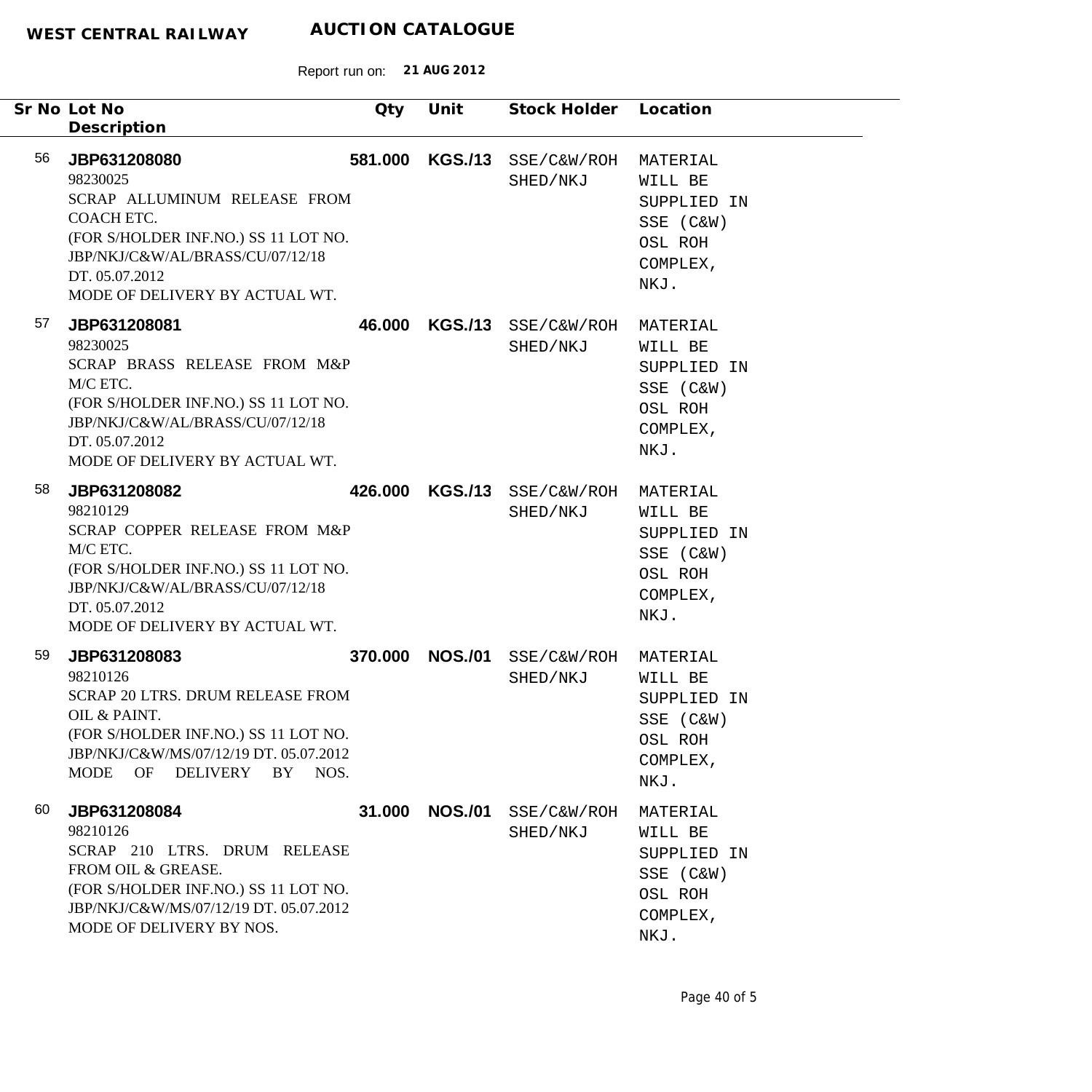**WEST CENTRAL RAILWAY** **AUCTION CATALOGUE**

Report run on: **21 AUG 2012**

| Sr No | Lot No / Description | Qty | Unit | Stock Holder | Location |
|---|---|---|---|---|---|
| 56 | **JBP631208080**<br>98230025<br>SCRAP ALUMINUM RELEASE FROM COACH ETC.<br>(FOR S/HOLDER INF.NO.) SS 11 LOT NO. JBP/NKJ/C&W/AL/BRASS/CU/07/12/18 DT. 05.07.2012<br>MODE OF DELIVERY BY ACTUAL WT. | **581.000** | **KGS./13** | SSE/C&W/ROH SHED/NKJ | MATERIAL WILL BE SUPPLIED IN SSE (C&W) OSL ROH COMPLEX, NKJ. |
| 57 | **JBP631208081**<br>98230025<br>SCRAP BRASS RELEASE FROM M&P M/C ETC.<br>(FOR S/HOLDER INF.NO.) SS 11 LOT NO. JBP/NKJ/C&W/AL/BRASS/CU/07/12/18 DT. 05.07.2012<br>MODE OF DELIVERY BY ACTUAL WT. | **46.000** | **KGS./13** | SSE/C&W/ROH SHED/NKJ | MATERIAL WILL BE SUPPLIED IN SSE (C&W) OSL ROH COMPLEX, NKJ. |
| 58 | **JBP631208082**<br>98210129<br>SCRAP COPPER RELEASE FROM M&P M/C ETC.<br>(FOR S/HOLDER INF.NO.) SS 11 LOT NO. JBP/NKJ/C&W/AL/BRASS/CU/07/12/18 DT. 05.07.2012<br>MODE OF DELIVERY BY ACTUAL WT. | **426.000** | **KGS./13** | SSE/C&W/ROH SHED/NKJ | MATERIAL WILL BE SUPPLIED IN SSE (C&W) OSL ROH COMPLEX, NKJ. |
| 59 | **JBP631208083**<br>98210126<br>SCRAP 20 LTRS. DRUM RELEASE FROM OIL & PAINT.<br>(FOR S/HOLDER INF.NO.) SS 11 LOT NO. JBP/NKJ/C&W/MS/07/12/19 DT. 05.07.2012<br>MODE OF DELIVERY BY NOS. | **370.000** | **NOS./01** | SSE/C&W/ROH SHED/NKJ | MATERIAL WILL BE SUPPLIED IN SSE (C&W) OSL ROH COMPLEX, NKJ. |
| 60 | **JBP631208084**<br>98210126<br>SCRAP 210 LTRS. DRUM RELEASE FROM OIL & GREASE.<br>(FOR S/HOLDER INF.NO.) SS 11 LOT NO. JBP/NKJ/C&W/MS/07/12/19 DT. 05.07.2012<br>MODE OF DELIVERY BY NOS. | **31.000** | **NOS./01** | SSE/C&W/ROH SHED/NKJ | MATERIAL WILL BE SUPPLIED IN SSE (C&W) OSL ROH COMPLEX, NKJ. |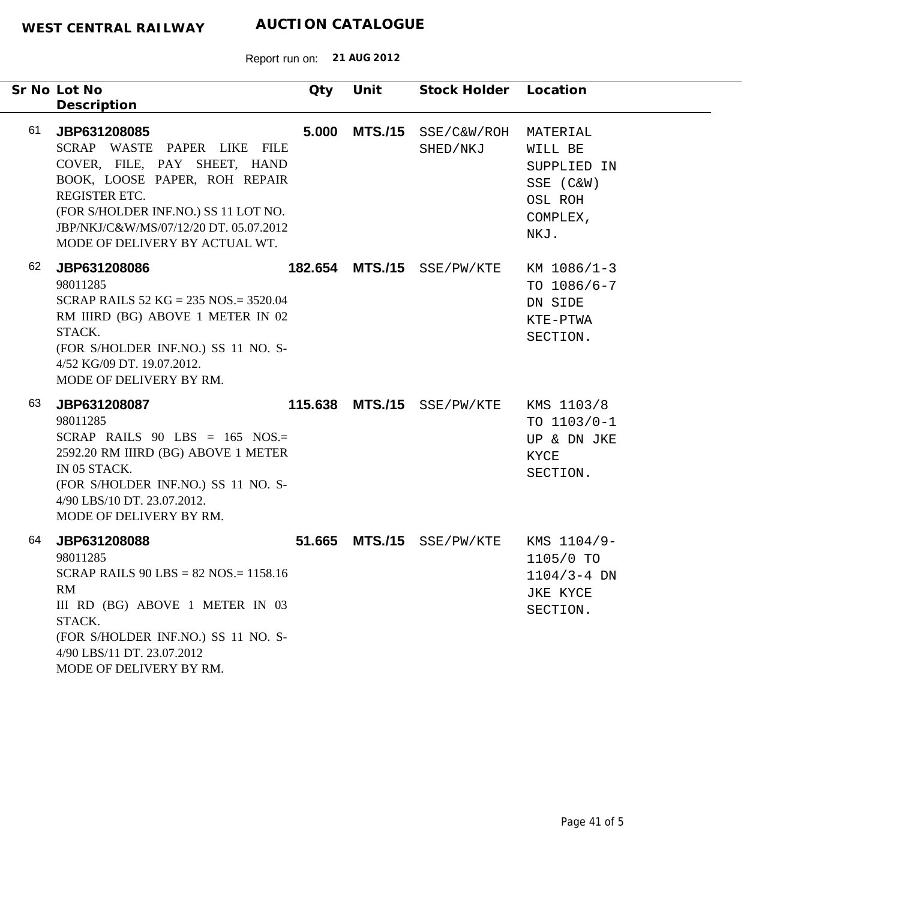**WEST CENTRAL RAILWAY** **AUCTION CATALOGUE**

Report run on: **21 AUG 2012**

| Sr No | Lot No / Description | Qty | Unit | Stock Holder | Location |
|---|---|---|---|---|---|
| 61 | **JBP631208085**<br>SCRAP WASTE PAPER LIKE FILE COVER, FILE, PAY SHEET, HAND BOOK, LOOSE PAPER, ROH REPAIR REGISTER ETC.<br>(FOR S/HOLDER INF.NO.) SS 11 LOT NO. JBP/NKJ/C&W/MS/07/12/20 DT. 05.07.2012<br>MODE OF DELIVERY BY ACTUAL WT. | **5.000** | **MTS./15** | SSE/C&W/ROH SHED/NKJ | MATERIAL WILL BE SUPPLIED IN SSE (C&W) OSL ROH COMPLEX, NKJ. |
| 62 | **JBP631208086**<br>98011285<br>SCRAP RAILS 52 KG = 235 NOS.= 3520.04 RM IIIRD (BG) ABOVE 1 METER IN 02 STACK.<br>(FOR S/HOLDER INF.NO.) SS 11 NO. S-4/52 KG/09 DT. 19.07.2012.<br>MODE OF DELIVERY BY RM. | **182.654** | **MTS./15** | SSE/PW/KTE | KM 1086/1-3 TO 1086/6-7 DN SIDE KTE-PTWA SECTION. |
| 63 | **JBP631208087**<br>98011285<br>SCRAP RAILS 90 LBS = 165 NOS.= 2592.20 RM IIIRD (BG) ABOVE 1 METER IN 05 STACK.<br>(FOR S/HOLDER INF.NO.) SS 11 NO. S-4/90 LBS/10 DT. 23.07.2012.<br>MODE OF DELIVERY BY RM. | **115.638** | **MTS./15** | SSE/PW/KTE | KMS 1103/8 TO 1103/0-1 UP & DN JKE KYCE SECTION. |
| 64 | **JBP631208088**<br>98011285<br>SCRAP RAILS 90 LBS = 82 NOS.= 1158.16 RM<br>III RD (BG) ABOVE 1 METER IN 03 STACK.<br>(FOR S/HOLDER INF.NO.) SS 11 NO. S-4/90 LBS/11 DT. 23.07.2012<br>MODE OF DELIVERY BY RM. | **51.665** | **MTS./15** | SSE/PW/KTE | KMS 1104/9-1105/0 TO 1104/3-4 DN JKE KYCE SECTION. |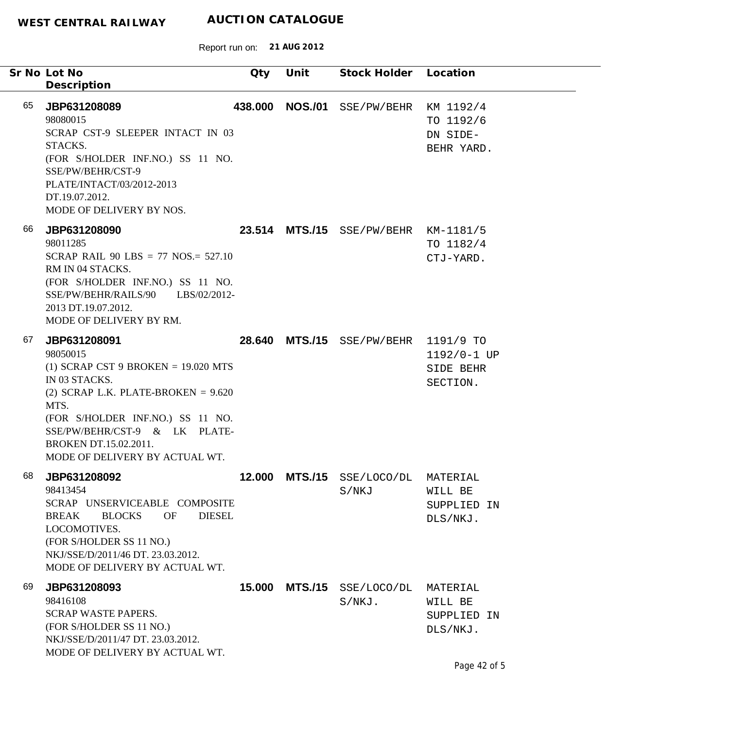**WEST CENTRAL RAILWAY** **AUCTION CATALOGUE**

Report run on: **21 AUG 2012**

| Sr No | Lot No / Description | Qty | Unit | Stock Holder | Location |
|---|---|---|---|---|---|
| 65 | **JBP631208089**<br>98080015<br>SCRAP CST-9 SLEEPER INTACT IN 03 STACKS.<br>(FOR S/HOLDER INF.NO.) SS 11 NO. SSE/PW/BEHR/CST-9 PLATE/INTACT/03/2012-2013 DT.19.07.2012.<br>MODE OF DELIVERY BY NOS. | **438.000** | **NOS./01** | SSE/PW/BEHR | KM 1192/4 TO 1192/6 DN SIDE- BEHR YARD. |
| 66 | **JBP631208090**<br>98011285<br>SCRAP RAIL 90 LBS = 77 NOS.= 527.10 RM IN 04 STACKS.<br>(FOR S/HOLDER INF.NO.) SS 11 NO. SSE/PW/BEHR/RAILS/90 LBS/02/2012-2013 DT.19.07.2012.<br>MODE OF DELIVERY BY RM. | **23.514** | **MTS./15** | SSE/PW/BEHR | KM-1181/5 TO 1182/4 CTJ-YARD. |
| 67 | **JBP631208091**<br>98050015<br>(1) SCRAP CST 9 BROKEN = 19.020 MTS IN 03 STACKS.<br>(2) SCRAP L.K. PLATE-BROKEN = 9.620 MTS.<br>(FOR S/HOLDER INF.NO.) SS 11 NO. SSE/PW/BEHR/CST-9 & LK PLATE-BROKEN DT.15.02.2011.<br>MODE OF DELIVERY BY ACTUAL WT. | **28.640** | **MTS./15** | SSE/PW/BEHR | 1191/9 TO 1192/0-1 UP SIDE BEHR SECTION. |
| 68 | **JBP631208092**<br>98413454<br>SCRAP UNSERVICEABLE COMPOSITE BREAK BLOCKS OF DIESEL LOCOMOTIVES.<br>(FOR S/HOLDER SS 11 NO.) NKJ/SSE/D/2011/46 DT. 23.03.2012.<br>MODE OF DELIVERY BY ACTUAL WT. | **12.000** | **MTS./15** | SSE/LOCO/DLS/NKJ | MATERIAL WILL BE SUPPLIED IN DLS/NKJ. |
| 69 | **JBP631208093**<br>98416108<br>SCRAP WASTE PAPERS.<br>(FOR S/HOLDER SS 11 NO.) NKJ/SSE/D/2011/47 DT. 23.03.2012.<br>MODE OF DELIVERY BY ACTUAL WT. | **15.000** | **MTS./15** | SSE/LOCO/DLS/NKJ. | MATERIAL WILL BE SUPPLIED IN DLS/NKJ. |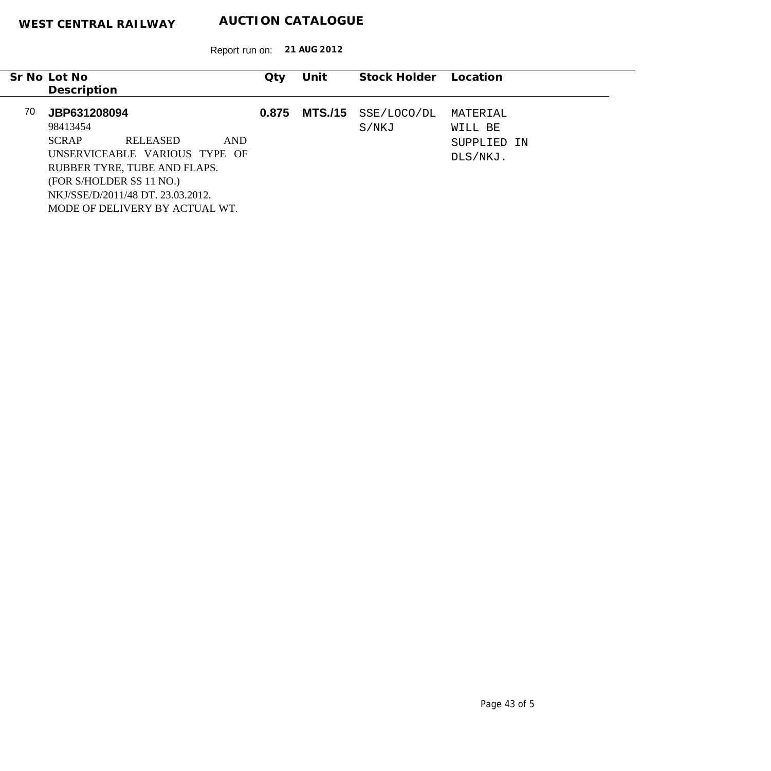**WEST CENTRAL RAILWAY** **AUCTION CATALOGUE**

Report run on: **21 AUG 2012**

| Sr No | Lot No / Description | Qty | Unit | Stock Holder | Location |
|---|---|---|---|---|---|
| 70 | **JBP631208094**<br>98413454<br>SCRAP RELEASED AND UNSERVICEABLE VARIOUS TYPE OF RUBBER TYRE, TUBE AND FLAPS.<br>(FOR S/HOLDER SS 11 NO.)<br>NKJ/SSE/D/2011/48 DT. 23.03.2012.<br>MODE OF DELIVERY BY ACTUAL WT. | **0.875** | **MTS./15** | SSE/LOCO/DLS/NKJ | MATERIAL WILL BE SUPPLIED IN DLS/NKJ. |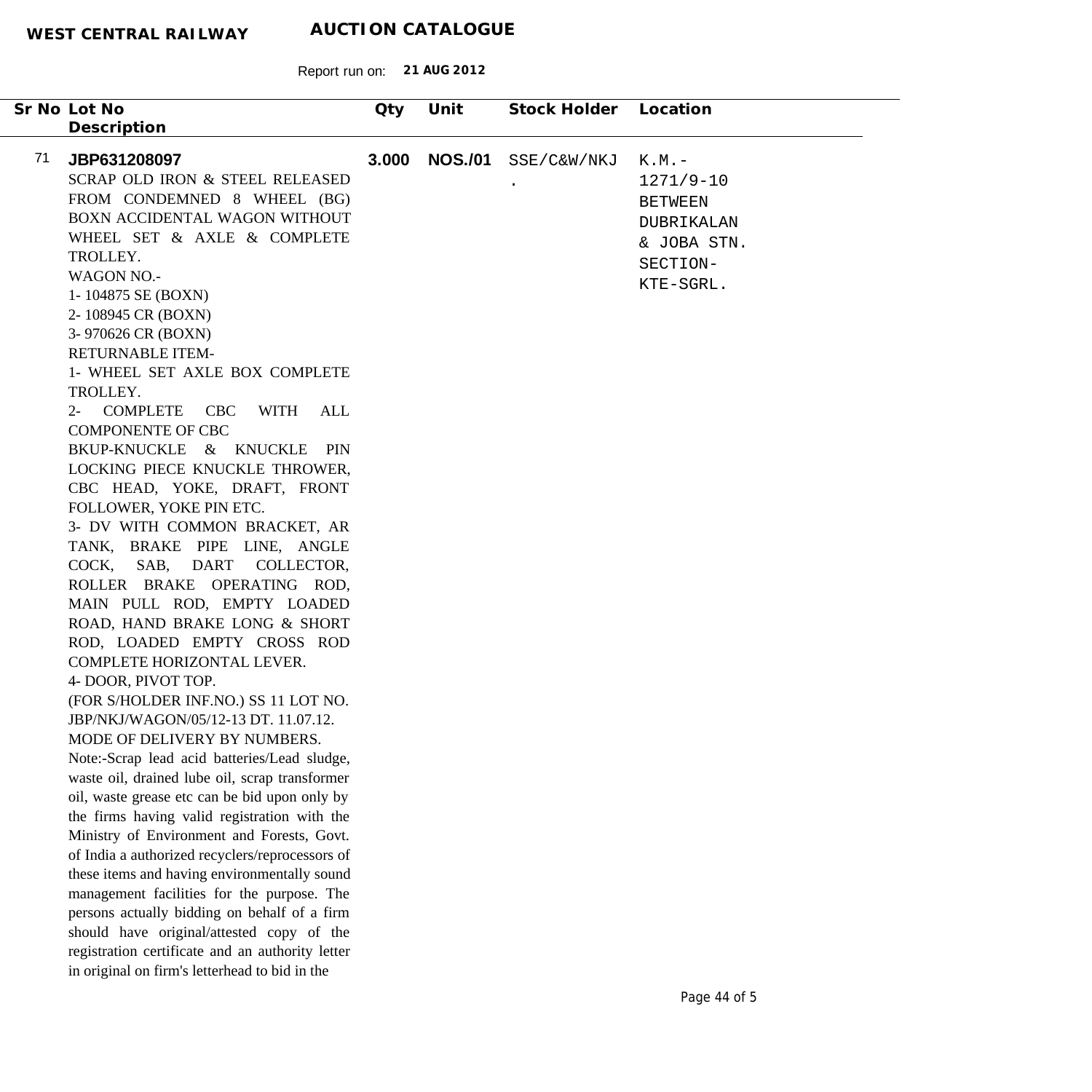**WEST CENTRAL RAILWAY** **AUCTION CATALOGUE**

Report run on: **21 AUG 2012**

| Sr No | Lot No / Description | Qty | Unit | Stock Holder | Location |
|---|---|---|---|---|---|
| 71 | **JBP631208097**<br>SCRAP OLD IRON & STEEL RELEASED FROM CONDEMNED 8 WHEEL (BG) BOXN ACCIDENTAL WAGON WITHOUT WHEEL SET & AXLE & COMPLETE TROLLEY.<br>WAGON NO.-<br>1- 104875 SE (BOXN)<br>2- 108945 CR (BOXN)<br>3- 970626 CR (BOXN)<br>RETURNABLE ITEM-<br>1- WHEEL SET AXLE BOX COMPLETE TROLLEY.<br>2- COMPLETE CBC WITH ALL COMPONENTE OF CBC<br>BKUP-KNUCKLE & KNUCKLE PIN LOCKING PIECE KNUCKLE THROWER, CBC HEAD, YOKE, DRAFT, FRONT FOLLOWER, YOKE PIN ETC.<br>3- DV WITH COMMON BRACKET, AR TANK, BRAKE PIPE LINE, ANGLE COCK, SAB, DART COLLECTOR, ROLLER BRAKE OPERATING ROD, MAIN PULL ROD, EMPTY LOADED ROAD, HAND BRAKE LONG & SHORT ROD, LOADED EMPTY CROSS ROD COMPLETE HORIZONTAL LEVER.<br>4- DOOR, PIVOT TOP.<br>(FOR S/HOLDER INF.NO.) SS 11 LOT NO. JBP/NKJ/WAGON/05/12-13 DT. 11.07.12.<br>MODE OF DELIVERY BY NUMBERS.<br>Note:-Scrap lead acid batteries/Lead sludge, waste oil, drained lube oil, scrap transformer oil, waste grease etc can be bid upon only by the firms having valid registration with the Ministry of Environment and Forests, Govt. of India a authorized recyclers/reprocessors of these items and having environmentally sound management facilities for the purpose. The persons actually bidding on behalf of a firm should have original/attested copy of the registration certificate and an authority letter in original on firm's letterhead to bid in the | **3.000** | **NOS./01** | SSE/C&W/NKJ . | K.M.- 1271/9-10 BETWEEN DUBRIKALAN & JOBA STN. SECTION- KTE-SGRL. |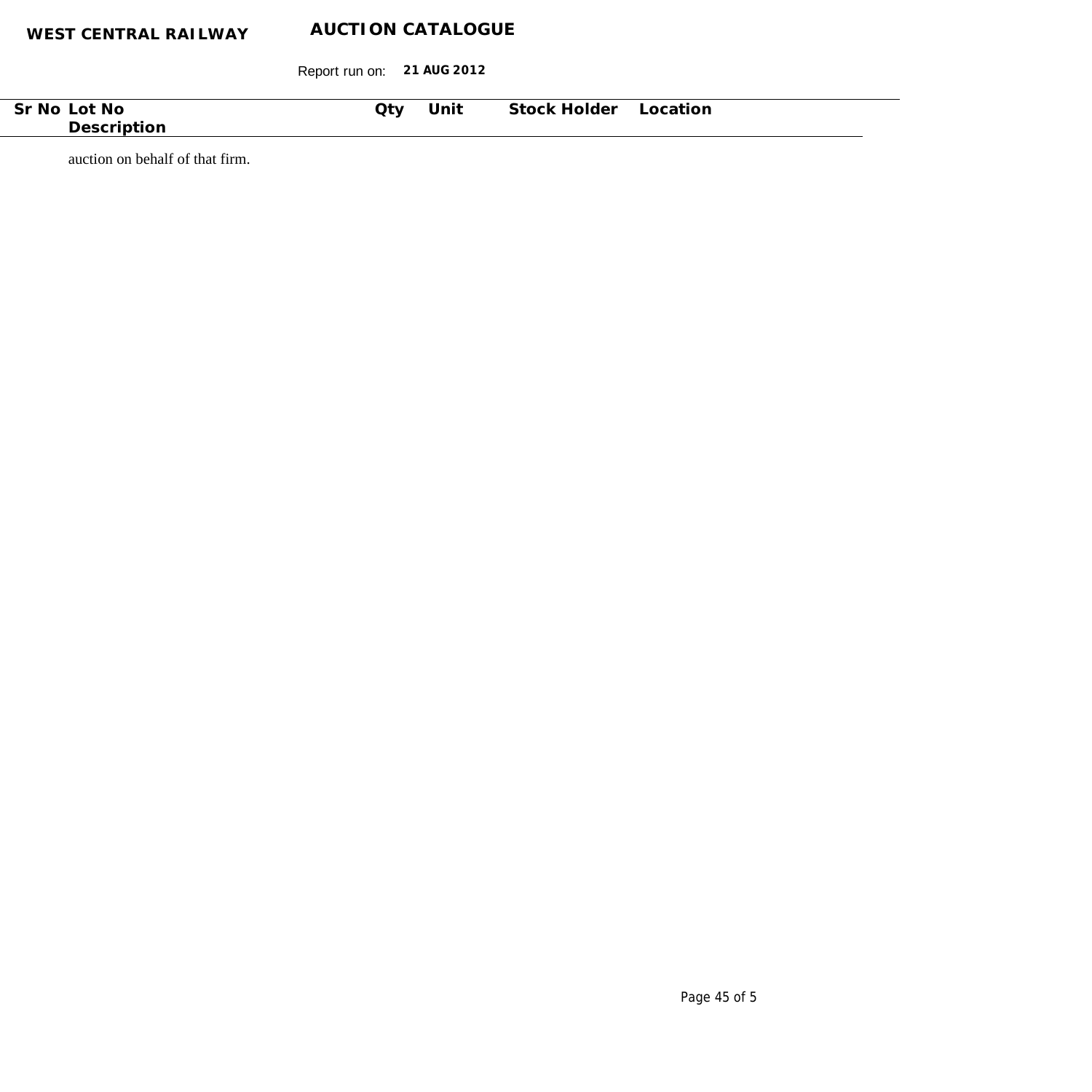| Sr No | Lot No<br>Description | Qty | Unit | Stock Holder | Location |
|---|---|---|---|---|---|
| | auction on behalf of that firm. | | | | |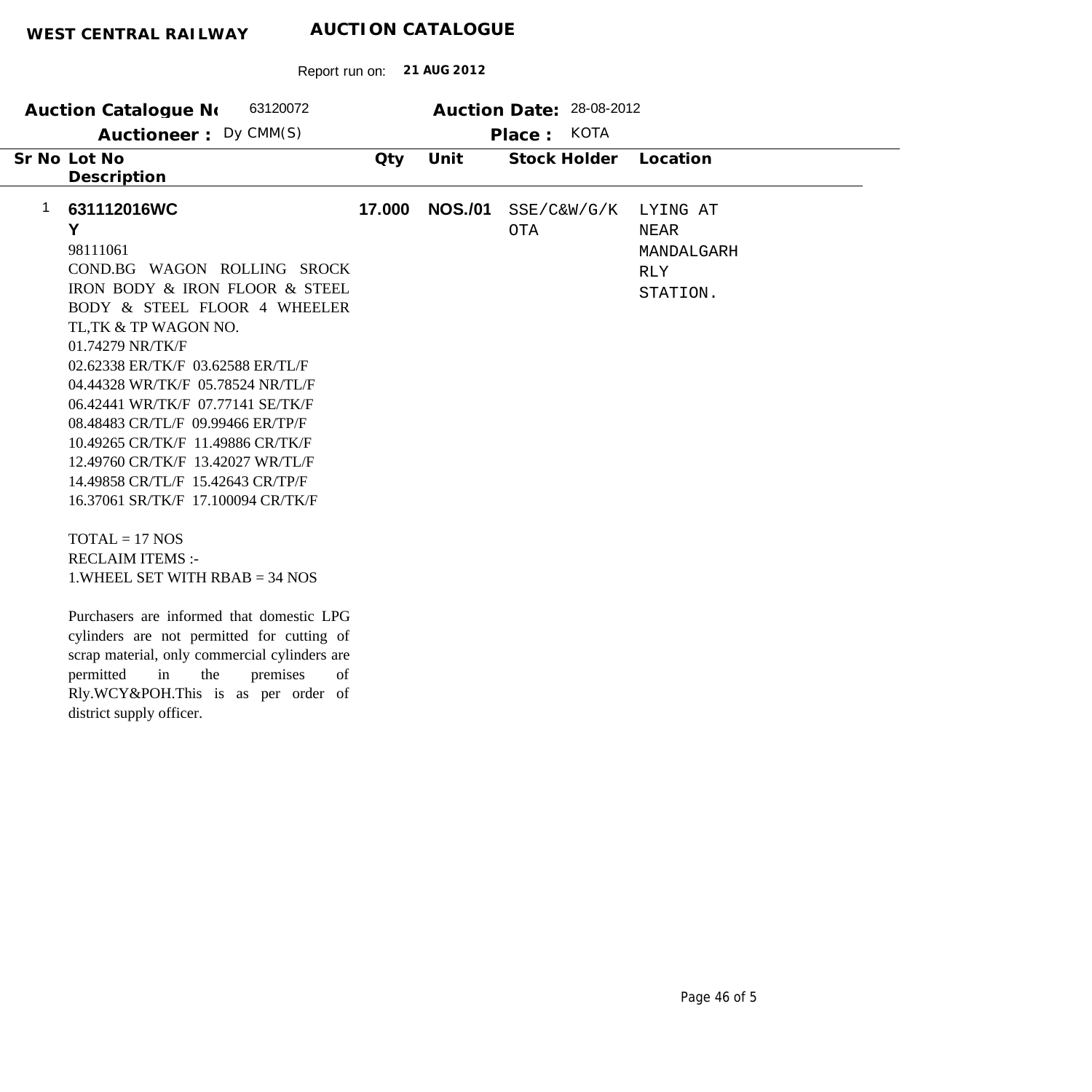**WEST CENTRAL RAILWAY** **AUCTION CATALOGUE**

Report run on: **21 AUG 2012**

**Auction Catalogue No** 63120072 **Auction Date:** 28-08-2012

**Auctioneer :** Dy CMM(S) **Place :** KOTA

| Sr No | Lot No / Description | Qty | Unit | Stock Holder | Location |
|---|---|---|---|---|---|
| 1 | **631112016WCY**<br>98111061<br>COND.BG WAGON ROLLING SROCK IRON BODY & IRON FLOOR & STEEL BODY & STEEL FLOOR 4 WHEELER TL,TK & TP WAGON NO.<br>01.74279 NR/TK/F<br>02.62338 ER/TK/F 03.62588 ER/TL/F<br>04.44328 WR/TK/F 05.78524 NR/TL/F<br>06.42441 WR/TK/F 07.77141 SE/TK/F<br>08.48483 CR/TL/F 09.99466 ER/TP/F<br>10.49265 CR/TK/F 11.49886 CR/TK/F<br>12.49760 CR/TK/F 13.42027 WR/TL/F<br>14.49858 CR/TL/F 15.42643 CR/TP/F<br>16.37061 SR/TK/F 17.100094 CR/TK/F<br><br>TOTAL = 17 NOS<br>RECLAIM ITEMS :-<br>1.WHEEL SET WITH RBAB = 34 NOS<br><br>Purchasers are informed that domestic LPG cylinders are not permitted for cutting of scrap material, only commercial cylinders are permitted in the premises of Rly.WCY&POH.This is as per order of district supply officer. | **17.000** | **NOS./01** | SSE/C&W/G/KOTA | LYING AT NEAR MANDALGARH RLY STATION. |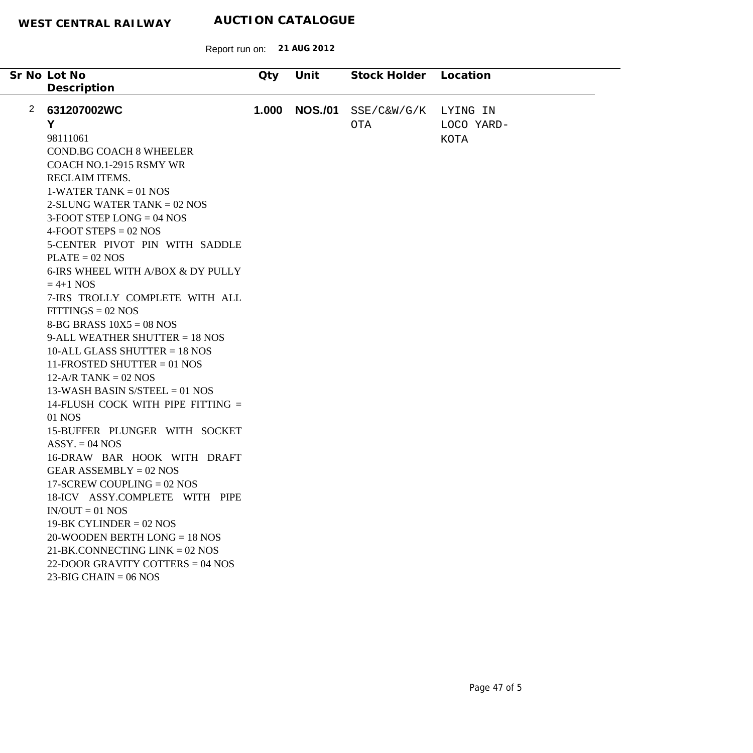**WEST CENTRAL RAILWAY** **AUCTION CATALOGUE**

Report run on: **21 AUG 2012**

| Sr No | Lot No<br>Description | Qty | Unit | Stock Holder | Location |
|---|---|---|---|---|---|
| 2 | **631207002WCY**<br>98111061<br>COND.BG COACH 8 WHEELER COACH NO.1-2915 RSMY WR RECLAIM ITEMS.<br>1-WATER TANK = 01 NOS<br>2-SLUNG WATER TANK = 02 NOS<br>3-FOOT STEP LONG = 04 NOS<br>4-FOOT STEPS = 02 NOS<br>5-CENTER PIVOT PIN WITH SADDLE PLATE = 02 NOS<br>6-IRS WHEEL WITH A/BOX & DY PULLY = 4+1 NOS<br>7-IRS TROLLY COMPLETE WITH ALL FITTINGS = 02 NOS<br>8-BG BRASS 10X5 = 08 NOS<br>9-ALL WEATHER SHUTTER = 18 NOS<br>10-ALL GLASS SHUTTER = 18 NOS<br>11-FROSTED SHUTTER = 01 NOS<br>12-A/R TANK = 02 NOS<br>13-WASH BASIN S/STEEL = 01 NOS<br>14-FLUSH COCK WITH PIPE FITTING = 01 NOS<br>15-BUFFER PLUNGER WITH SOCKET ASSY. = 04 NOS<br>16-DRAW BAR HOOK WITH DRAFT GEAR ASSEMBLY = 02 NOS<br>17-SCREW COUPLING = 02 NOS<br>18-ICV ASSY.COMPLETE WITH PIPE IN/OUT = 01 NOS<br>19-BK CYLINDER = 02 NOS<br>20-WOODEN BERTH LONG = 18 NOS<br>21-BK.CONNECTING LINK = 02 NOS<br>22-DOOR GRAVITY COTTERS = 04 NOS<br>23-BIG CHAIN = 06 NOS | **1.000** | **NOS./01** | SSE/C&W/G/KOTA | LYING IN LOCO YARD-KOTA |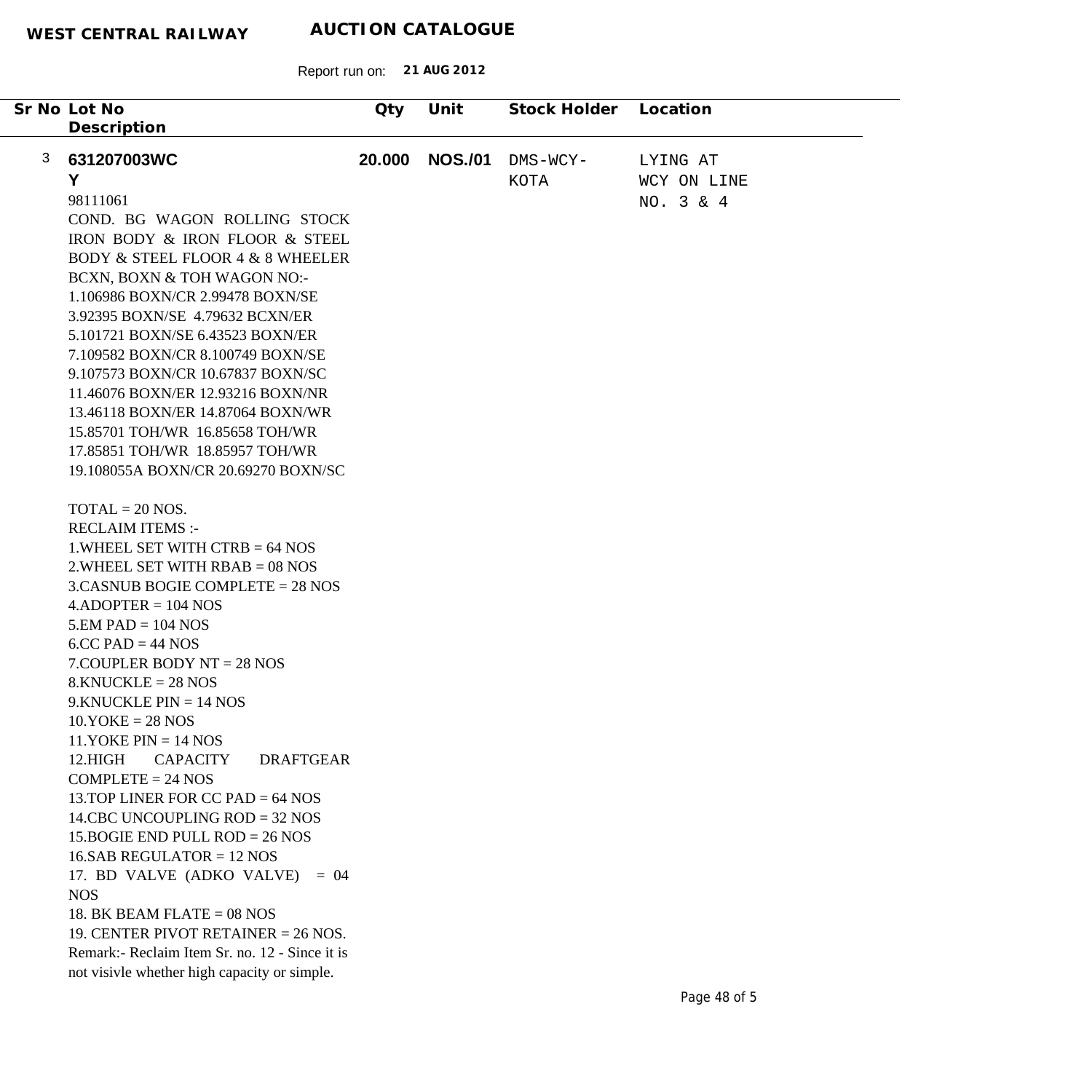**WEST CENTRAL RAILWAY** **AUCTION CATALOGUE**

Report run on: **21 AUG 2012**

| Sr No | Lot No / Description | Qty | Unit | Stock Holder | Location |
|---|---|---|---|---|---|
| 3 | **631207003WCY**<br>98111061<br>COND. BG WAGON ROLLING STOCK IRON BODY & IRON FLOOR & STEEL BODY & STEEL FLOOR 4 & 8 WHEELER BCXN, BOXN & TOH WAGON NO:-<br>1.106986 BOXN/CR 2.99478 BOXN/SE<br>3.92395 BOXN/SE 4.79632 BCXN/ER<br>5.101721 BOXN/SE 6.43523 BOXN/ER<br>7.109582 BOXN/CR 8.100749 BOXN/SE<br>9.107573 BOXN/CR 10.67837 BOXN/SC<br>11.46076 BOXN/ER 12.93216 BOXN/NR<br>13.46118 BOXN/ER 14.87064 BOXN/WR<br>15.85701 TOH/WR 16.85658 TOH/WR<br>17.85851 TOH/WR 18.85957 TOH/WR<br>19.108055A BOXN/CR 20.69270 BOXN/SC<br><br>TOTAL = 20 NOS.<br>RECLAIM ITEMS :-<br>1.WHEEL SET WITH CTRB = 64 NOS<br>2.WHEEL SET WITH RBAB = 08 NOS<br>3.CASNUB BOGIE COMPLETE = 28 NOS<br>4.ADOPTER = 104 NOS<br>5.EM PAD = 104 NOS<br>6.CC PAD = 44 NOS<br>7.COUPLER BODY NT = 28 NOS<br>8.KNUCKLE = 28 NOS<br>9.KNUCKLE PIN = 14 NOS<br>10.YOKE = 28 NOS<br>11.YOKE PIN = 14 NOS<br>12.HIGH CAPACITY DRAFTGEAR COMPLETE = 24 NOS<br>13.TOP LINER FOR CC PAD = 64 NOS<br>14.CBC UNCOUPLING ROD = 32 NOS<br>15.BOGIE END PULL ROD = 26 NOS<br>16.SAB REGULATOR = 12 NOS<br>17. BD VALVE (ADKO VALVE) = 04 NOS<br>18. BK BEAM FLATE = 08 NOS<br>19. CENTER PIVOT RETAINER = 26 NOS.<br>Remark:- Reclaim Item Sr. no. 12 - Since it is not visivle whether high capacity or simple. | **20.000** | **NOS./01** | DMS-WCY-KOTA | LYING AT WCY ON LINE NO. 3 & 4 |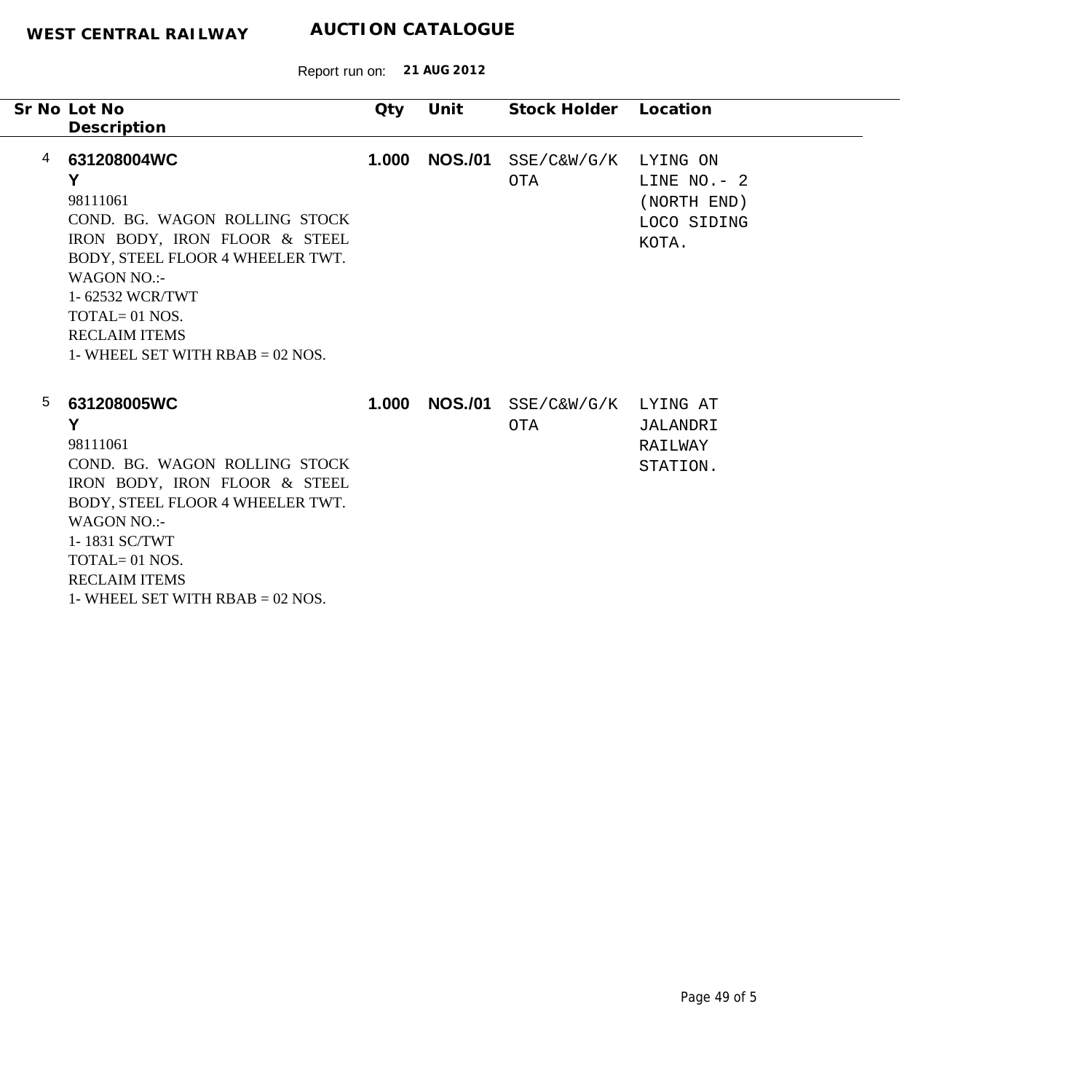**WEST CENTRAL RAILWAY** **AUCTION CATALOGUE**

Report run on: **21 AUG 2012**

| Sr No | Lot No / Description | Qty | Unit | Stock Holder | Location |
|---|---|---|---|---|---|
| 4 | **631208004WCY**<br>98111061<br>COND. BG. WAGON ROLLING STOCK IRON BODY, IRON FLOOR & STEEL BODY, STEEL FLOOR 4 WHEELER TWT.<br>WAGON NO.:-<br>1- 62532 WCR/TWT<br>TOTAL= 01 NOS.<br>RECLAIM ITEMS<br>1- WHEEL SET WITH RBAB = 02 NOS. | **1.000** | **NOS./01** | SSE/C&W/G/KOTA | LYING ON LINE NO.- 2 (NORTH END) LOCO SIDING KOTA. |
| 5 | **631208005WCY**<br>98111061<br>COND. BG. WAGON ROLLING STOCK IRON BODY, IRON FLOOR & STEEL BODY, STEEL FLOOR 4 WHEELER TWT.<br>WAGON NO.:-<br>1- 1831 SC/TWT<br>TOTAL= 01 NOS.<br>RECLAIM ITEMS<br>1- WHEEL SET WITH RBAB = 02 NOS. | **1.000** | **NOS./01** | SSE/C&W/G/KOTA | LYING AT JALANDRI RAILWAY STATION. |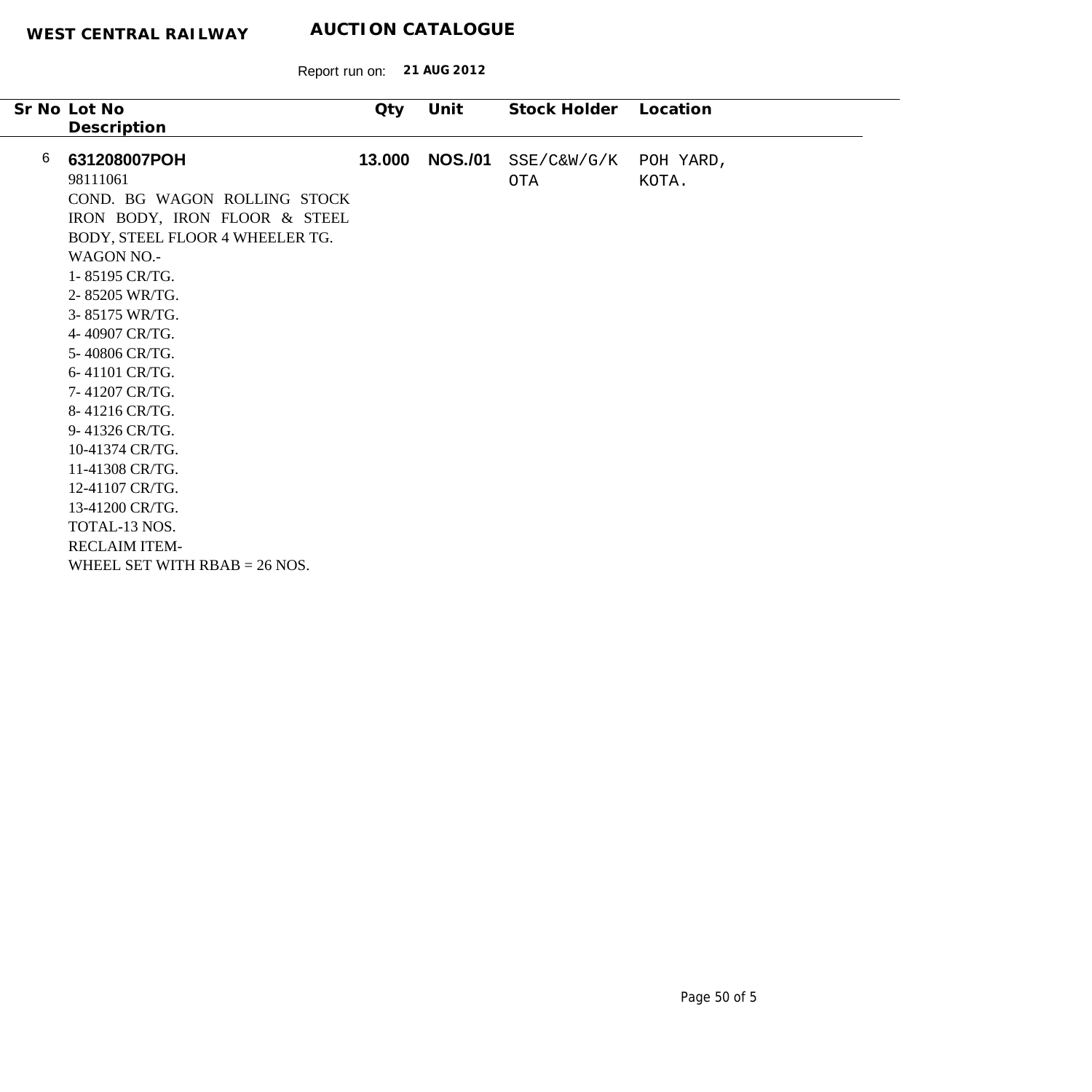**WEST CENTRAL RAILWAY** **AUCTION CATALOGUE**

Report run on: **21 AUG 2012**

| Sr No | Lot No / Description | Qty | Unit | Stock Holder | Location |
|---|---|---|---|---|---|
| 6 | **631208007POH**<br>98111061<br>COND. BG WAGON ROLLING STOCK IRON BODY, IRON FLOOR & STEEL BODY, STEEL FLOOR 4 WHEELER TG.<br>WAGON NO.-<br>1- 85195 CR/TG.<br>2- 85205 WR/TG.<br>3- 85175 WR/TG.<br>4- 40907 CR/TG.<br>5- 40806 CR/TG.<br>6- 41101 CR/TG.<br>7- 41207 CR/TG.<br>8- 41216 CR/TG.<br>9- 41326 CR/TG.<br>10-41374 CR/TG.<br>11-41308 CR/TG.<br>12-41107 CR/TG.<br>13-41200 CR/TG.<br>TOTAL-13 NOS.<br>RECLAIM ITEM-<br>WHEEL SET WITH RBAB = 26 NOS. | **13.000** | **NOS./01** | SSE/C&W/G/KOTA | POH YARD, KOTA. |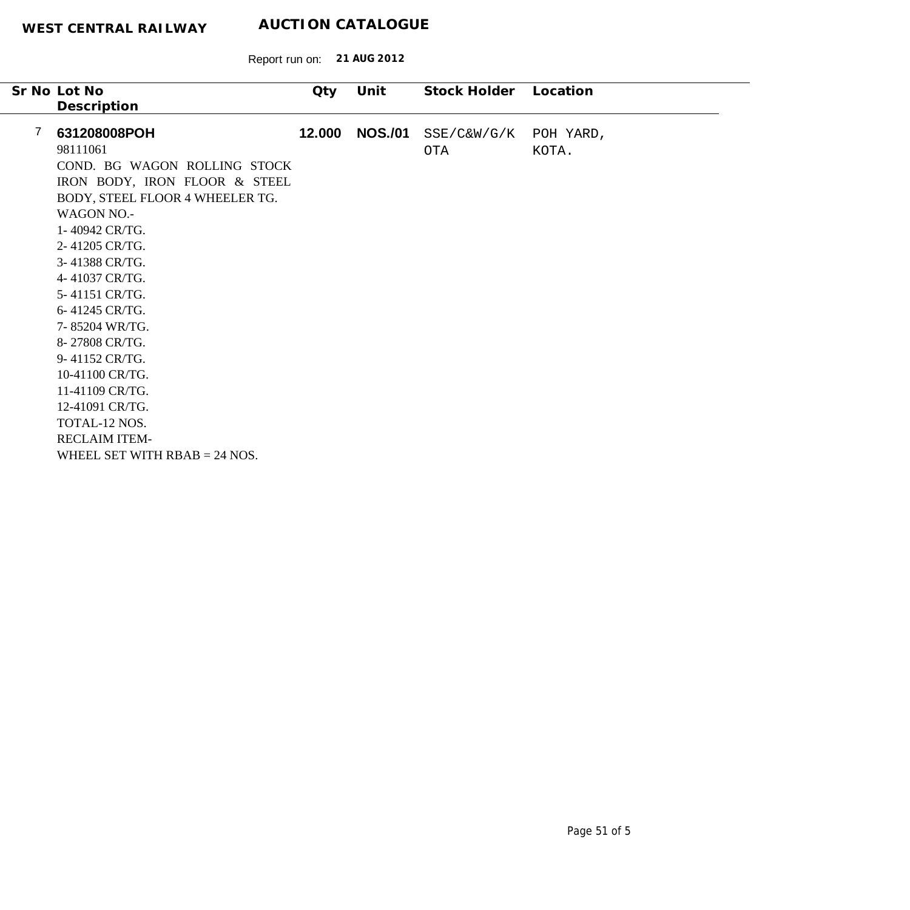**WEST CENTRAL RAILWAY** **AUCTION CATALOGUE**

Report run on: **21 AUG 2012**

| Sr No | Lot No / Description | Qty | Unit | Stock Holder | Location |
|---|---|---|---|---|---|
| 7 | **631208008POH**<br>98111061<br>COND. BG WAGON ROLLING STOCK IRON BODY, IRON FLOOR & STEEL BODY, STEEL FLOOR 4 WHEELER TG.<br>WAGON NO.-<br>1- 40942 CR/TG.<br>2- 41205 CR/TG.<br>3- 41388 CR/TG.<br>4- 41037 CR/TG.<br>5- 41151 CR/TG.<br>6- 41245 CR/TG.<br>7- 85204 WR/TG.<br>8- 27808 CR/TG.<br>9- 41152 CR/TG.<br>10-41100 CR/TG.<br>11-41109 CR/TG.<br>12-41091 CR/TG.<br>TOTAL-12 NOS.<br>RECLAIM ITEM-<br>WHEEL SET WITH RBAB = 24 NOS. | **12.000** | **NOS./01** | SSE/C&W/G/KOTA | POH YARD, KOTA. |